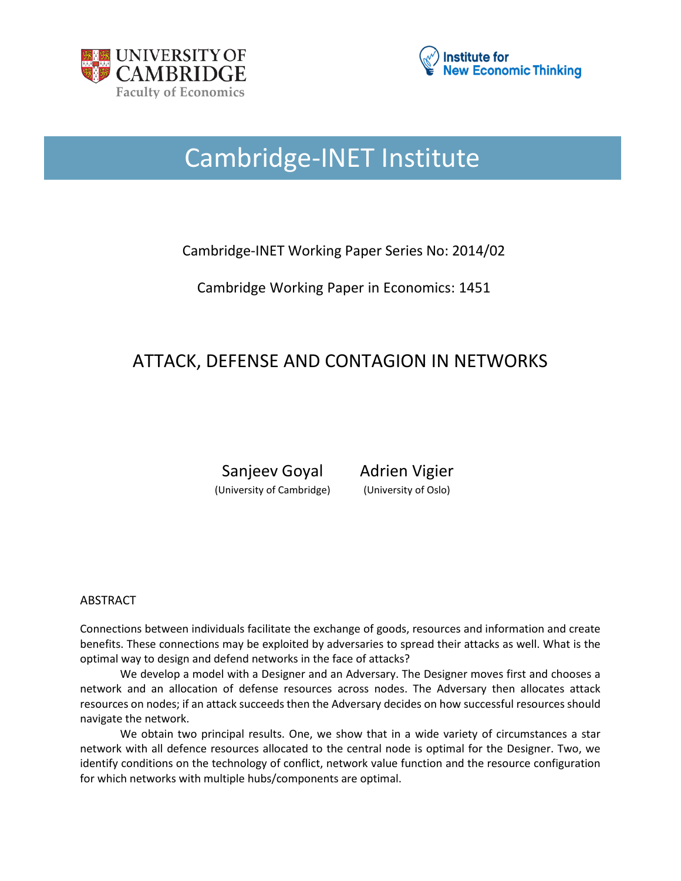UNIVERSITY OF CAMBRIDGE
Faculty of Economics

Institute for New Economic Thinking

# Cambridge-INET Institute

Cambridge-INET Working Paper Series No: 2014/02

Cambridge Working Paper in Economics: 1451

## ATTACK, DEFENSE AND CONTAGION IN NETWORKS

Sanjeev Goyal (University of Cambridge)

Adrien Vigier (University of Oslo)

ABSTRACT

Connections between individuals facilitate the exchange of goods, resources and information and create benefits. These connections may be exploited by adversaries to spread their attacks as well. What is the optimal way to design and defend networks in the face of attacks?

We develop a model with a Designer and an Adversary. The Designer moves first and chooses a network and an allocation of defense resources across nodes. The Adversary then allocates attack resources on nodes; if an attack succeeds then the Adversary decides on how successful resources should navigate the network.

We obtain two principal results. One, we show that in a wide variety of circumstances a star network with all defence resources allocated to the central node is optimal for the Designer. Two, we identify conditions on the technology of conflict, network value function and the resource configuration for which networks with multiple hubs/components are optimal.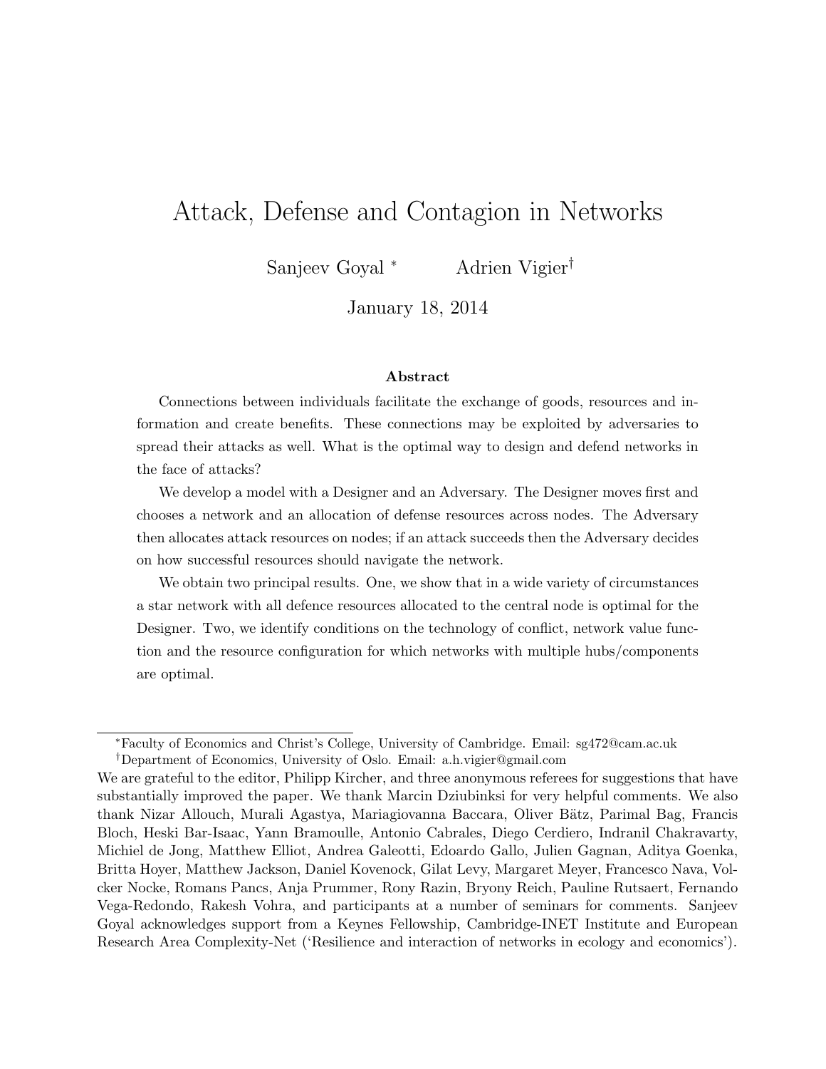# Attack, Defense and Contagion in Networks

Sanjeev Goyal [*] Adrien Vigier[†]

January 18, 2014

### Abstract

Connections between individuals facilitate the exchange of goods, resources and information and create benefits. These connections may be exploited by adversaries to spread their attacks as well. What is the optimal way to design and defend networks in the face of attacks?

We develop a model with a Designer and an Adversary. The Designer moves first and chooses a network and an allocation of defense resources across nodes. The Adversary then allocates attack resources on nodes; if an attack succeeds then the Adversary decides on how successful resources should navigate the network.

We obtain two principal results. One, we show that in a wide variety of circumstances a star network with all defence resources allocated to the central node is optimal for the Designer. Two, we identify conditions on the technology of conflict, network value function and the resource configuration for which networks with multiple hubs/components are optimal.

---

[*] Faculty of Economics and Christ's College, University of Cambridge. Email: sg472@cam.ac.uk

[†] Department of Economics, University of Oslo. Email: a.h.vigier@gmail.com

We are grateful to the editor, Philipp Kircher, and three anonymous referees for suggestions that have substantially improved the paper. We thank Marcin Dziubinksi for very helpful comments. We also thank Nizar Allouch, Murali Agastya, Mariagiovanna Baccara, Oliver Bätz, Parimal Bag, Francis Bloch, Heski Bar-Isaac, Yann Bramoulle, Antonio Cabrales, Diego Cerdiero, Indranil Chakravarty, Michiel de Jong, Matthew Elliot, Andrea Galeotti, Edoardo Gallo, Julien Gagnan, Aditya Goenka, Britta Hoyer, Matthew Jackson, Daniel Kovenock, Gilat Levy, Margaret Meyer, Francesco Nava, Volcker Nocke, Romans Pancs, Anja Prummer, Rony Razin, Bryony Reich, Pauline Rutsaert, Fernando Vega-Redondo, Rakesh Vohra, and participants at a number of seminars for comments. Sanjeev Goyal acknowledges support from a Keynes Fellowship, Cambridge-INET Institute and European Research Area Complexity-Net ('Resilience and interaction of networks in ecology and economics').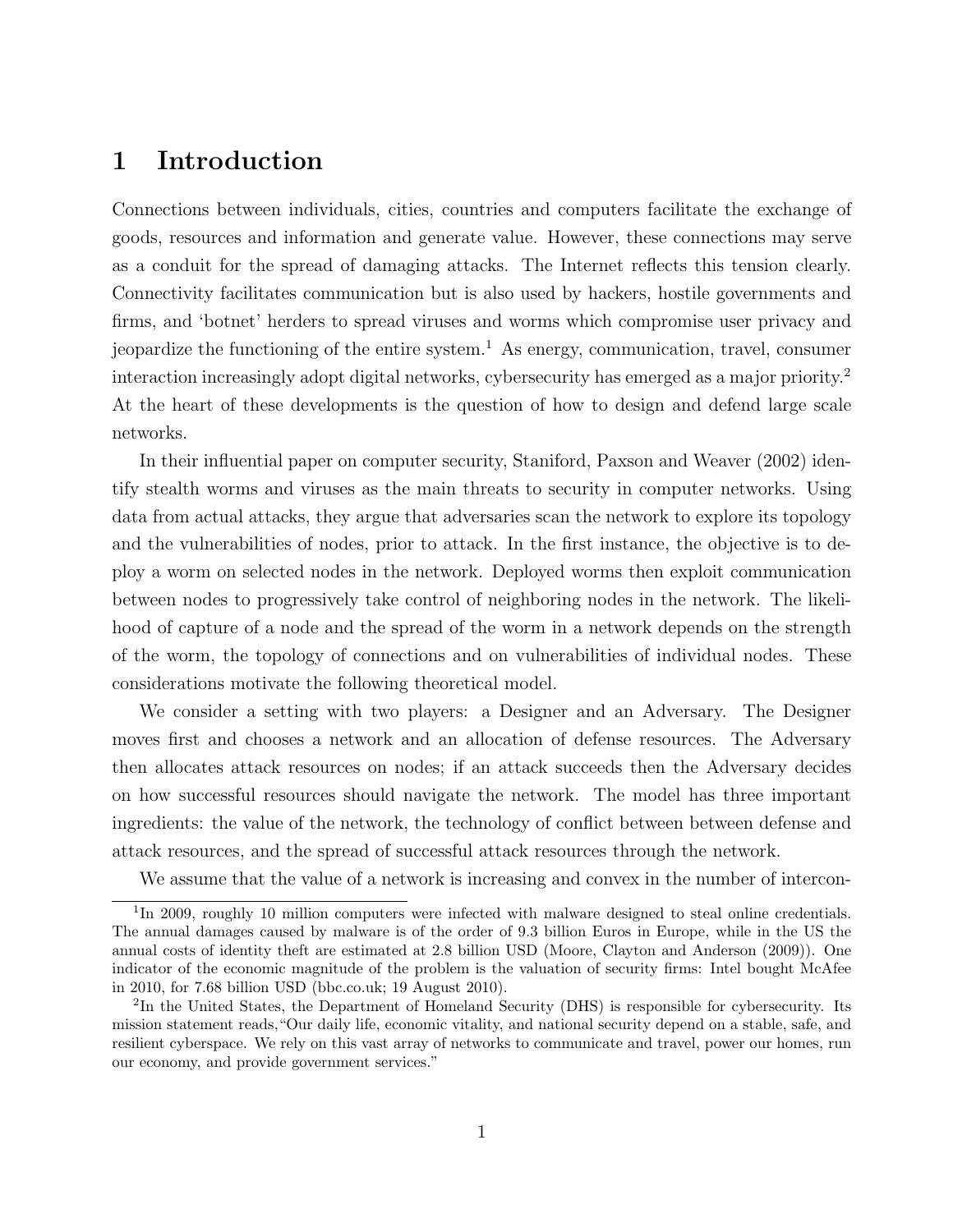# 1 Introduction

Connections between individuals, cities, countries and computers facilitate the exchange of goods, resources and information and generate value. However, these connections may serve as a conduit for the spread of damaging attacks. The Internet reflects this tension clearly. Connectivity facilitates communication but is also used by hackers, hostile governments and firms, and 'botnet' herders to spread viruses and worms which compromise user privacy and jeopardize the functioning of the entire system.[1] As energy, communication, travel, consumer interaction increasingly adopt digital networks, cybersecurity has emerged as a major priority.[2] At the heart of these developments is the question of how to design and defend large scale networks.

In their influential paper on computer security, Staniford, Paxson and Weaver (2002) identify stealth worms and viruses as the main threats to security in computer networks. Using data from actual attacks, they argue that adversaries scan the network to explore its topology and the vulnerabilities of nodes, prior to attack. In the first instance, the objective is to deploy a worm on selected nodes in the network. Deployed worms then exploit communication between nodes to progressively take control of neighboring nodes in the network. The likelihood of capture of a node and the spread of the worm in a network depends on the strength of the worm, the topology of connections and on vulnerabilities of individual nodes. These considerations motivate the following theoretical model.

We consider a setting with two players: a Designer and an Adversary. The Designer moves first and chooses a network and an allocation of defense resources. The Adversary then allocates attack resources on nodes; if an attack succeeds then the Adversary decides on how successful resources should navigate the network. The model has three important ingredients: the value of the network, the technology of conflict between between defense and attack resources, and the spread of successful attack resources through the network.

We assume that the value of a network is increasing and convex in the number of intercon-

[1] In 2009, roughly 10 million computers were infected with malware designed to steal online credentials. The annual damages caused by malware is of the order of 9.3 billion Euros in Europe, while in the US the annual costs of identity theft are estimated at 2.8 billion USD (Moore, Clayton and Anderson (2009)). One indicator of the economic magnitude of the problem is the valuation of security firms: Intel bought McAfee in 2010, for 7.68 billion USD (bbc.co.uk; 19 August 2010).

[2] In the United States, the Department of Homeland Security (DHS) is responsible for cybersecurity. Its mission statement reads, "Our daily life, economic vitality, and national security depend on a stable, safe, and resilient cyberspace. We rely on this vast array of networks to communicate and travel, power our homes, run our economy, and provide government services."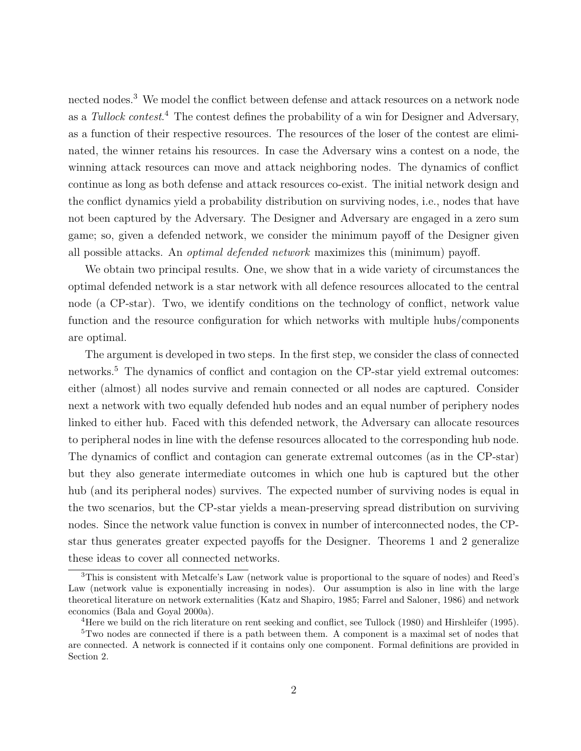nected nodes.[3] We model the conflict between defense and attack resources on a network node as a *Tullock contest*.[4] The contest defines the probability of a win for Designer and Adversary, as a function of their respective resources. The resources of the loser of the contest are eliminated, the winner retains his resources. In case the Adversary wins a contest on a node, the winning attack resources can move and attack neighboring nodes. The dynamics of conflict continue as long as both defense and attack resources co-exist. The initial network design and the conflict dynamics yield a probability distribution on surviving nodes, i.e., nodes that have not been captured by the Adversary. The Designer and Adversary are engaged in a zero sum game; so, given a defended network, we consider the minimum payoff of the Designer given all possible attacks. An *optimal defended network* maximizes this (minimum) payoff.

We obtain two principal results. One, we show that in a wide variety of circumstances the optimal defended network is a star network with all defence resources allocated to the central node (a CP-star). Two, we identify conditions on the technology of conflict, network value function and the resource configuration for which networks with multiple hubs/components are optimal.

The argument is developed in two steps. In the first step, we consider the class of connected networks.[5] The dynamics of conflict and contagion on the CP-star yield extremal outcomes: either (almost) all nodes survive and remain connected or all nodes are captured. Consider next a network with two equally defended hub nodes and an equal number of periphery nodes linked to either hub. Faced with this defended network, the Adversary can allocate resources to peripheral nodes in line with the defense resources allocated to the corresponding hub node. The dynamics of conflict and contagion can generate extremal outcomes (as in the CP-star) but they also generate intermediate outcomes in which one hub is captured but the other hub (and its peripheral nodes) survives. The expected number of surviving nodes is equal in the two scenarios, but the CP-star yields a mean-preserving spread distribution on surviving nodes. Since the network value function is convex in number of interconnected nodes, the CP-star thus generates greater expected payoffs for the Designer. Theorems 1 and 2 generalize these ideas to cover all connected networks.

---

[3] This is consistent with Metcalfe's Law (network value is proportional to the square of nodes) and Reed's Law (network value is exponentially increasing in nodes). Our assumption is also in line with the large theoretical literature on network externalities (Katz and Shapiro, 1985; Farrel and Saloner, 1986) and network economics (Bala and Goyal 2000a).

[4] Here we build on the rich literature on rent seeking and conflict, see Tullock (1980) and Hirshleifer (1995).

[5] Two nodes are connected if there is a path between them. A component is a maximal set of nodes that are connected. A network is connected if it contains only one component. Formal definitions are provided in Section 2.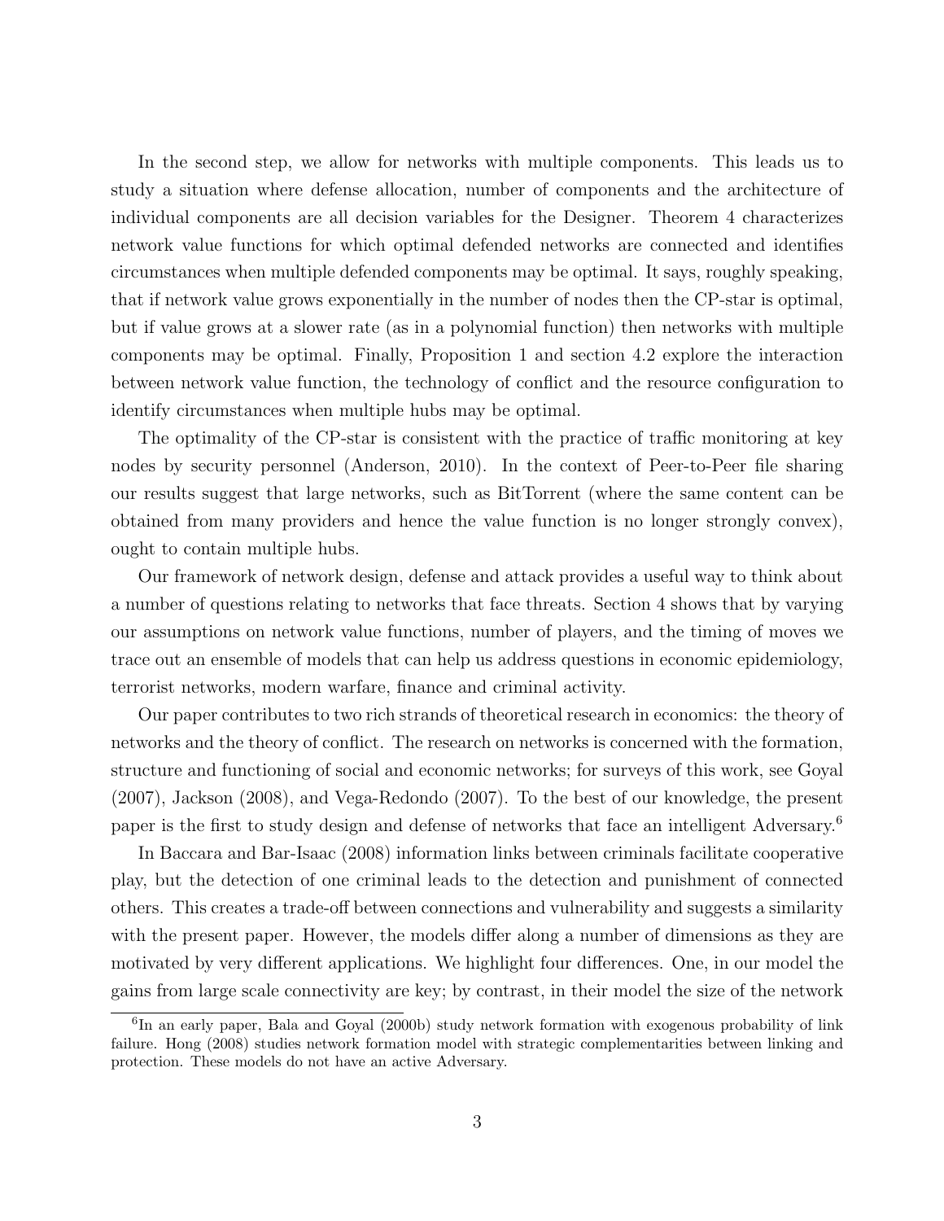In the second step, we allow for networks with multiple components. This leads us to study a situation where defense allocation, number of components and the architecture of individual components are all decision variables for the Designer. Theorem 4 characterizes network value functions for which optimal defended networks are connected and identifies circumstances when multiple defended components may be optimal. It says, roughly speaking, that if network value grows exponentially in the number of nodes then the CP-star is optimal, but if value grows at a slower rate (as in a polynomial function) then networks with multiple components may be optimal. Finally, Proposition 1 and section 4.2 explore the interaction between network value function, the technology of conflict and the resource configuration to identify circumstances when multiple hubs may be optimal.

The optimality of the CP-star is consistent with the practice of traffic monitoring at key nodes by security personnel (Anderson, 2010). In the context of Peer-to-Peer file sharing our results suggest that large networks, such as BitTorrent (where the same content can be obtained from many providers and hence the value function is no longer strongly convex), ought to contain multiple hubs.

Our framework of network design, defense and attack provides a useful way to think about a number of questions relating to networks that face threats. Section 4 shows that by varying our assumptions on network value functions, number of players, and the timing of moves we trace out an ensemble of models that can help us address questions in economic epidemiology, terrorist networks, modern warfare, finance and criminal activity.

Our paper contributes to two rich strands of theoretical research in economics: the theory of networks and the theory of conflict. The research on networks is concerned with the formation, structure and functioning of social and economic networks; for surveys of this work, see Goyal (2007), Jackson (2008), and Vega-Redondo (2007). To the best of our knowledge, the present paper is the first to study design and defense of networks that face an intelligent Adversary.[6]

In Baccara and Bar-Isaac (2008) information links between criminals facilitate cooperative play, but the detection of one criminal leads to the detection and punishment of connected others. This creates a trade-off between connections and vulnerability and suggests a similarity with the present paper. However, the models differ along a number of dimensions as they are motivated by very different applications. We highlight four differences. One, in our model the gains from large scale connectivity are key; by contrast, in their model the size of the network

[6] In an early paper, Bala and Goyal (2000b) study network formation with exogenous probability of link failure. Hong (2008) studies network formation model with strategic complementarities between linking and protection. These models do not have an active Adversary.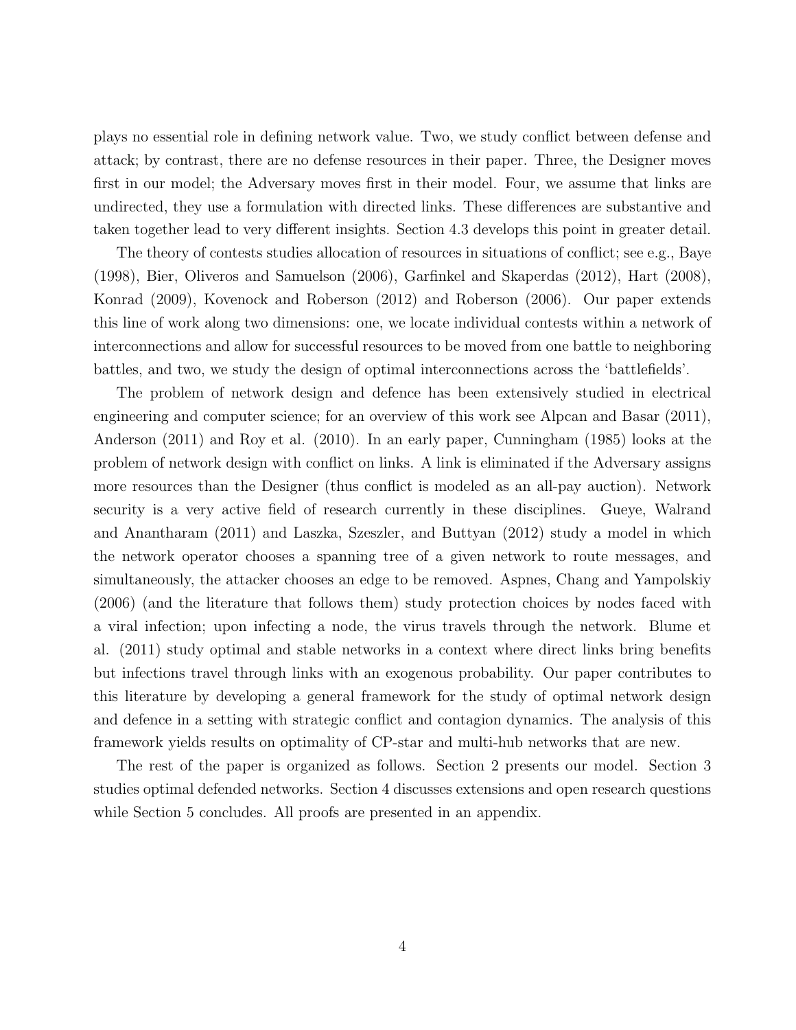plays no essential role in defining network value. Two, we study conflict between defense and attack; by contrast, there are no defense resources in their paper. Three, the Designer moves first in our model; the Adversary moves first in their model. Four, we assume that links are undirected, they use a formulation with directed links. These differences are substantive and taken together lead to very different insights. Section 4.3 develops this point in greater detail.

The theory of contests studies allocation of resources in situations of conflict; see e.g., Baye (1998), Bier, Oliveros and Samuelson (2006), Garfinkel and Skaperdas (2012), Hart (2008), Konrad (2009), Kovenock and Roberson (2012) and Roberson (2006). Our paper extends this line of work along two dimensions: one, we locate individual contests within a network of interconnections and allow for successful resources to be moved from one battle to neighboring battles, and two, we study the design of optimal interconnections across the 'battlefields'.

The problem of network design and defence has been extensively studied in electrical engineering and computer science; for an overview of this work see Alpcan and Basar (2011), Anderson (2011) and Roy et al. (2010). In an early paper, Cunningham (1985) looks at the problem of network design with conflict on links. A link is eliminated if the Adversary assigns more resources than the Designer (thus conflict is modeled as an all-pay auction). Network security is a very active field of research currently in these disciplines. Gueye, Walrand and Anantharam (2011) and Laszka, Szeszler, and Buttyan (2012) study a model in which the network operator chooses a spanning tree of a given network to route messages, and simultaneously, the attacker chooses an edge to be removed. Aspnes, Chang and Yampolskiy (2006) (and the literature that follows them) study protection choices by nodes faced with a viral infection; upon infecting a node, the virus travels through the network. Blume et al. (2011) study optimal and stable networks in a context where direct links bring benefits but infections travel through links with an exogenous probability. Our paper contributes to this literature by developing a general framework for the study of optimal network design and defence in a setting with strategic conflict and contagion dynamics. The analysis of this framework yields results on optimality of CP-star and multi-hub networks that are new.

The rest of the paper is organized as follows. Section 2 presents our model. Section 3 studies optimal defended networks. Section 4 discusses extensions and open research questions while Section 5 concludes. All proofs are presented in an appendix.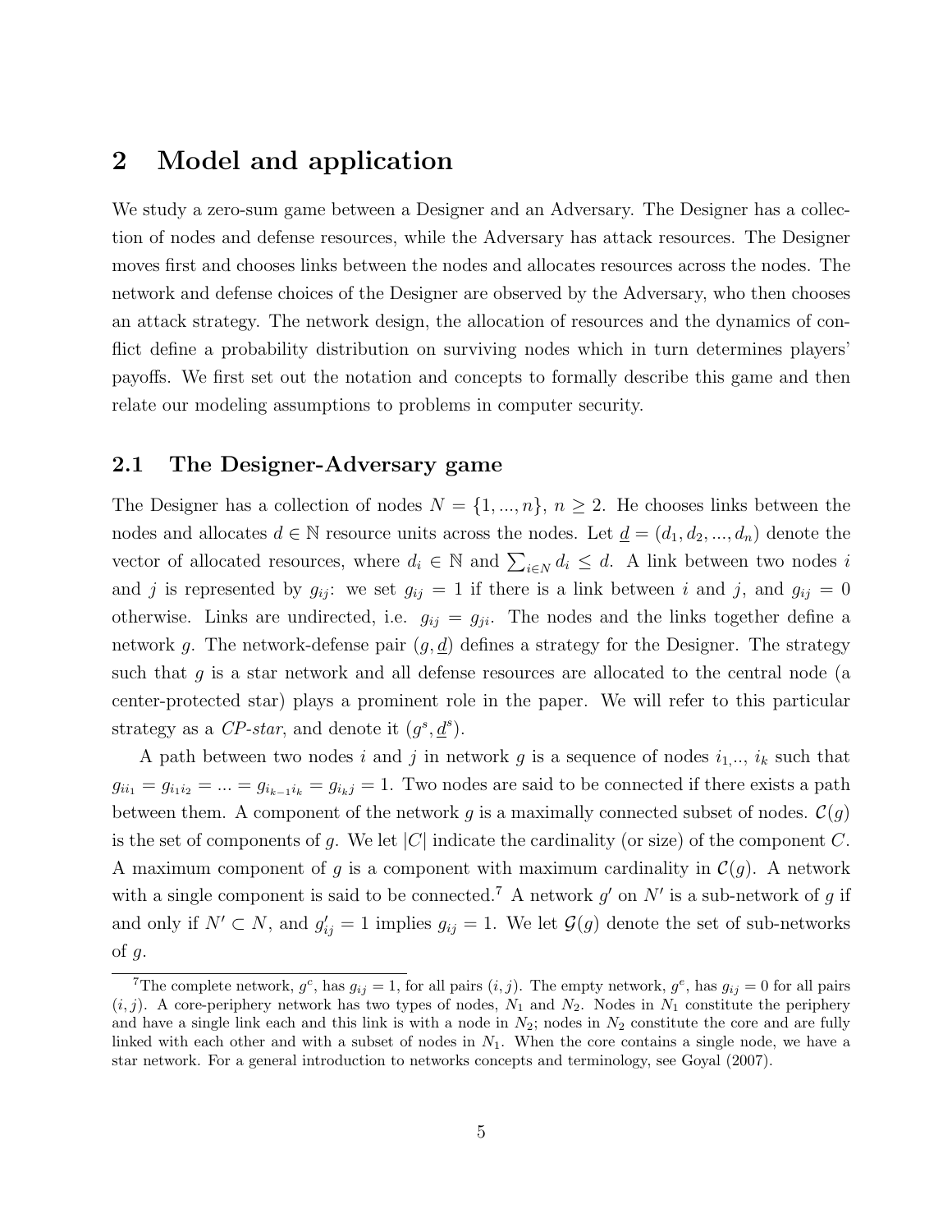# 2 Model and application

We study a zero-sum game between a Designer and an Adversary. The Designer has a collection of nodes and defense resources, while the Adversary has attack resources. The Designer moves first and chooses links between the nodes and allocates resources across the nodes. The network and defense choices of the Designer are observed by the Adversary, who then chooses an attack strategy. The network design, the allocation of resources and the dynamics of conflict define a probability distribution on surviving nodes which in turn determines players' payoffs. We first set out the notation and concepts to formally describe this game and then relate our modeling assumptions to problems in computer security.

## 2.1 The Designer-Adversary game

The Designer has a collection of nodes $N = \{1, ..., n\}$, $n \geq 2$. He chooses links between the nodes and allocates $d \in \mathbb{N}$ resource units across the nodes. Let $\underline{d} = (d_1, d_2, ..., d_n)$ denote the vector of allocated resources, where $d_i \in \mathbb{N}$ and $\sum_{i \in N} d_i \leq d$. A link between two nodes $i$ and $j$ is represented by $g_{ij}$: we set $g_{ij} = 1$ if there is a link between $i$ and $j$, and $g_{ij} = 0$ otherwise. Links are undirected, i.e. $g_{ij} = g_{ji}$. The nodes and the links together define a network $g$. The network-defense pair $(g, \underline{d})$ defines a strategy for the Designer. The strategy such that $g$ is a star network and all defense resources are allocated to the central node (a center-protected star) plays a prominent role in the paper. We will refer to this particular strategy as a *CP-star*, and denote it $(g^s, \underline{d}^s)$.

A path between two nodes $i$ and $j$ in network $g$ is a sequence of nodes $i_1, .., i_k$ such that $g_{ii_1} = g_{i_1 i_2} = ... = g_{i_{k-1} i_k} = g_{i_k j} = 1$. Two nodes are said to be connected if there exists a path between them. A component of the network $g$ is a maximally connected subset of nodes. $\mathcal{C}(g)$ is the set of components of $g$. We let $|C|$ indicate the cardinality (or size) of the component $C$. A maximum component of $g$ is a component with maximum cardinality in $\mathcal{C}(g)$. A network with a single component is said to be connected.[7] A network $g'$ on $N'$ is a sub-network of $g$ if and only if $N' \subset N$, and $g'_{ij} = 1$ implies $g_{ij} = 1$. We let $\mathcal{G}(g)$ denote the set of sub-networks of $g$.

[7]The complete network, $g^c$, has $g_{ij} = 1$, for all pairs $(i, j)$. The empty network, $g^e$, has $g_{ij} = 0$ for all pairs $(i, j)$. A core-periphery network has two types of nodes, $N_1$ and $N_2$. Nodes in $N_1$ constitute the periphery and have a single link each and this link is with a node in $N_2$; nodes in $N_2$ constitute the core and are fully linked with each other and with a subset of nodes in $N_1$. When the core contains a single node, we have a star network. For a general introduction to networks concepts and terminology, see Goyal (2007).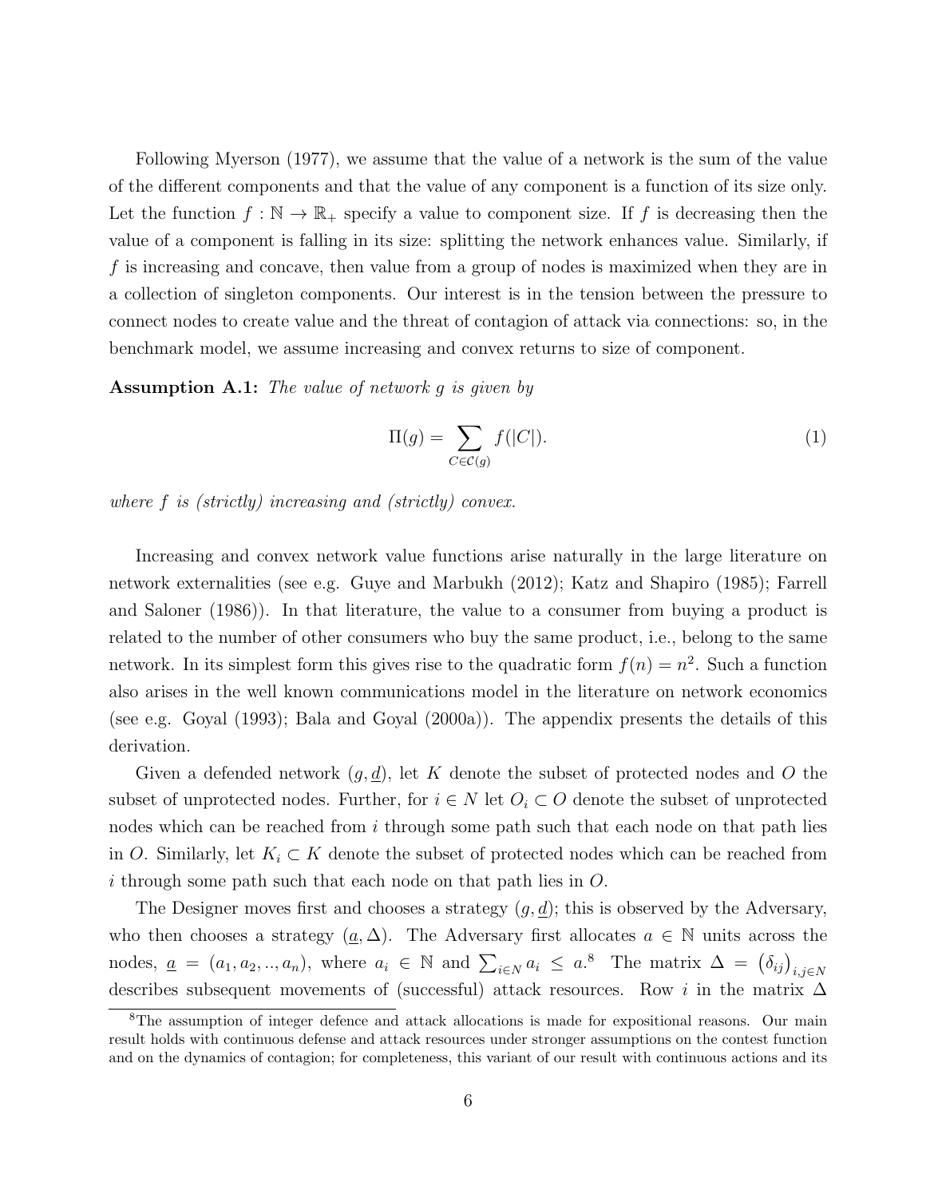Following Myerson (1977), we assume that the value of a network is the sum of the value of the different components and that the value of any component is a function of its size only. Let the function $f : \mathbb{N} \to \mathbb{R}_+$ specify a value to component size. If $f$ is decreasing then the value of a component is falling in its size: splitting the network enhances value. Similarly, if $f$ is increasing and concave, then value from a group of nodes is maximized when they are in a collection of singleton components. Our interest is in the tension between the pressure to connect nodes to create value and the threat of contagion of attack via connections: so, in the benchmark model, we assume increasing and convex returns to size of component.

**Assumption A.1:** *The value of network $g$ is given by*

$$\Pi(g) = \sum_{C \in \mathcal{C}(g)} f(|C|). \tag{1}$$

*where $f$ is (strictly) increasing and (strictly) convex.*

Increasing and convex network value functions arise naturally in the large literature on network externalities (see e.g. Guye and Marbukh (2012); Katz and Shapiro (1985); Farrell and Saloner (1986)). In that literature, the value to a consumer from buying a product is related to the number of other consumers who buy the same product, i.e., belong to the same network. In its simplest form this gives rise to the quadratic form $f(n) = n^2$. Such a function also arises in the well known communications model in the literature on network economics (see e.g. Goyal (1993); Bala and Goyal (2000a)). The appendix presents the details of this derivation.

Given a defended network $(g, \underline{d})$, let $K$ denote the subset of protected nodes and $O$ the subset of unprotected nodes. Further, for $i \in N$ let $O_i \subset O$ denote the subset of unprotected nodes which can be reached from $i$ through some path such that each node on that path lies in $O$. Similarly, let $K_i \subset K$ denote the subset of protected nodes which can be reached from $i$ through some path such that each node on that path lies in $O$.

The Designer moves first and chooses a strategy $(g, \underline{d})$; this is observed by the Adversary, who then chooses a strategy $(\underline{a}, \Delta)$. The Adversary first allocates $a \in \mathbb{N}$ units across the nodes, $\underline{a} = (a_1, a_2, .., a_n)$, where $a_i \in \mathbb{N}$ and $\sum_{i \in N} a_i \leq a$.[8] The matrix $\Delta = (\delta_{ij})_{i,j \in N}$ describes subsequent movements of (successful) attack resources. Row $i$ in the matrix $\Delta$

[8] The assumption of integer defence and attack allocations is made for expositional reasons. Our main result holds with continuous defense and attack resources under stronger assumptions on the contest function and on the dynamics of contagion; for completeness, this variant of our result with continuous actions and its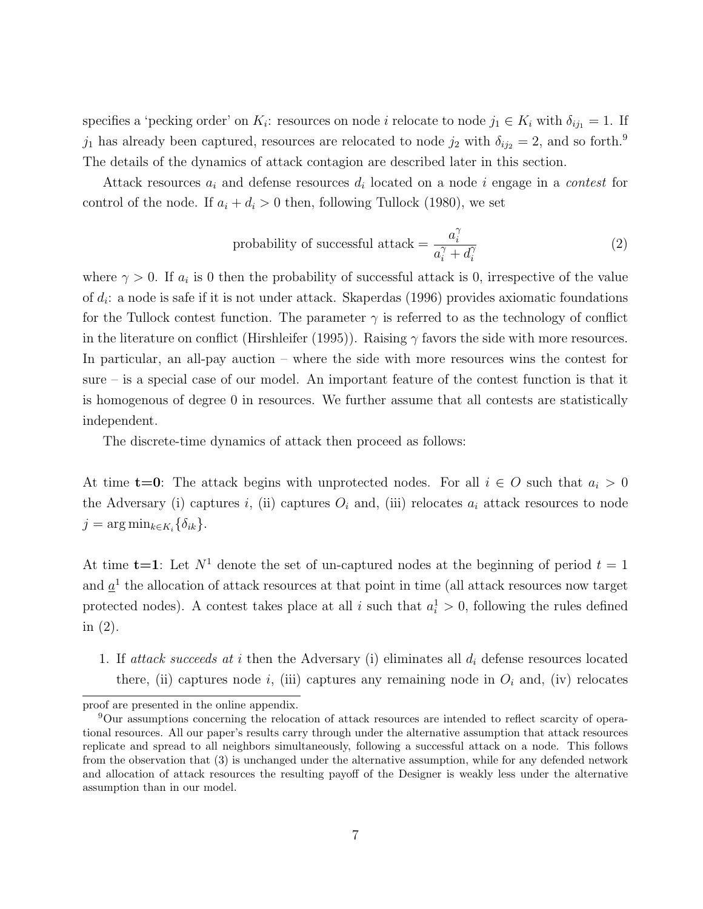specifies a 'pecking order' on $K_i$: resources on node $i$ relocate to node $j_1 \in K_i$ with $\delta_{ij_1} = 1$. If $j_1$ has already been captured, resources are relocated to node $j_2$ with $\delta_{ij_2} = 2$, and so forth.[9] The details of the dynamics of attack contagion are described later in this section.

Attack resources $a_i$ and defense resources $d_i$ located on a node $i$ engage in a *contest* for control of the node. If $a_i + d_i > 0$ then, following Tullock (1980), we set

$$\text{probability of successful attack} = \frac{a_i^\gamma}{a_i^\gamma + d_i^\gamma} \tag{2}$$

where $\gamma > 0$. If $a_i$ is 0 then the probability of successful attack is 0, irrespective of the value of $d_i$: a node is safe if it is not under attack. Skaperdas (1996) provides axiomatic foundations for the Tullock contest function. The parameter $\gamma$ is referred to as the technology of conflict in the literature on conflict (Hirshleifer (1995)). Raising $\gamma$ favors the side with more resources. In particular, an all-pay auction – where the side with more resources wins the contest for sure – is a special case of our model. An important feature of the contest function is that it is homogenous of degree 0 in resources. We further assume that all contests are statistically independent.

The discrete-time dynamics of attack then proceed as follows:

At time **t=0**: The attack begins with unprotected nodes. For all $i \in O$ such that $a_i > 0$ the Adversary (i) captures $i$, (ii) captures $O_i$ and, (iii) relocates $a_i$ attack resources to node $j = \arg\min_{k \in K_i}\{\delta_{ik}\}$.

At time **t=1**: Let $N^1$ denote the set of un-captured nodes at the beginning of period $t = 1$ and $\underline{a}^1$ the allocation of attack resources at that point in time (all attack resources now target protected nodes). A contest takes place at all $i$ such that $a_i^1 > 0$, following the rules defined in (2).

1. If *attack succeeds at i* then the Adversary (i) eliminates all $d_i$ defense resources located there, (ii) captures node $i$, (iii) captures any remaining node in $O_i$ and, (iv) relocates

proof are presented in the online appendix.

[9] Our assumptions concerning the relocation of attack resources are intended to reflect scarcity of operational resources. All our paper's results carry through under the alternative assumption that attack resources replicate and spread to all neighbors simultaneously, following a successful attack on a node. This follows from the observation that (3) is unchanged under the alternative assumption, while for any defended network and allocation of attack resources the resulting payoff of the Designer is weakly less under the alternative assumption than in our model.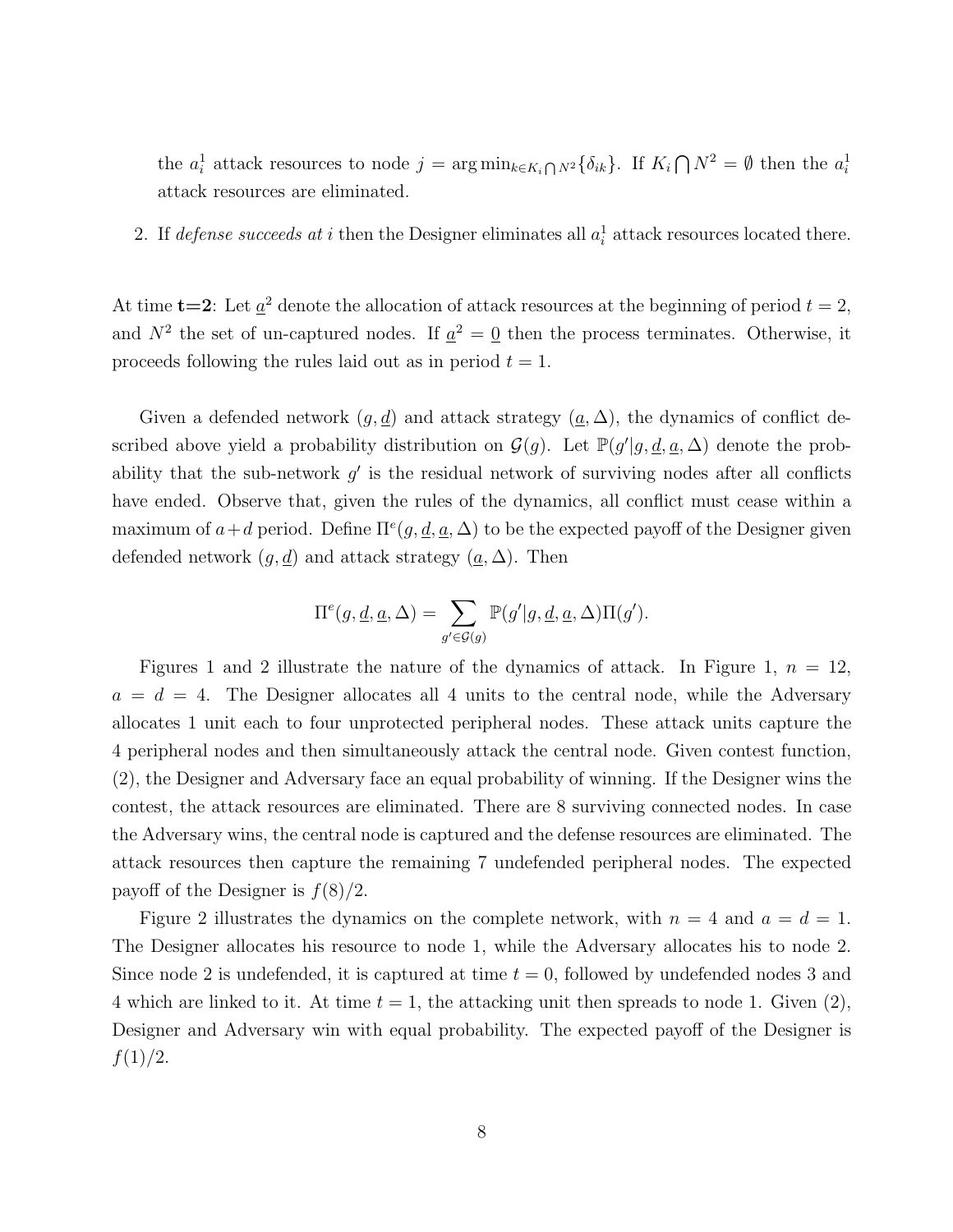the $a_i^1$ attack resources to node $j = \arg\min_{k \in K_i \bigcap N^2}\{\delta_{ik}\}$. If $K_i \bigcap N^2 = \emptyset$ then the $a_i^1$ attack resources are eliminated.

2. If *defense succeeds at i* then the Designer eliminates all $a_i^1$ attack resources located there.

At time **t=2**: Let $\underline{a}^2$ denote the allocation of attack resources at the beginning of period $t = 2$, and $N^2$ the set of un-captured nodes. If $\underline{a}^2 = \underline{0}$ then the process terminates. Otherwise, it proceeds following the rules laid out as in period $t = 1$.

Given a defended network $(g, \underline{d})$ and attack strategy $(\underline{a}, \Delta)$, the dynamics of conflict described above yield a probability distribution on $\mathcal{G}(g)$. Let $\mathbb{P}(g'|g, \underline{d}, \underline{a}, \Delta)$ denote the probability that the sub-network $g'$ is the residual network of surviving nodes after all conflicts have ended. Observe that, given the rules of the dynamics, all conflict must cease within a maximum of $a+d$ period. Define $\Pi^e(g, \underline{d}, \underline{a}, \Delta)$ to be the expected payoff of the Designer given defended network $(g, \underline{d})$ and attack strategy $(\underline{a}, \Delta)$. Then

$$\Pi^e(g, \underline{d}, \underline{a}, \Delta) = \sum_{g' \in \mathcal{G}(g)} \mathbb{P}(g'|g, \underline{d}, \underline{a}, \Delta)\Pi(g').$$

Figures 1 and 2 illustrate the nature of the dynamics of attack. In Figure 1, $n = 12$, $a = d = 4$. The Designer allocates all 4 units to the central node, while the Adversary allocates 1 unit each to four unprotected peripheral nodes. These attack units capture the 4 peripheral nodes and then simultaneously attack the central node. Given contest function, (2), the Designer and Adversary face an equal probability of winning. If the Designer wins the contest, the attack resources are eliminated. There are 8 surviving connected nodes. In case the Adversary wins, the central node is captured and the defense resources are eliminated. The attack resources then capture the remaining 7 undefended peripheral nodes. The expected payoff of the Designer is $f(8)/2$.

Figure 2 illustrates the dynamics on the complete network, with $n = 4$ and $a = d = 1$. The Designer allocates his resource to node 1, while the Adversary allocates his to node 2. Since node 2 is undefended, it is captured at time $t = 0$, followed by undefended nodes 3 and 4 which are linked to it. At time $t = 1$, the attacking unit then spreads to node 1. Given (2), Designer and Adversary win with equal probability. The expected payoff of the Designer is $f(1)/2$.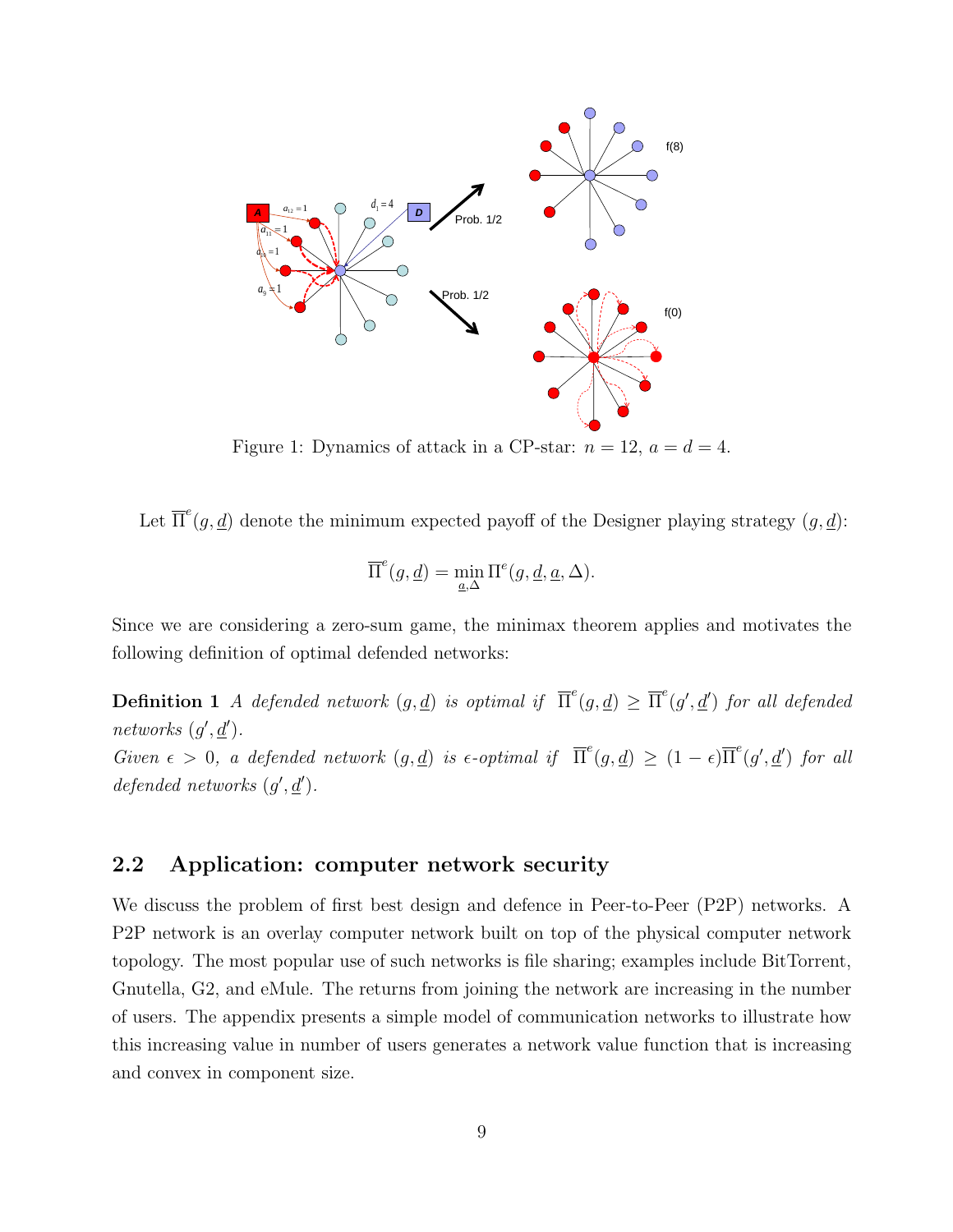Figure 1: Dynamics of attack in a CP-star: $n = 12$, $a = d = 4$.

Let $\overline{\Pi}^e(g, \underline{d})$ denote the minimum expected payoff of the Designer playing strategy $(g, \underline{d})$:

$$\overline{\Pi}^e(g, \underline{d}) = \min_{\underline{a}, \Delta} \Pi^e(g, \underline{d}, \underline{a}, \Delta).$$

Since we are considering a zero-sum game, the minimax theorem applies and motivates the following definition of optimal defended networks:

**Definition 1** *A defended network $(g, \underline{d})$ is optimal if $\overline{\Pi}^e(g, \underline{d}) \geq \overline{\Pi}^e(g', \underline{d}')$ for all defended networks $(g', \underline{d}')$.*
*Given $\epsilon > 0$, a defended network $(g, \underline{d})$ is $\epsilon$-optimal if $\overline{\Pi}^e(g, \underline{d}) \geq (1 - \epsilon)\overline{\Pi}^e(g', \underline{d}')$ for all defended networks $(g', \underline{d}')$.*

## 2.2 Application: computer network security

We discuss the problem of first best design and defence in Peer-to-Peer (P2P) networks. A P2P network is an overlay computer network built on top of the physical computer network topology. The most popular use of such networks is file sharing; examples include BitTorrent, Gnutella, G2, and eMule. The returns from joining the network are increasing in the number of users. The appendix presents a simple model of communication networks to illustrate how this increasing value in number of users generates a network value function that is increasing and convex in component size.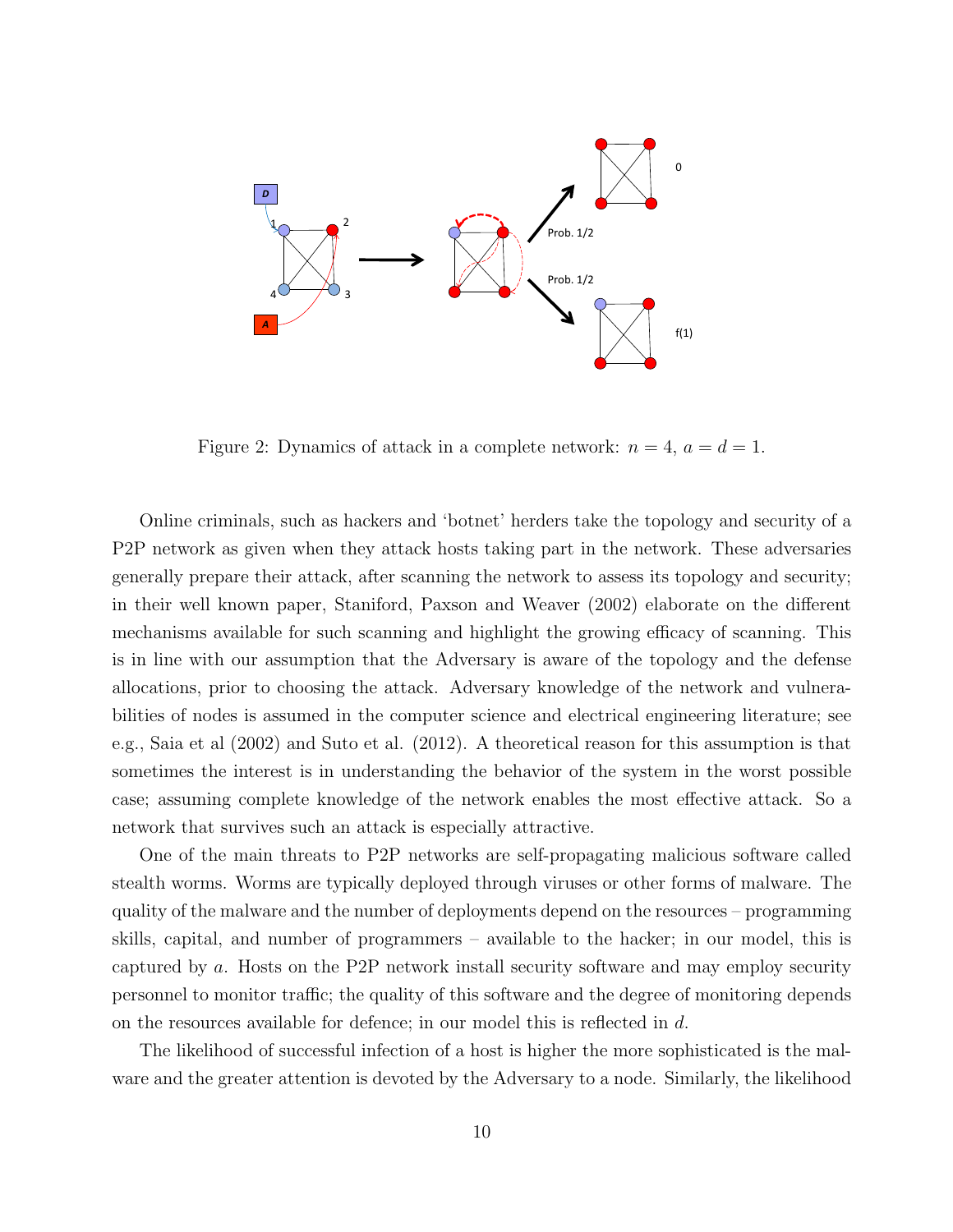Figure 2: Dynamics of attack in a complete network: $n = 4$, $a = d = 1$.

Online criminals, such as hackers and 'botnet' herders take the topology and security of a P2P network as given when they attack hosts taking part in the network. These adversaries generally prepare their attack, after scanning the network to assess its topology and security; in their well known paper, Staniford, Paxson and Weaver (2002) elaborate on the different mechanisms available for such scanning and highlight the growing efficacy of scanning. This is in line with our assumption that the Adversary is aware of the topology and the defense allocations, prior to choosing the attack. Adversary knowledge of the network and vulnerabilities of nodes is assumed in the computer science and electrical engineering literature; see e.g., Saia et al (2002) and Suto et al. (2012). A theoretical reason for this assumption is that sometimes the interest is in understanding the behavior of the system in the worst possible case; assuming complete knowledge of the network enables the most effective attack. So a network that survives such an attack is especially attractive.

One of the main threats to P2P networks are self-propagating malicious software called stealth worms. Worms are typically deployed through viruses or other forms of malware. The quality of the malware and the number of deployments depend on the resources – programming skills, capital, and number of programmers – available to the hacker; in our model, this is captured by $a$. Hosts on the P2P network install security software and may employ security personnel to monitor traffic; the quality of this software and the degree of monitoring depends on the resources available for defence; in our model this is reflected in $d$.

The likelihood of successful infection of a host is higher the more sophisticated is the malware and the greater attention is devoted by the Adversary to a node. Similarly, the likelihood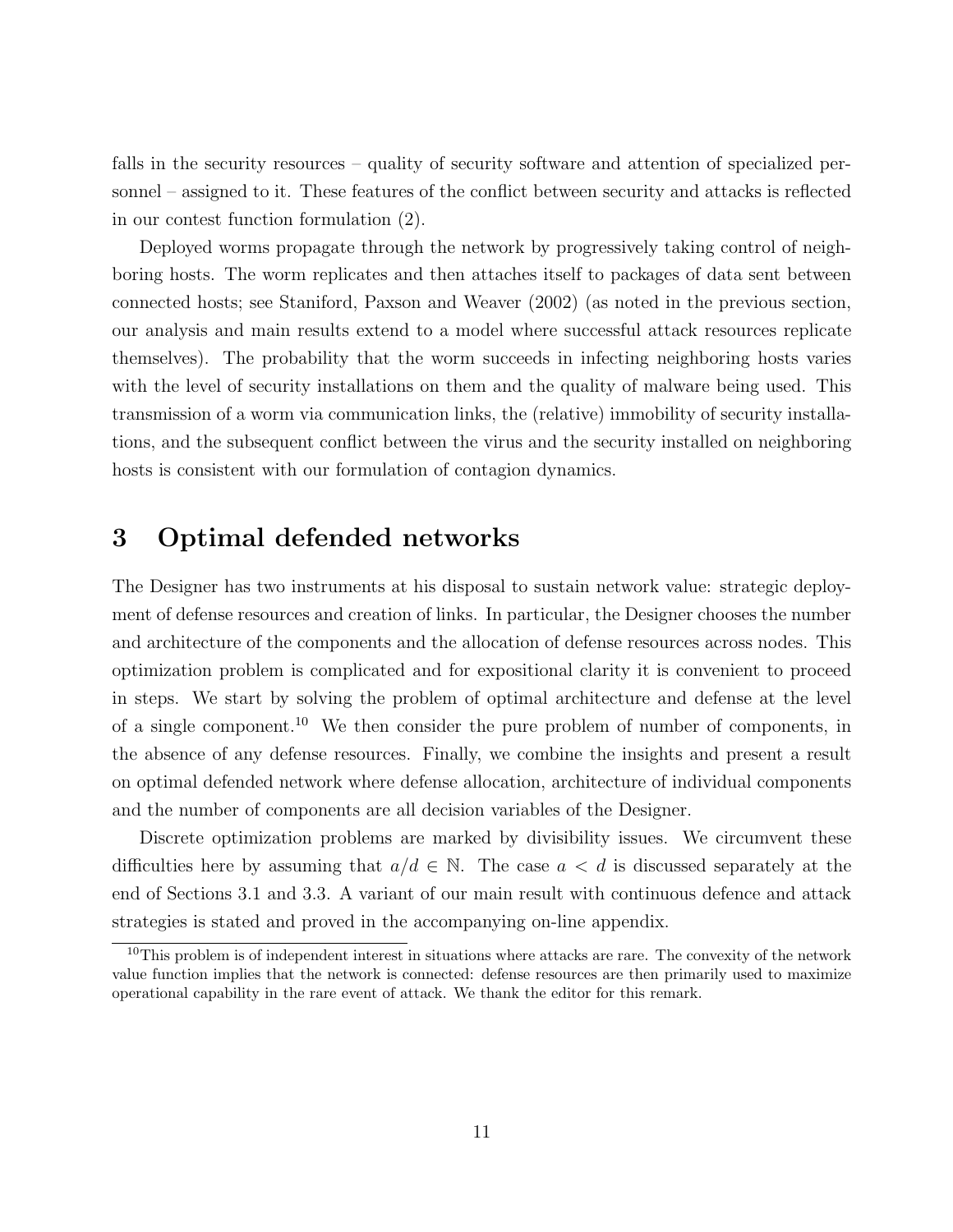falls in the security resources – quality of security software and attention of specialized personnel – assigned to it. These features of the conflict between security and attacks is reflected in our contest function formulation (2).

Deployed worms propagate through the network by progressively taking control of neighboring hosts. The worm replicates and then attaches itself to packages of data sent between connected hosts; see Staniford, Paxson and Weaver (2002) (as noted in the previous section, our analysis and main results extend to a model where successful attack resources replicate themselves). The probability that the worm succeeds in infecting neighboring hosts varies with the level of security installations on them and the quality of malware being used. This transmission of a worm via communication links, the (relative) immobility of security installations, and the subsequent conflict between the virus and the security installed on neighboring hosts is consistent with our formulation of contagion dynamics.

# 3 Optimal defended networks

The Designer has two instruments at his disposal to sustain network value: strategic deployment of defense resources and creation of links. In particular, the Designer chooses the number and architecture of the components and the allocation of defense resources across nodes. This optimization problem is complicated and for expositional clarity it is convenient to proceed in steps. We start by solving the problem of optimal architecture and defense at the level of a single component.[10] We then consider the pure problem of number of components, in the absence of any defense resources. Finally, we combine the insights and present a result on optimal defended network where defense allocation, architecture of individual components and the number of components are all decision variables of the Designer.

Discrete optimization problems are marked by divisibility issues. We circumvent these difficulties here by assuming that $a/d \in \mathbb{N}$. The case $a < d$ is discussed separately at the end of Sections 3.1 and 3.3. A variant of our main result with continuous defence and attack strategies is stated and proved in the accompanying on-line appendix.

[10] This problem is of independent interest in situations where attacks are rare. The convexity of the network value function implies that the network is connected: defense resources are then primarily used to maximize operational capability in the rare event of attack. We thank the editor for this remark.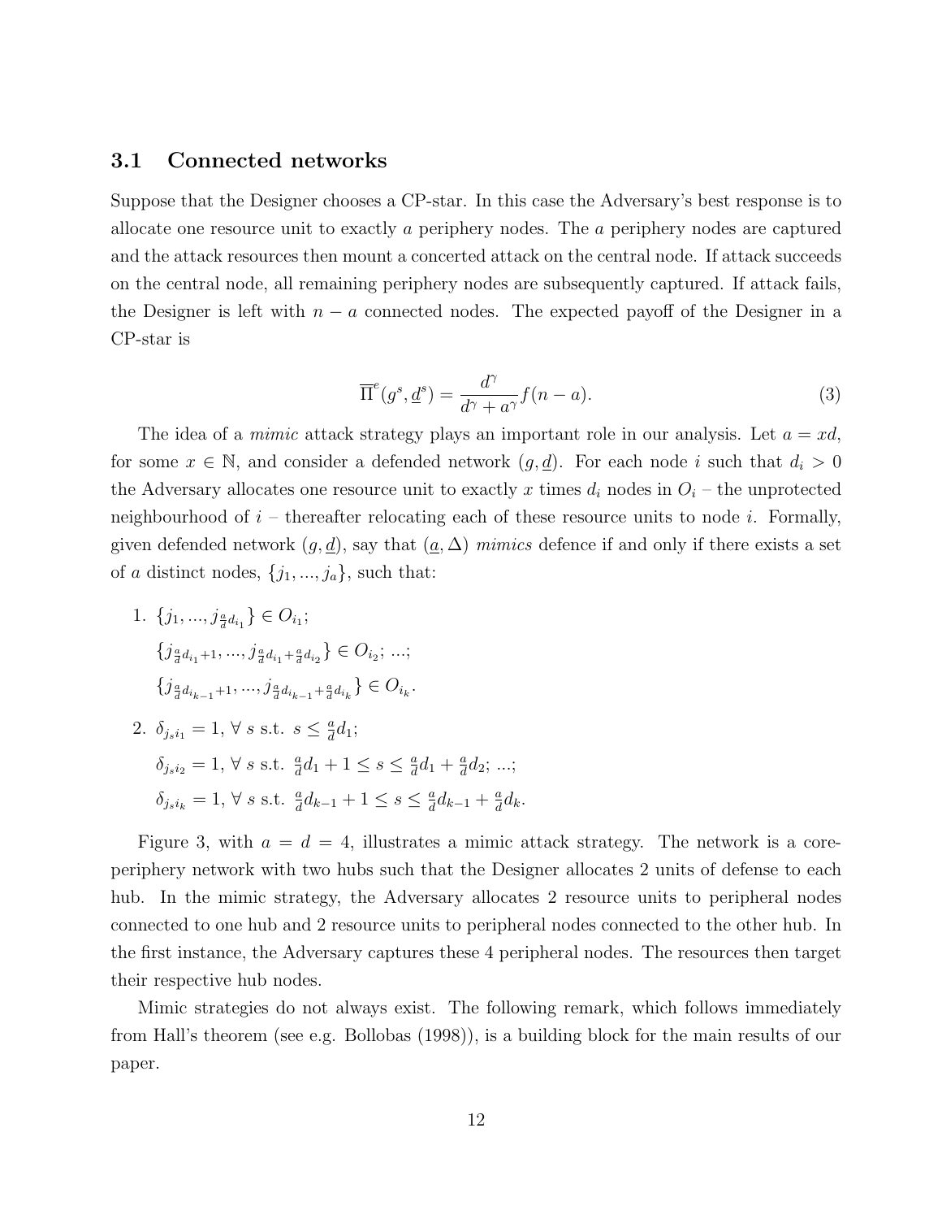### 3.1 Connected networks

Suppose that the Designer chooses a CP-star. In this case the Adversary's best response is to allocate one resource unit to exactly $a$ periphery nodes. The $a$ periphery nodes are captured and the attack resources then mount a concerted attack on the central node. If attack succeeds on the central node, all remaining periphery nodes are subsequently captured. If attack fails, the Designer is left with $n - a$ connected nodes. The expected payoff of the Designer in a CP-star is

$$\overline{\Pi}^e(g^s, \underline{d}^s) = \frac{d^\gamma}{d^\gamma + a^\gamma} f(n - a). \tag{3}$$

The idea of a *mimic* attack strategy plays an important role in our analysis. Let $a = xd$, for some $x \in \mathbb{N}$, and consider a defended network $(g, \underline{d})$. For each node $i$ such that $d_i > 0$ the Adversary allocates one resource unit to exactly $x$ times $d_i$ nodes in $O_i$ – the unprotected neighbourhood of $i$ – thereafter relocating each of these resource units to node $i$. Formally, given defended network $(g, \underline{d})$, say that $(\underline{a}, \Delta)$ *mimics* defence if and only if there exists a set of $a$ distinct nodes, $\{j_1, ..., j_a\}$, such that:

1. $\{j_1, ..., j_{\frac{a}{d}d_{i_1}}\} \in O_{i_1}$;

   $\{j_{\frac{a}{d}d_{i_1}+1}, ..., j_{\frac{a}{d}d_{i_1}+\frac{a}{d}d_{i_2}}\} \in O_{i_2}$; ...;

   $\{j_{\frac{a}{d}d_{i_{k-1}}+1}, ..., j_{\frac{a}{d}d_{i_{k-1}}+\frac{a}{d}d_{i_k}}\} \in O_{i_k}$.

2. $\delta_{j_s i_1} = 1$, $\forall$ $s$ s.t. $s \leq \frac{a}{d}d_1$;

   $\delta_{j_s i_2} = 1$, $\forall$ $s$ s.t. $\frac{a}{d}d_1 + 1 \leq s \leq \frac{a}{d}d_1 + \frac{a}{d}d_2$; ...;

   $\delta_{j_s i_k} = 1$, $\forall$ $s$ s.t. $\frac{a}{d}d_{k-1} + 1 \leq s \leq \frac{a}{d}d_{k-1} + \frac{a}{d}d_k$.

Figure 3, with $a = d = 4$, illustrates a mimic attack strategy. The network is a core-periphery network with two hubs such that the Designer allocates 2 units of defense to each hub. In the mimic strategy, the Adversary allocates 2 resource units to peripheral nodes connected to one hub and 2 resource units to peripheral nodes connected to the other hub. In the first instance, the Adversary captures these 4 peripheral nodes. The resources then target their respective hub nodes.

Mimic strategies do not always exist. The following remark, which follows immediately from Hall's theorem (see e.g. Bollobas (1998)), is a building block for the main results of our paper.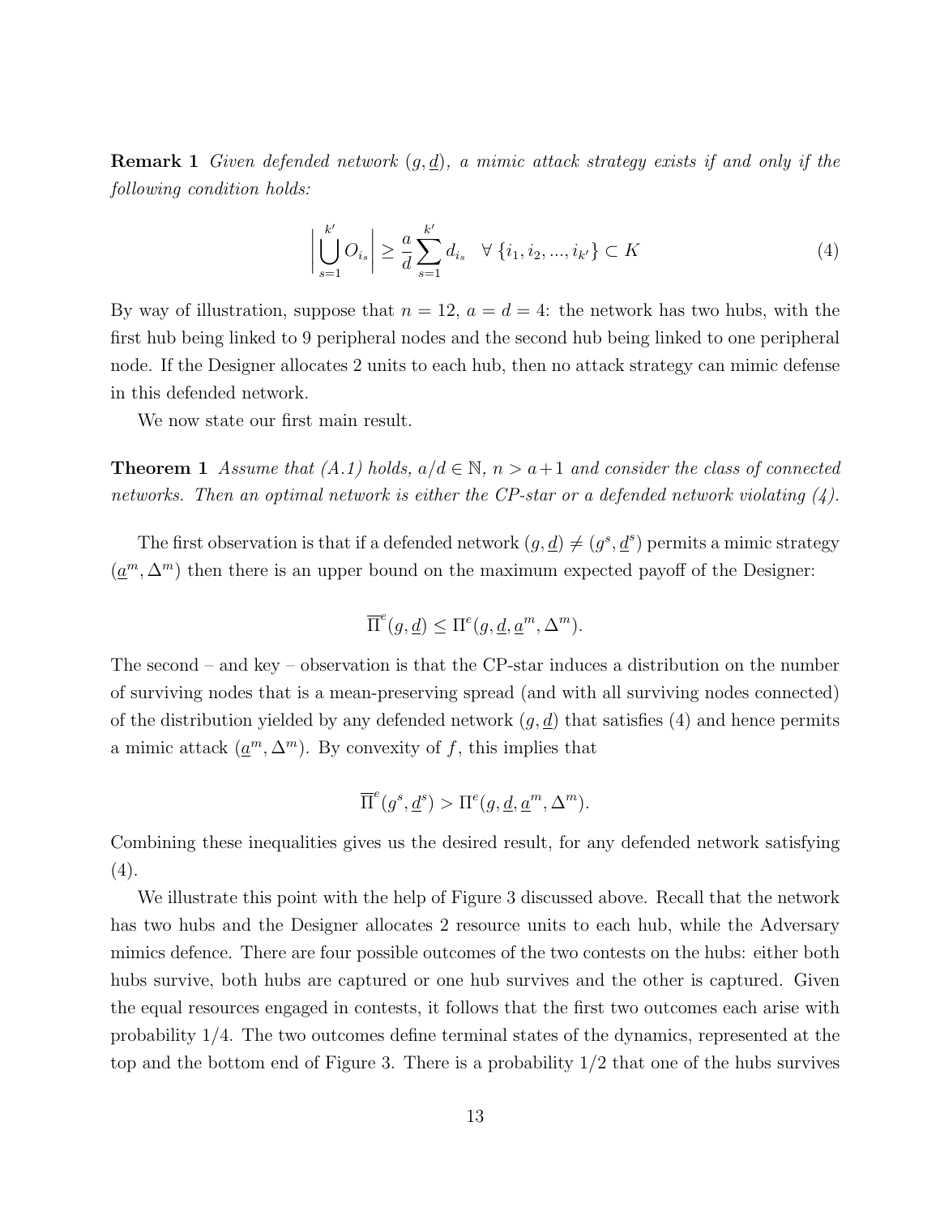**Remark 1** *Given defended network $(g, \underline{d})$, a mimic attack strategy exists if and only if the following condition holds:*

$$\left| \bigcup_{s=1}^{k'} O_{i_s} \right| \geq \frac{a}{d} \sum_{s=1}^{k'} d_{i_s} \quad \forall \{i_1, i_2, ..., i_{k'}\} \subset K \tag{4}$$

By way of illustration, suppose that $n = 12$, $a = d = 4$: the network has two hubs, with the first hub being linked to 9 peripheral nodes and the second hub being linked to one peripheral node. If the Designer allocates 2 units to each hub, then no attack strategy can mimic defense in this defended network.

We now state our first main result.

**Theorem 1** *Assume that (A.1) holds, $a/d \in \mathbb{N}$, $n > a+1$ and consider the class of connected networks. Then an optimal network is either the CP-star or a defended network violating (4).*

The first observation is that if a defended network $(g, \underline{d}) \neq (g^s, \underline{d}^s)$ permits a mimic strategy $(\underline{a}^m, \Delta^m)$ then there is an upper bound on the maximum expected payoff of the Designer:

$$\overline{\Pi}^e(g, \underline{d}) \leq \Pi^e(g, \underline{d}, \underline{a}^m, \Delta^m).$$

The second – and key – observation is that the CP-star induces a distribution on the number of surviving nodes that is a mean-preserving spread (and with all surviving nodes connected) of the distribution yielded by any defended network $(g, \underline{d})$ that satisfies (4) and hence permits a mimic attack $(\underline{a}^m, \Delta^m)$. By convexity of $f$, this implies that

$$\overline{\Pi}^e(g^s, \underline{d}^s) > \Pi^e(g, \underline{d}, \underline{a}^m, \Delta^m).$$

Combining these inequalities gives us the desired result, for any defended network satisfying (4).

We illustrate this point with the help of Figure 3 discussed above. Recall that the network has two hubs and the Designer allocates 2 resource units to each hub, while the Adversary mimics defence. There are four possible outcomes of the two contests on the hubs: either both hubs survive, both hubs are captured or one hub survives and the other is captured. Given the equal resources engaged in contests, it follows that the first two outcomes each arise with probability 1/4. The two outcomes define terminal states of the dynamics, represented at the top and the bottom end of Figure 3. There is a probability 1/2 that one of the hubs survives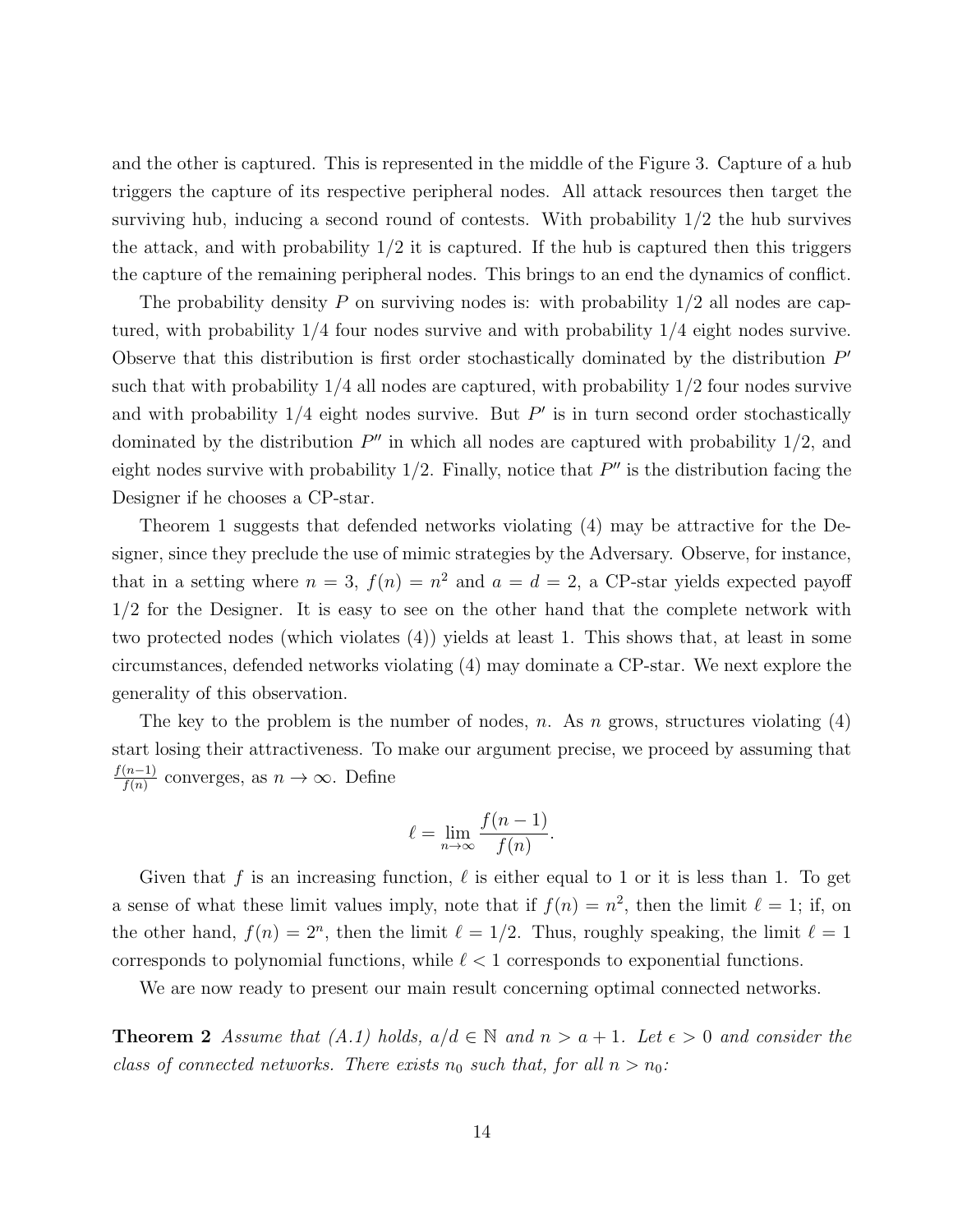and the other is captured. This is represented in the middle of the Figure 3. Capture of a hub triggers the capture of its respective peripheral nodes. All attack resources then target the surviving hub, inducing a second round of contests. With probability 1/2 the hub survives the attack, and with probability 1/2 it is captured. If the hub is captured then this triggers the capture of the remaining peripheral nodes. This brings to an end the dynamics of conflict.

The probability density $P$ on surviving nodes is: with probability 1/2 all nodes are captured, with probability 1/4 four nodes survive and with probability 1/4 eight nodes survive. Observe that this distribution is first order stochastically dominated by the distribution $P'$ such that with probability 1/4 all nodes are captured, with probability 1/2 four nodes survive and with probability 1/4 eight nodes survive. But $P'$ is in turn second order stochastically dominated by the distribution $P''$ in which all nodes are captured with probability 1/2, and eight nodes survive with probability 1/2. Finally, notice that $P''$ is the distribution facing the Designer if he chooses a CP-star.

Theorem 1 suggests that defended networks violating (4) may be attractive for the Designer, since they preclude the use of mimic strategies by the Adversary. Observe, for instance, that in a setting where $n = 3$, $f(n) = n^2$ and $a = d = 2$, a CP-star yields expected payoff 1/2 for the Designer. It is easy to see on the other hand that the complete network with two protected nodes (which violates (4)) yields at least 1. This shows that, at least in some circumstances, defended networks violating (4) may dominate a CP-star. We next explore the generality of this observation.

The key to the problem is the number of nodes, $n$. As $n$ grows, structures violating (4) start losing their attractiveness. To make our argument precise, we proceed by assuming that $\frac{f(n-1)}{f(n)}$ converges, as $n \to \infty$. Define

$$\ell = \lim_{n\to\infty} \frac{f(n-1)}{f(n)}.$$

Given that $f$ is an increasing function, $\ell$ is either equal to 1 or it is less than 1. To get a sense of what these limit values imply, note that if $f(n) = n^2$, then the limit $\ell = 1$; if, on the other hand, $f(n) = 2^n$, then the limit $\ell = 1/2$. Thus, roughly speaking, the limit $\ell = 1$ corresponds to polynomial functions, while $\ell < 1$ corresponds to exponential functions.

We are now ready to present our main result concerning optimal connected networks.

**Theorem 2** *Assume that (A.1) holds, $a/d \in \mathbb{N}$ and $n > a + 1$. Let $\epsilon > 0$ and consider the class of connected networks. There exists $n_0$ such that, for all $n > n_0$:*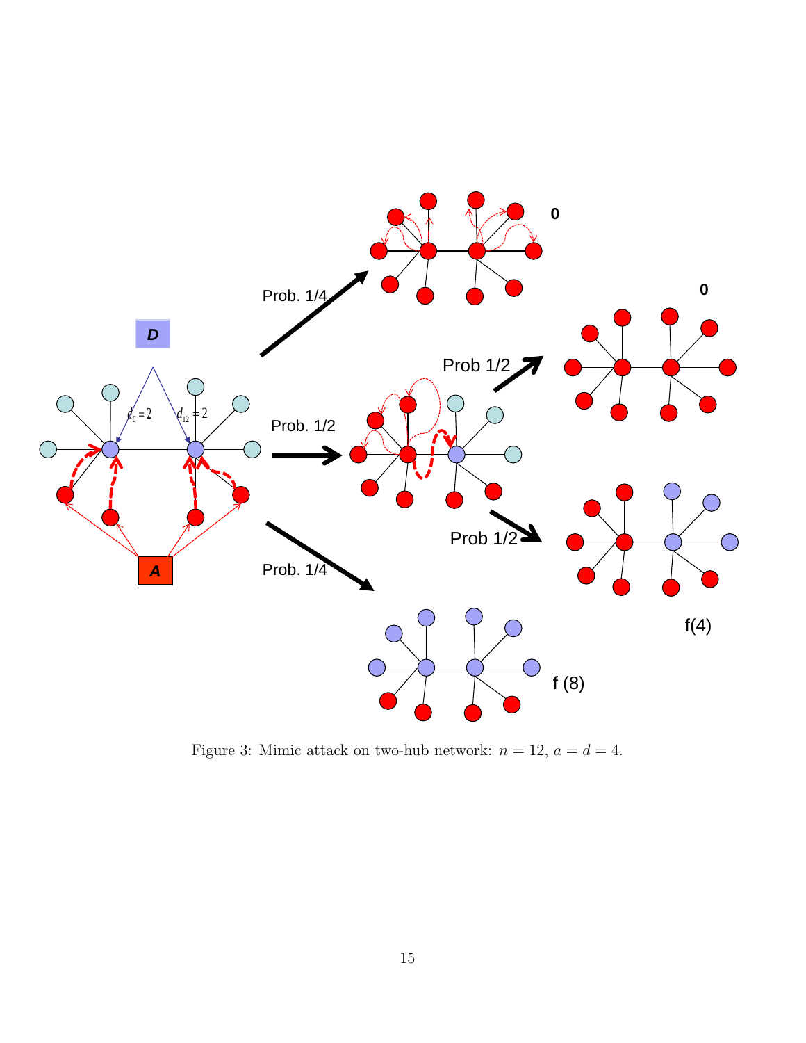Figure 3: Mimic attack on two-hub network: $n = 12$, $a = d = 4$.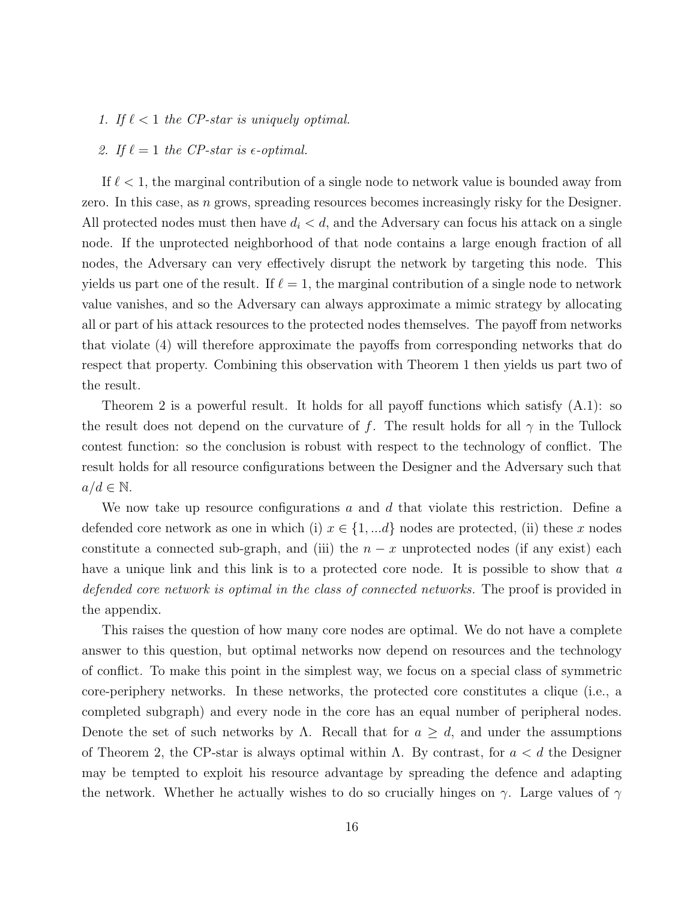1. *If $\ell < 1$ the CP-star is uniquely optimal.*
2. *If $\ell = 1$ the CP-star is $\epsilon$-optimal.*

If $\ell < 1$, the marginal contribution of a single node to network value is bounded away from zero. In this case, as $n$ grows, spreading resources becomes increasingly risky for the Designer. All protected nodes must then have $d_i < d$, and the Adversary can focus his attack on a single node. If the unprotected neighborhood of that node contains a large enough fraction of all nodes, the Adversary can very effectively disrupt the network by targeting this node. This yields us part one of the result. If $\ell = 1$, the marginal contribution of a single node to network value vanishes, and so the Adversary can always approximate a mimic strategy by allocating all or part of his attack resources to the protected nodes themselves. The payoff from networks that violate (4) will therefore approximate the payoffs from corresponding networks that do respect that property. Combining this observation with Theorem 1 then yields us part two of the result.

Theorem 2 is a powerful result. It holds for all payoff functions which satisfy (A.1): so the result does not depend on the curvature of $f$. The result holds for all $\gamma$ in the Tullock contest function: so the conclusion is robust with respect to the technology of conflict. The result holds for all resource configurations between the Designer and the Adversary such that $a/d \in \mathbb{N}$.

We now take up resource configurations $a$ and $d$ that violate this restriction. Define a defended core network as one in which (i) $x \in \{1, ...d\}$ nodes are protected, (ii) these $x$ nodes constitute a connected sub-graph, and (iii) the $n - x$ unprotected nodes (if any exist) each have a unique link and this link is to a protected core node. It is possible to show that *a defended core network is optimal in the class of connected networks.* The proof is provided in the appendix.

This raises the question of how many core nodes are optimal. We do not have a complete answer to this question, but optimal networks now depend on resources and the technology of conflict. To make this point in the simplest way, we focus on a special class of symmetric core-periphery networks. In these networks, the protected core constitutes a clique (i.e., a completed subgraph) and every node in the core has an equal number of peripheral nodes. Denote the set of such networks by $\Lambda$. Recall that for $a \geq d$, and under the assumptions of Theorem 2, the CP-star is always optimal within $\Lambda$. By contrast, for $a < d$ the Designer may be tempted to exploit his resource advantage by spreading the defence and adapting the network. Whether he actually wishes to do so crucially hinges on $\gamma$. Large values of $\gamma$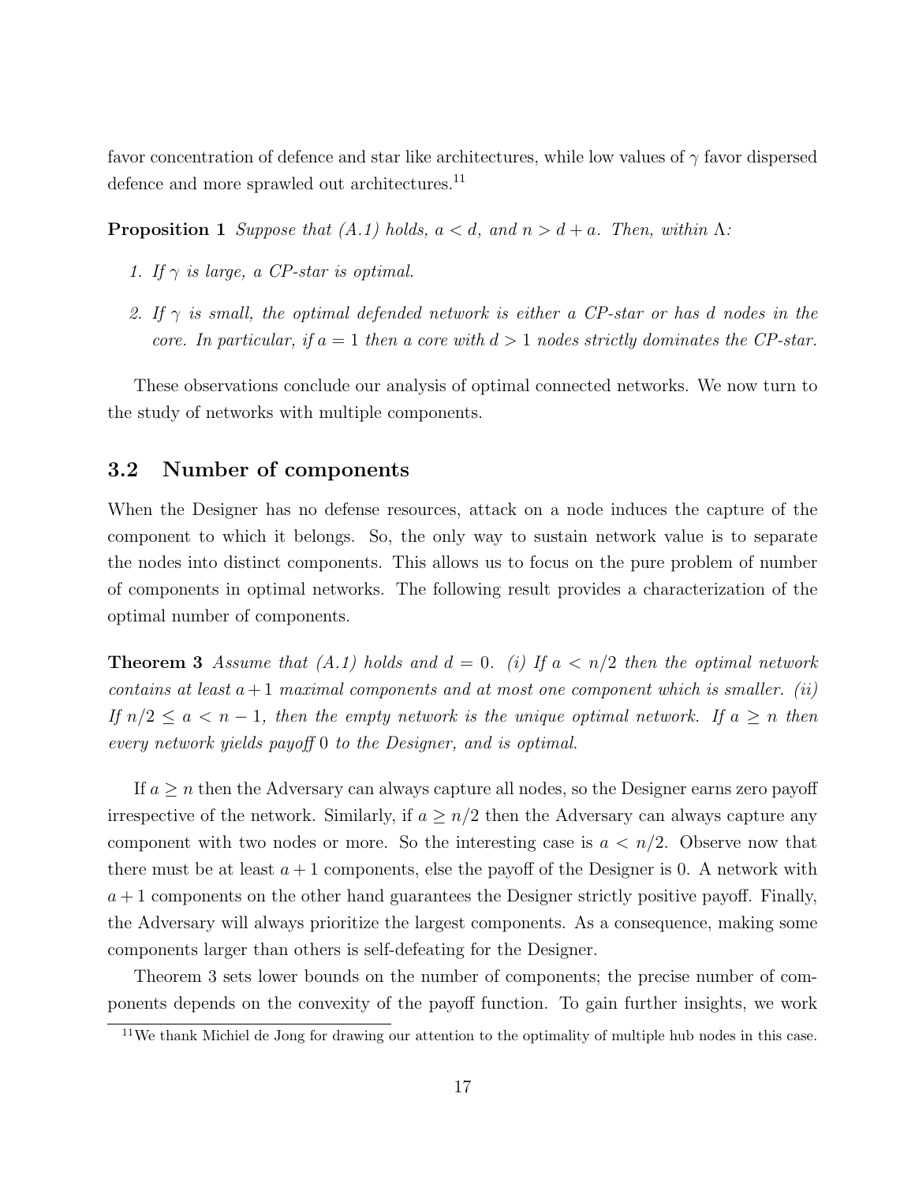favor concentration of defence and star like architectures, while low values of $\gamma$ favor dispersed defence and more sprawled out architectures.[11]

**Proposition 1** *Suppose that (A.1) holds, $a < d$, and $n > d + a$. Then, within $\Lambda$:*

1. *If $\gamma$ is large, a CP-star is optimal.*
2. *If $\gamma$ is small, the optimal defended network is either a CP-star or has $d$ nodes in the core. In particular, if $a = 1$ then a core with $d > 1$ nodes strictly dominates the CP-star.*

These observations conclude our analysis of optimal connected networks. We now turn to the study of networks with multiple components.

## 3.2 Number of components

When the Designer has no defense resources, attack on a node induces the capture of the component to which it belongs. So, the only way to sustain network value is to separate the nodes into distinct components. This allows us to focus on the pure problem of number of components in optimal networks. The following result provides a characterization of the optimal number of components.

**Theorem 3** *Assume that (A.1) holds and $d = 0$. (i) If $a < n/2$ then the optimal network contains at least $a + 1$ maximal components and at most one component which is smaller. (ii) If $n/2 \leq a < n - 1$, then the empty network is the unique optimal network. If $a \geq n$ then every network yields payoff 0 to the Designer, and is optimal.*

If $a \geq n$ then the Adversary can always capture all nodes, so the Designer earns zero payoff irrespective of the network. Similarly, if $a \geq n/2$ then the Adversary can always capture any component with two nodes or more. So the interesting case is $a < n/2$. Observe now that there must be at least $a + 1$ components, else the payoff of the Designer is 0. A network with $a + 1$ components on the other hand guarantees the Designer strictly positive payoff. Finally, the Adversary will always prioritize the largest components. As a consequence, making some components larger than others is self-defeating for the Designer.

Theorem 3 sets lower bounds on the number of components; the precise number of components depends on the convexity of the payoff function. To gain further insights, we work

[11] We thank Michiel de Jong for drawing our attention to the optimality of multiple hub nodes in this case.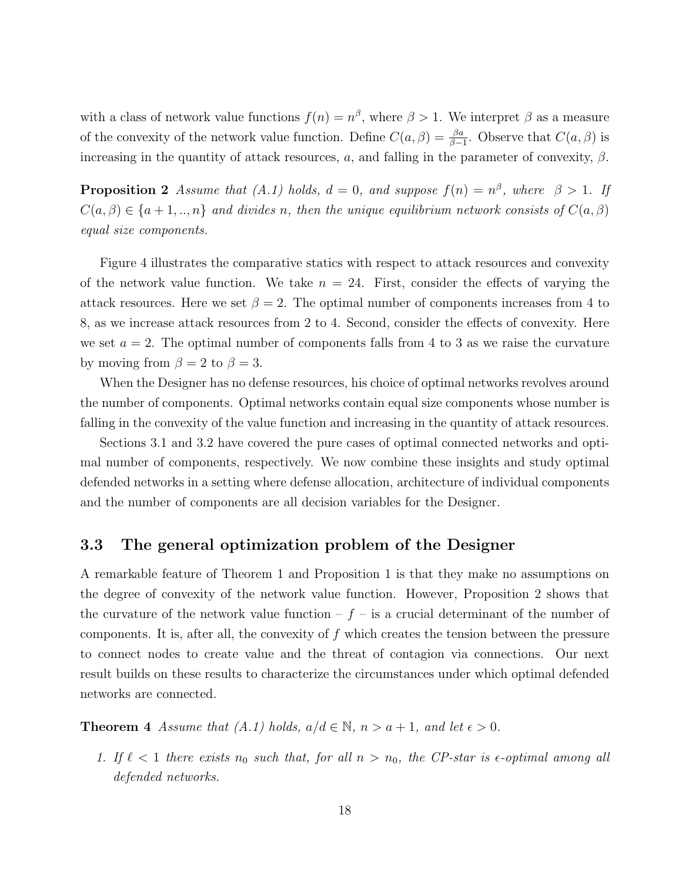with a class of network value functions $f(n) = n^\beta$, where $\beta > 1$. We interpret $\beta$ as a measure of the convexity of the network value function. Define $C(a, \beta) = \frac{\beta a}{\beta - 1}$. Observe that $C(a, \beta)$ is increasing in the quantity of attack resources, $a$, and falling in the parameter of convexity, $\beta$.

**Proposition 2** *Assume that (A.1) holds, $d = 0$, and suppose $f(n) = n^\beta$, where $\beta > 1$. If $C(a, \beta) \in \{a+1, .., n\}$ and divides $n$, then the unique equilibrium network consists of $C(a, \beta)$ equal size components.*

Figure 4 illustrates the comparative statics with respect to attack resources and convexity of the network value function. We take $n = 24$. First, consider the effects of varying the attack resources. Here we set $\beta = 2$. The optimal number of components increases from 4 to 8, as we increase attack resources from 2 to 4. Second, consider the effects of convexity. Here we set $a = 2$. The optimal number of components falls from 4 to 3 as we raise the curvature by moving from $\beta = 2$ to $\beta = 3$.

When the Designer has no defense resources, his choice of optimal networks revolves around the number of components. Optimal networks contain equal size components whose number is falling in the convexity of the value function and increasing in the quantity of attack resources.

Sections 3.1 and 3.2 have covered the pure cases of optimal connected networks and optimal number of components, respectively. We now combine these insights and study optimal defended networks in a setting where defense allocation, architecture of individual components and the number of components are all decision variables for the Designer.

### 3.3 The general optimization problem of the Designer

A remarkable feature of Theorem 1 and Proposition 1 is that they make no assumptions on the degree of convexity of the network value function. However, Proposition 2 shows that the curvature of the network value function – $f$ – is a crucial determinant of the number of components. It is, after all, the convexity of $f$ which creates the tension between the pressure to connect nodes to create value and the threat of contagion via connections. Our next result builds on these results to characterize the circumstances under which optimal defended networks are connected.

**Theorem 4** *Assume that (A.1) holds, $a/d \in \mathbb{N}$, $n > a + 1$, and let $\epsilon > 0$.*

1. *If $\ell < 1$ there exists $n_0$ such that, for all $n > n_0$, the CP-star is $\epsilon$-optimal among all defended networks.*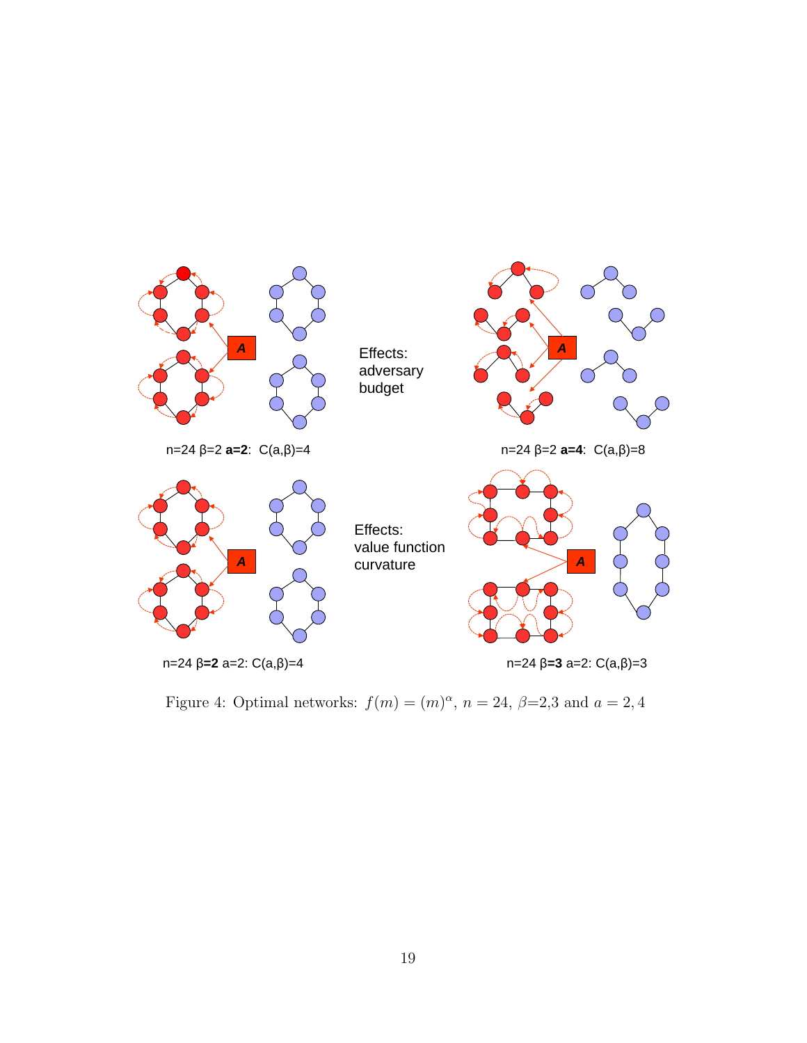Effects: adversary budget

n=24 β=2 **a=2**: C(a,β)=4

n=24 β=2 **a=4**: C(a,β)=8

Effects: value function curvature

n=24 **β=2** a=2: C(a,β)=4

n=24 **β=3** a=2: C(a,β)=3

Figure 4: Optimal networks: $f(m) = (m)^{\alpha}$, $n = 24$, $\beta$=2,3 and $a = 2, 4$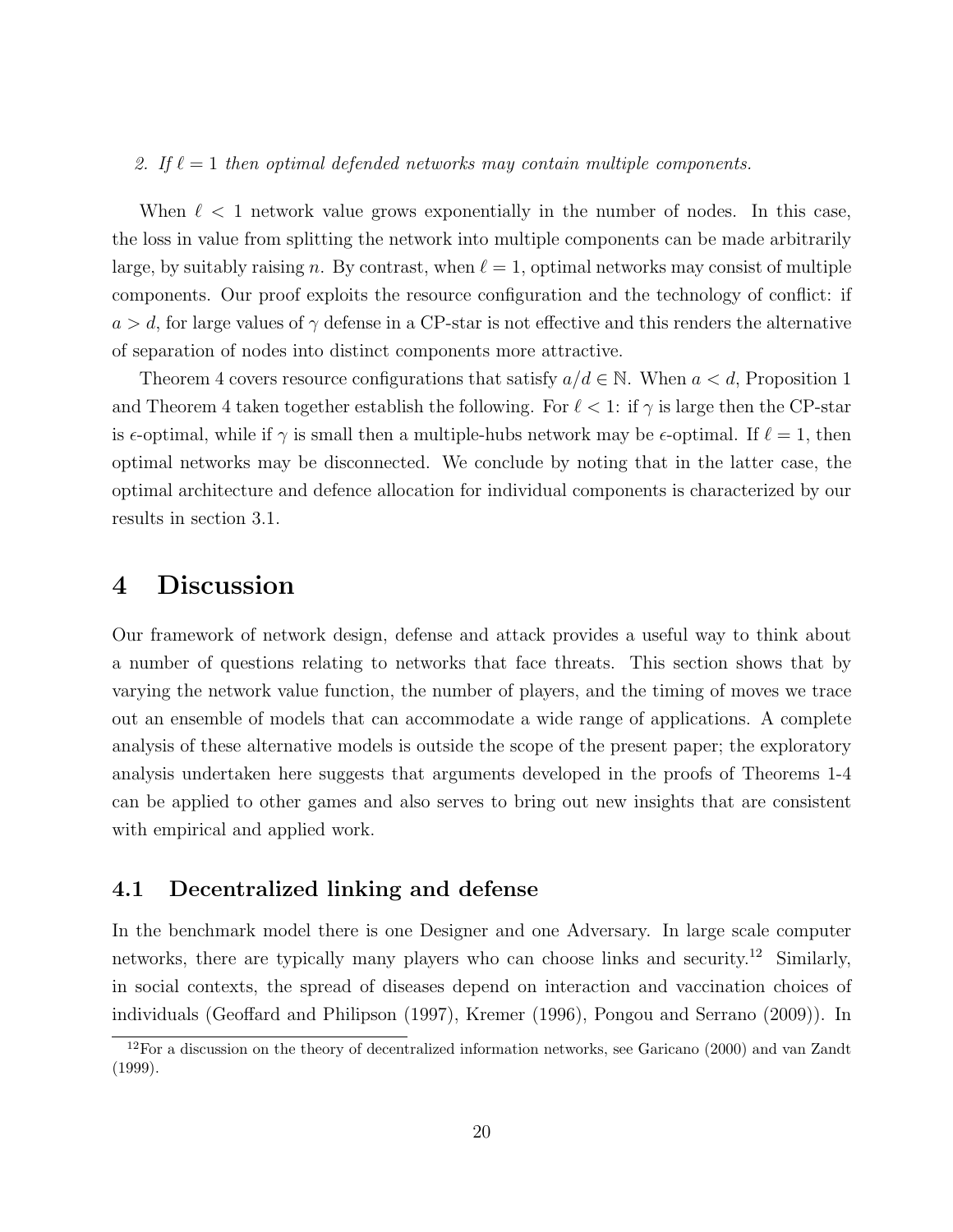*2. If $\ell = 1$ then optimal defended networks may contain multiple components.*

When $\ell < 1$ network value grows exponentially in the number of nodes. In this case, the loss in value from splitting the network into multiple components can be made arbitrarily large, by suitably raising $n$. By contrast, when $\ell = 1$, optimal networks may consist of multiple components. Our proof exploits the resource configuration and the technology of conflict: if $a > d$, for large values of $\gamma$ defense in a CP-star is not effective and this renders the alternative of separation of nodes into distinct components more attractive.

Theorem 4 covers resource configurations that satisfy $a/d \in \mathbb{N}$. When $a < d$, Proposition 1 and Theorem 4 taken together establish the following. For $\ell < 1$: if $\gamma$ is large then the CP-star is $\epsilon$-optimal, while if $\gamma$ is small then a multiple-hubs network may be $\epsilon$-optimal. If $\ell = 1$, then optimal networks may be disconnected. We conclude by noting that in the latter case, the optimal architecture and defence allocation for individual components is characterized by our results in section 3.1.

# 4 Discussion

Our framework of network design, defense and attack provides a useful way to think about a number of questions relating to networks that face threats. This section shows that by varying the network value function, the number of players, and the timing of moves we trace out an ensemble of models that can accommodate a wide range of applications. A complete analysis of these alternative models is outside the scope of the present paper; the exploratory analysis undertaken here suggests that arguments developed in the proofs of Theorems 1-4 can be applied to other games and also serves to bring out new insights that are consistent with empirical and applied work.

## 4.1 Decentralized linking and defense

In the benchmark model there is one Designer and one Adversary. In large scale computer networks, there are typically many players who can choose links and security.[12] Similarly, in social contexts, the spread of diseases depend on interaction and vaccination choices of individuals (Geoffard and Philipson (1997), Kremer (1996), Pongou and Serrano (2009)). In

[12] For a discussion on the theory of decentralized information networks, see Garicano (2000) and van Zandt (1999).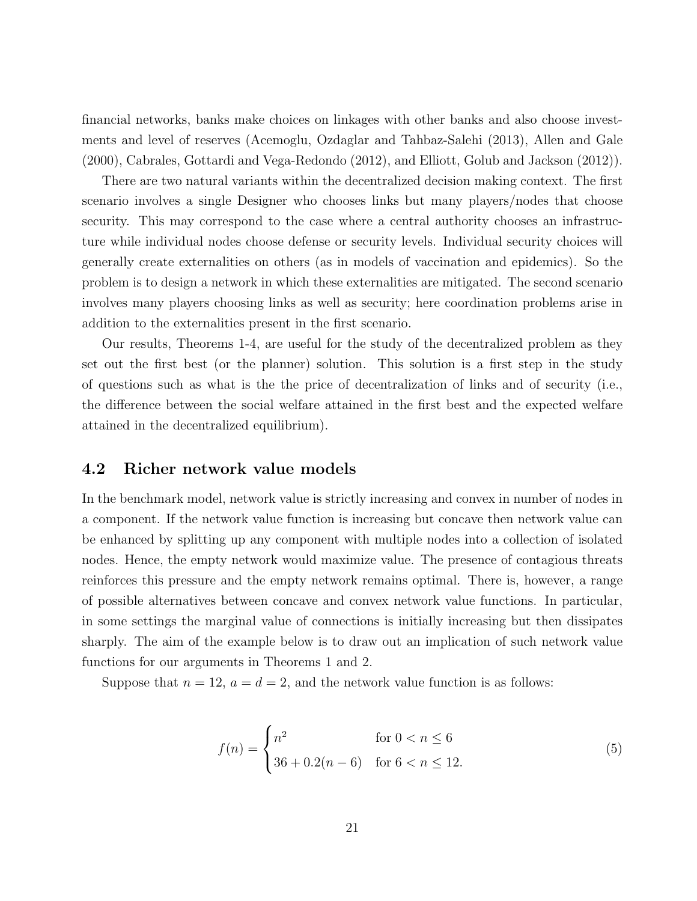financial networks, banks make choices on linkages with other banks and also choose investments and level of reserves (Acemoglu, Ozdaglar and Tahbaz-Salehi (2013), Allen and Gale (2000), Cabrales, Gottardi and Vega-Redondo (2012), and Elliott, Golub and Jackson (2012)).

There are two natural variants within the decentralized decision making context. The first scenario involves a single Designer who chooses links but many players/nodes that choose security. This may correspond to the case where a central authority chooses an infrastructure while individual nodes choose defense or security levels. Individual security choices will generally create externalities on others (as in models of vaccination and epidemics). So the problem is to design a network in which these externalities are mitigated. The second scenario involves many players choosing links as well as security; here coordination problems arise in addition to the externalities present in the first scenario.

Our results, Theorems 1-4, are useful for the study of the decentralized problem as they set out the first best (or the planner) solution. This solution is a first step in the study of questions such as what is the the price of decentralization of links and of security (i.e., the difference between the social welfare attained in the first best and the expected welfare attained in the decentralized equilibrium).

## 4.2 Richer network value models

In the benchmark model, network value is strictly increasing and convex in number of nodes in a component. If the network value function is increasing but concave then network value can be enhanced by splitting up any component with multiple nodes into a collection of isolated nodes. Hence, the empty network would maximize value. The presence of contagious threats reinforces this pressure and the empty network remains optimal. There is, however, a range of possible alternatives between concave and convex network value functions. In particular, in some settings the marginal value of connections is initially increasing but then dissipates sharply. The aim of the example below is to draw out an implication of such network value functions for our arguments in Theorems 1 and 2.

Suppose that $n = 12$, $a = d = 2$, and the network value function is as follows:

$$f(n) = \begin{cases} n^2 & \text{for } 0 < n \leq 6 \\ 36 + 0.2(n-6) & \text{for } 6 < n \leq 12. \end{cases} \tag{5}$$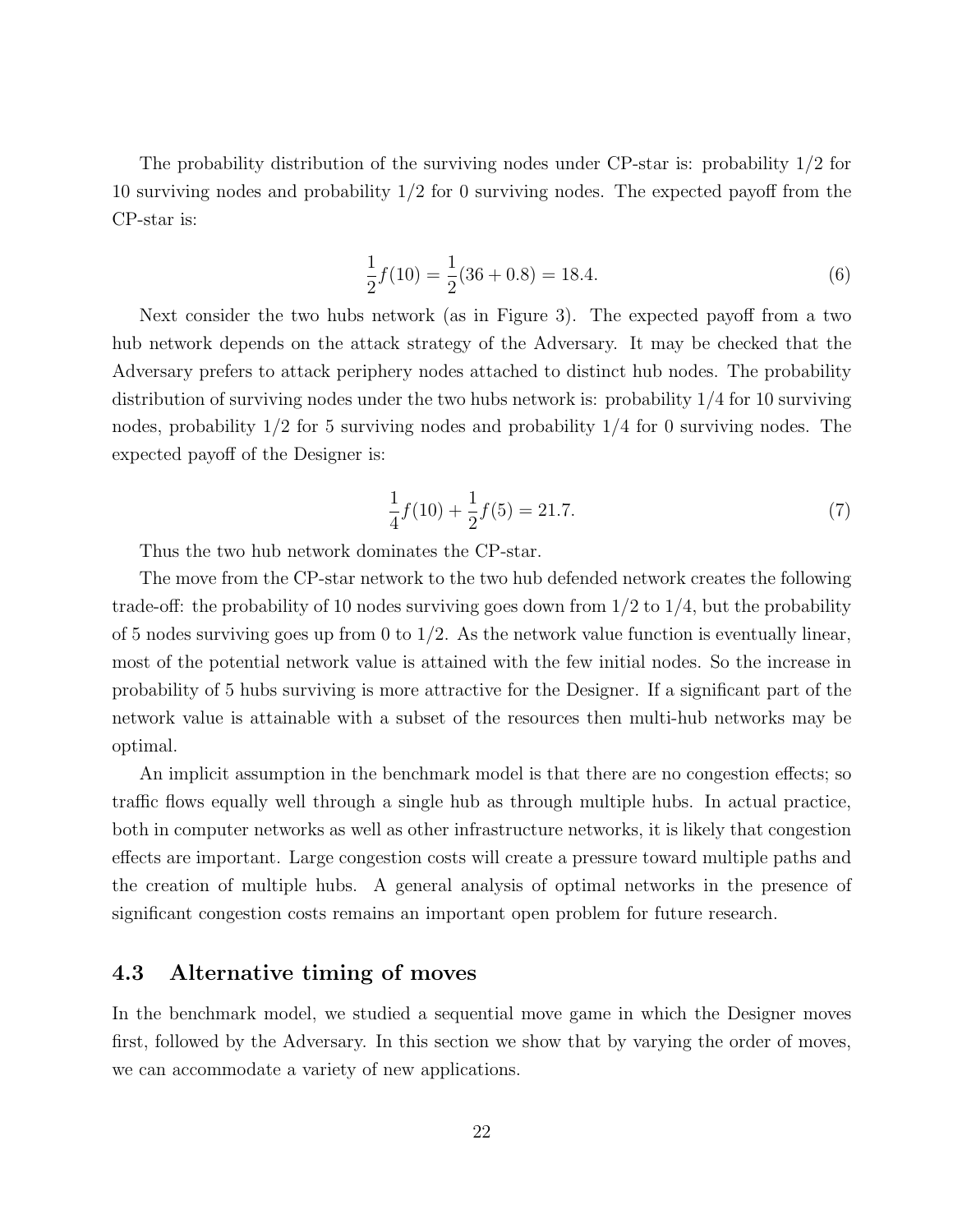The probability distribution of the surviving nodes under CP-star is: probability 1/2 for 10 surviving nodes and probability 1/2 for 0 surviving nodes. The expected payoff from the CP-star is:

$$\frac{1}{2}f(10) = \frac{1}{2}(36 + 0.8) = 18.4. \tag{6}$$

Next consider the two hubs network (as in Figure 3). The expected payoff from a two hub network depends on the attack strategy of the Adversary. It may be checked that the Adversary prefers to attack periphery nodes attached to distinct hub nodes. The probability distribution of surviving nodes under the two hubs network is: probability 1/4 for 10 surviving nodes, probability 1/2 for 5 surviving nodes and probability 1/4 for 0 surviving nodes. The expected payoff of the Designer is:

$$\frac{1}{4}f(10) + \frac{1}{2}f(5) = 21.7. \tag{7}$$

Thus the two hub network dominates the CP-star.

The move from the CP-star network to the two hub defended network creates the following trade-off: the probability of 10 nodes surviving goes down from 1/2 to 1/4, but the probability of 5 nodes surviving goes up from 0 to 1/2. As the network value function is eventually linear, most of the potential network value is attained with the few initial nodes. So the increase in probability of 5 hubs surviving is more attractive for the Designer. If a significant part of the network value is attainable with a subset of the resources then multi-hub networks may be optimal.

An implicit assumption in the benchmark model is that there are no congestion effects; so traffic flows equally well through a single hub as through multiple hubs. In actual practice, both in computer networks as well as other infrastructure networks, it is likely that congestion effects are important. Large congestion costs will create a pressure toward multiple paths and the creation of multiple hubs. A general analysis of optimal networks in the presence of significant congestion costs remains an important open problem for future research.

### 4.3 Alternative timing of moves

In the benchmark model, we studied a sequential move game in which the Designer moves first, followed by the Adversary. In this section we show that by varying the order of moves, we can accommodate a variety of new applications.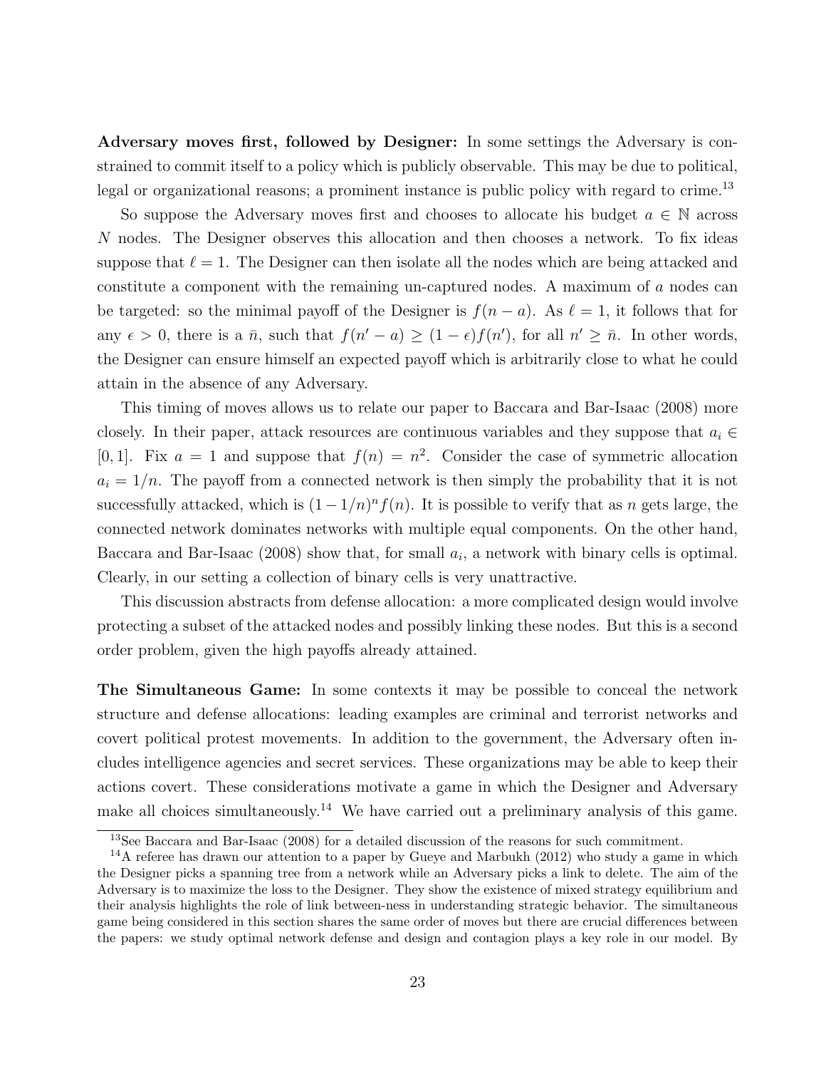**Adversary moves first, followed by Designer:** In some settings the Adversary is constrained to commit itself to a policy which is publicly observable. This may be due to political, legal or organizational reasons; a prominent instance is public policy with regard to crime.[13]

So suppose the Adversary moves first and chooses to allocate his budget $a \in \mathbb{N}$ across $N$ nodes. The Designer observes this allocation and then chooses a network. To fix ideas suppose that $\ell = 1$. The Designer can then isolate all the nodes which are being attacked and constitute a component with the remaining un-captured nodes. A maximum of $a$ nodes can be targeted: so the minimal payoff of the Designer is $f(n - a)$. As $\ell = 1$, it follows that for any $\epsilon > 0$, there is a $\bar{n}$, such that $f(n' - a) \geq (1 - \epsilon) f(n')$, for all $n' \geq \bar{n}$. In other words, the Designer can ensure himself an expected payoff which is arbitrarily close to what he could attain in the absence of any Adversary.

This timing of moves allows us to relate our paper to Baccara and Bar-Isaac (2008) more closely. In their paper, attack resources are continuous variables and they suppose that $a_i \in [0, 1]$. Fix $a = 1$ and suppose that $f(n) = n^2$. Consider the case of symmetric allocation $a_i = 1/n$. The payoff from a connected network is then simply the probability that it is not successfully attacked, which is $(1 - 1/n)^n f(n)$. It is possible to verify that as $n$ gets large, the connected network dominates networks with multiple equal components. On the other hand, Baccara and Bar-Isaac (2008) show that, for small $a_i$, a network with binary cells is optimal. Clearly, in our setting a collection of binary cells is very unattractive.

This discussion abstracts from defense allocation: a more complicated design would involve protecting a subset of the attacked nodes and possibly linking these nodes. But this is a second order problem, given the high payoffs already attained.

**The Simultaneous Game:** In some contexts it may be possible to conceal the network structure and defense allocations: leading examples are criminal and terrorist networks and covert political protest movements. In addition to the government, the Adversary often includes intelligence agencies and secret services. These organizations may be able to keep their actions covert. These considerations motivate a game in which the Designer and Adversary make all choices simultaneously.[14] We have carried out a preliminary analysis of this game.

[13] See Baccara and Bar-Isaac (2008) for a detailed discussion of the reasons for such commitment.

[14] A referee has drawn our attention to a paper by Gueye and Marbukh (2012) who study a game in which the Designer picks a spanning tree from a network while an Adversary picks a link to delete. The aim of the Adversary is to maximize the loss to the Designer. They show the existence of mixed strategy equilibrium and their analysis highlights the role of link between-ness in understanding strategic behavior. The simultaneous game being considered in this section shares the same order of moves but there are crucial differences between the papers: we study optimal network defense and design and contagion plays a key role in our model. By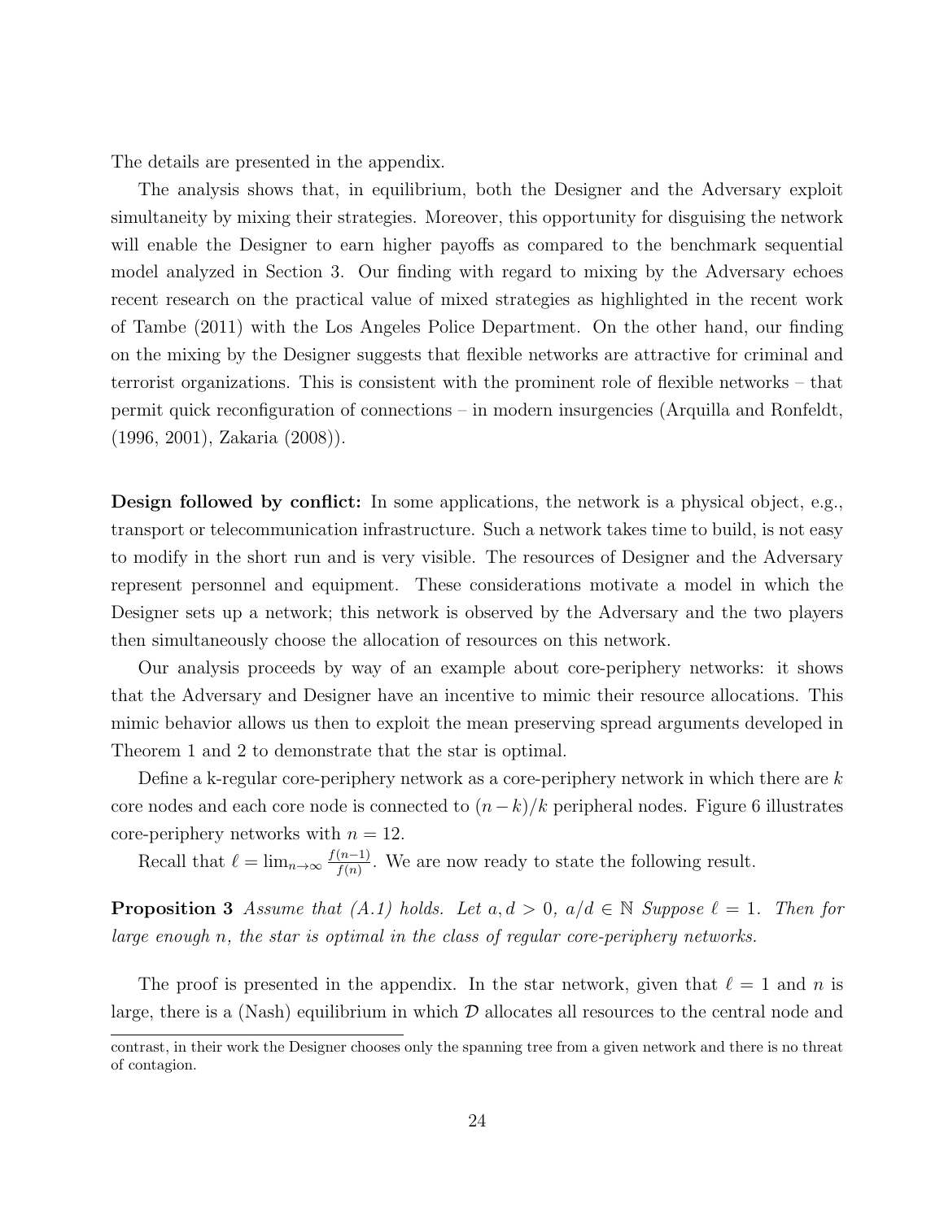The details are presented in the appendix.

The analysis shows that, in equilibrium, both the Designer and the Adversary exploit simultaneity by mixing their strategies. Moreover, this opportunity for disguising the network will enable the Designer to earn higher payoffs as compared to the benchmark sequential model analyzed in Section 3. Our finding with regard to mixing by the Adversary echoes recent research on the practical value of mixed strategies as highlighted in the recent work of Tambe (2011) with the Los Angeles Police Department. On the other hand, our finding on the mixing by the Designer suggests that flexible networks are attractive for criminal and terrorist organizations. This is consistent with the prominent role of flexible networks – that permit quick reconfiguration of connections – in modern insurgencies (Arquilla and Ronfeldt, (1996, 2001), Zakaria (2008)).

**Design followed by conflict:** In some applications, the network is a physical object, e.g., transport or telecommunication infrastructure. Such a network takes time to build, is not easy to modify in the short run and is very visible. The resources of Designer and the Adversary represent personnel and equipment. These considerations motivate a model in which the Designer sets up a network; this network is observed by the Adversary and the two players then simultaneously choose the allocation of resources on this network.

Our analysis proceeds by way of an example about core-periphery networks: it shows that the Adversary and Designer have an incentive to mimic their resource allocations. This mimic behavior allows us then to exploit the mean preserving spread arguments developed in Theorem 1 and 2 to demonstrate that the star is optimal.

Define a k-regular core-periphery network as a core-periphery network in which there are $k$ core nodes and each core node is connected to $(n-k)/k$ peripheral nodes. Figure 6 illustrates core-periphery networks with $n = 12$.

Recall that $\ell = \lim_{n\to\infty} \frac{f(n-1)}{f(n)}$. We are now ready to state the following result.

**Proposition 3** *Assume that (A.1) holds. Let $a, d > 0$, $a/d \in \mathbb{N}$ Suppose $\ell = 1$. Then for large enough $n$, the star is optimal in the class of regular core-periphery networks.*

The proof is presented in the appendix. In the star network, given that $\ell = 1$ and $n$ is large, there is a (Nash) equilibrium in which $\mathcal{D}$ allocates all resources to the central node and

contrast, in their work the Designer chooses only the spanning tree from a given network and there is no threat of contagion.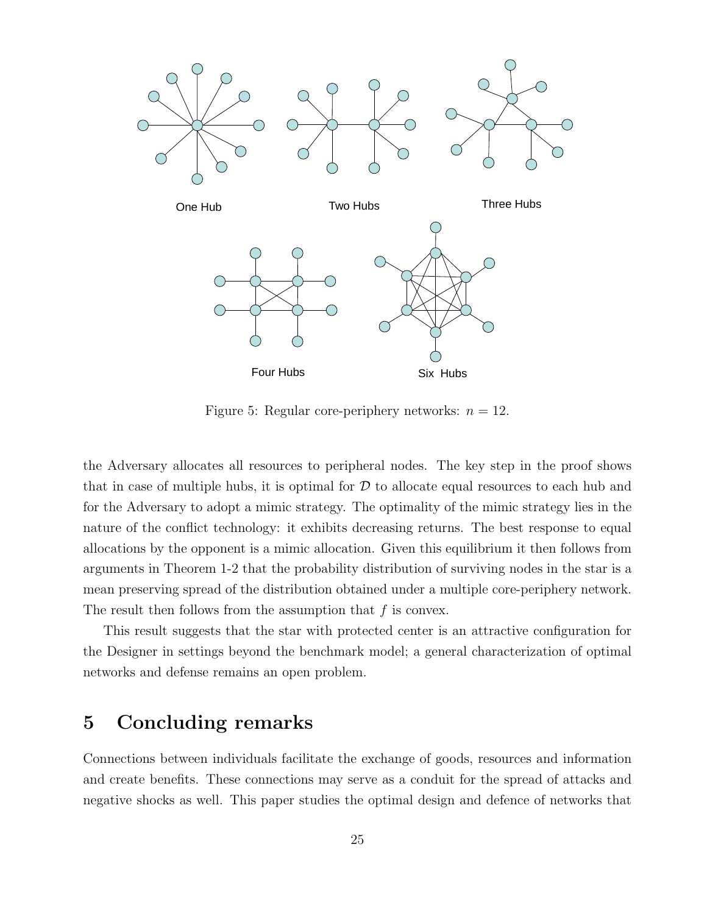One Hub

Two Hubs

Three Hubs

Four Hubs

Six Hubs

Figure 5: Regular core-periphery networks: $n = 12$.

the Adversary allocates all resources to peripheral nodes. The key step in the proof shows that in case of multiple hubs, it is optimal for $\mathcal{D}$ to allocate equal resources to each hub and for the Adversary to adopt a mimic strategy. The optimality of the mimic strategy lies in the nature of the conflict technology: it exhibits decreasing returns. The best response to equal allocations by the opponent is a mimic allocation. Given this equilibrium it then follows from arguments in Theorem 1-2 that the probability distribution of surviving nodes in the star is a mean preserving spread of the distribution obtained under a multiple core-periphery network. The result then follows from the assumption that $f$ is convex.

This result suggests that the star with protected center is an attractive configuration for the Designer in settings beyond the benchmark model; a general characterization of optimal networks and defense remains an open problem.

## 5 Concluding remarks

Connections between individuals facilitate the exchange of goods, resources and information and create benefits. These connections may serve as a conduit for the spread of attacks and negative shocks as well. This paper studies the optimal design and defence of networks that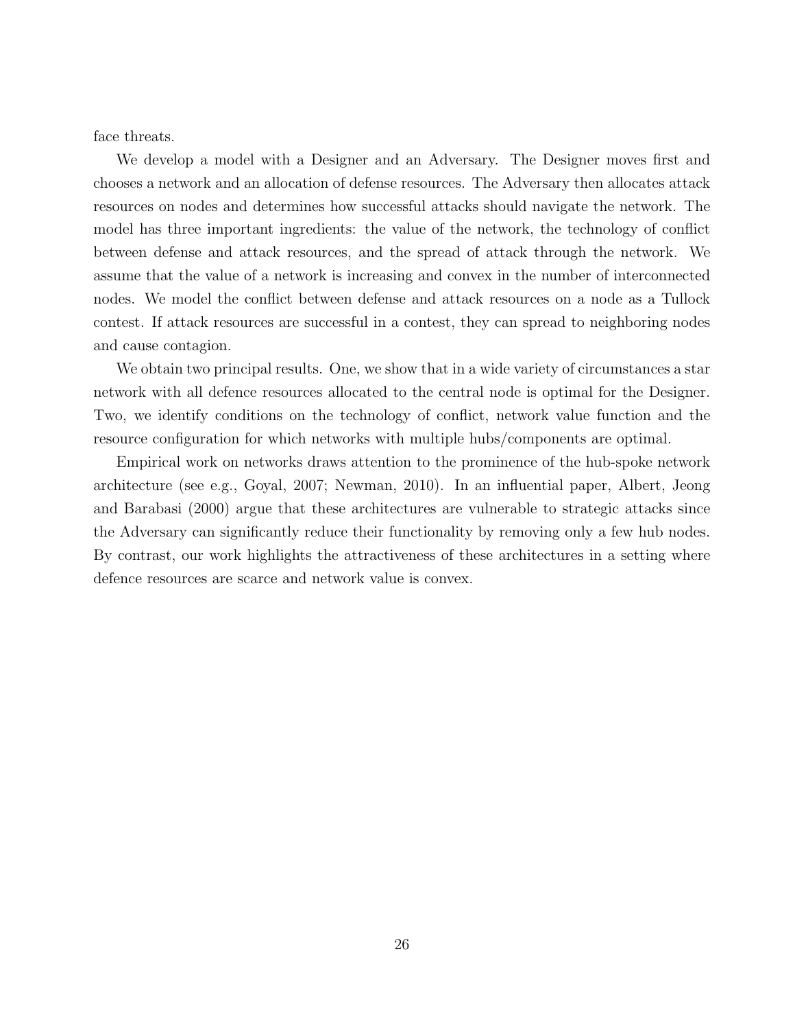face threats.

We develop a model with a Designer and an Adversary. The Designer moves first and chooses a network and an allocation of defense resources. The Adversary then allocates attack resources on nodes and determines how successful attacks should navigate the network. The model has three important ingredients: the value of the network, the technology of conflict between defense and attack resources, and the spread of attack through the network. We assume that the value of a network is increasing and convex in the number of interconnected nodes. We model the conflict between defense and attack resources on a node as a Tullock contest. If attack resources are successful in a contest, they can spread to neighboring nodes and cause contagion.

We obtain two principal results. One, we show that in a wide variety of circumstances a star network with all defence resources allocated to the central node is optimal for the Designer. Two, we identify conditions on the technology of conflict, network value function and the resource configuration for which networks with multiple hubs/components are optimal.

Empirical work on networks draws attention to the prominence of the hub-spoke network architecture (see e.g., Goyal, 2007; Newman, 2010). In an influential paper, Albert, Jeong and Barabasi (2000) argue that these architectures are vulnerable to strategic attacks since the Adversary can significantly reduce their functionality by removing only a few hub nodes. By contrast, our work highlights the attractiveness of these architectures in a setting where defence resources are scarce and network value is convex.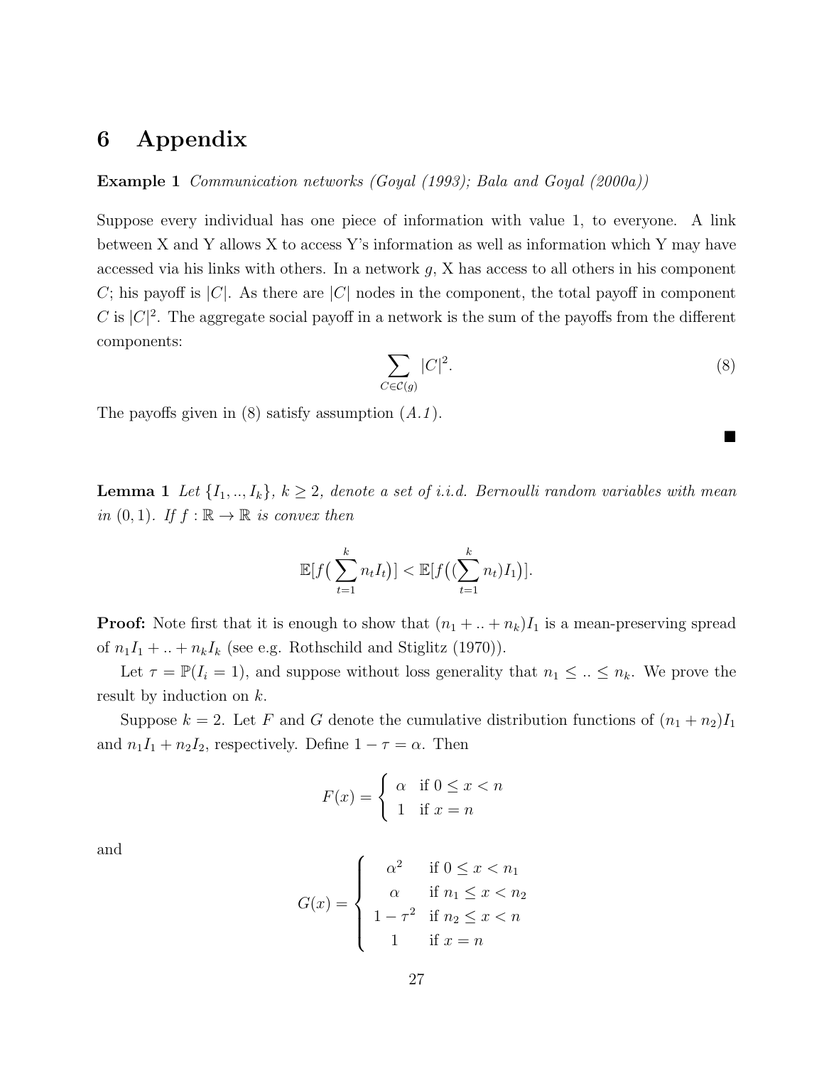# 6 Appendix

**Example 1** *Communication networks (Goyal (1993); Bala and Goyal (2000a))*

Suppose every individual has one piece of information with value 1, to everyone. A link between X and Y allows X to access Y's information as well as information which Y may have accessed via his links with others. In a network $g$, X has access to all others in his component $C$; his payoff is $|C|$. As there are $|C|$ nodes in the component, the total payoff in component $C$ is $|C|^2$. The aggregate social payoff in a network is the sum of the payoffs from the different components:

$$\sum_{C \in \mathcal{C}(g)} |C|^2. \tag{8}$$

The payoffs given in (8) satisfy assumption *(A.1)*.

■

**Lemma 1** *Let $\{I_1, .., I_k\}$, $k \geq 2$, denote a set of i.i.d. Bernoulli random variables with mean in $(0, 1)$. If $f : \mathbb{R} \to \mathbb{R}$ is convex then*

$$\mathbb{E}[f\big(\sum_{t=1}^{k} n_t I_t\big)] < \mathbb{E}[f\big((\sum_{t=1}^{k} n_t) I_1\big)].$$

**Proof:** Note first that it is enough to show that $(n_1 + .. + n_k)I_1$ is a mean-preserving spread of $n_1 I_1 + .. + n_k I_k$ (see e.g. Rothschild and Stiglitz (1970)).

Let $\tau = \mathbb{P}(I_i = 1)$, and suppose without loss generality that $n_1 \leq .. \leq n_k$. We prove the result by induction on $k$.

Suppose $k = 2$. Let $F$ and $G$ denote the cumulative distribution functions of $(n_1 + n_2)I_1$ and $n_1 I_1 + n_2 I_2$, respectively. Define $1 - \tau = \alpha$. Then

$$F(x) = \begin{cases} \alpha & \text{if } 0 \leq x < n \\ 1 & \text{if } x = n \end{cases}$$

and

$$G(x) = \begin{cases} \alpha^2 & \text{if } 0 \leq x < n_1 \\ \alpha & \text{if } n_1 \leq x < n_2 \\ 1 - \tau^2 & \text{if } n_2 \leq x < n \\ 1 & \text{if } x = n \end{cases}$$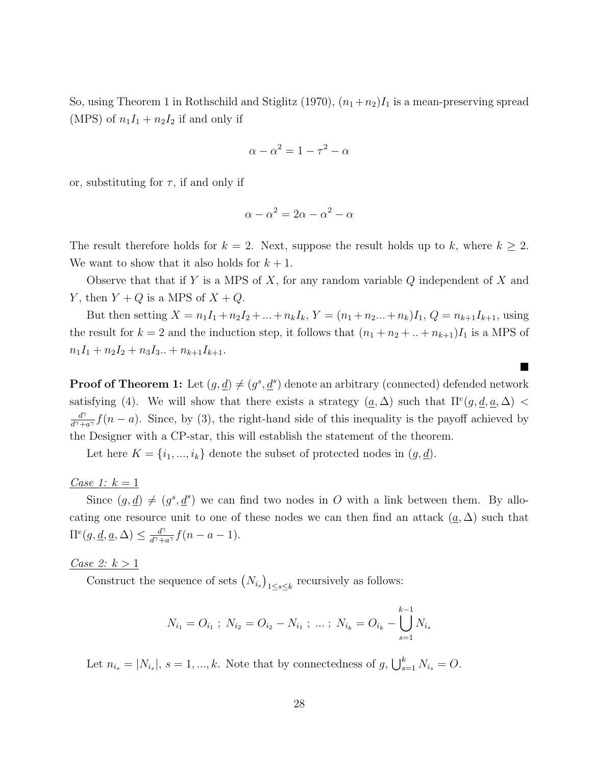So, using Theorem 1 in Rothschild and Stiglitz (1970), $(n_1+n_2)I_1$ is a mean-preserving spread (MPS) of $n_1I_1 + n_2I_2$ if and only if

$$\alpha - \alpha^2 = 1 - \tau^2 - \alpha$$

or, substituting for $\tau$, if and only if

$$\alpha - \alpha^2 = 2\alpha - \alpha^2 - \alpha$$

The result therefore holds for $k = 2$. Next, suppose the result holds up to $k$, where $k \geq 2$. We want to show that it also holds for $k+1$.

Observe that that if $Y$ is a MPS of $X$, for any random variable $Q$ independent of $X$ and $Y$, then $Y + Q$ is a MPS of $X + Q$.

But then setting $X = n_1I_1 + n_2I_2 + ... + n_kI_k$, $Y = (n_1 + n_2... + n_k)I_1$, $Q = n_{k+1}I_{k+1}$, using the result for $k = 2$ and the induction step, it follows that $(n_1 + n_2 + .. + n_{k+1})I_1$ is a MPS of $n_1I_1 + n_2I_2 + n_3I_3.. + n_{k+1}I_{k+1}$.

■

**Proof of Theorem 1:** Let $(g, \underline{d}) \neq (g^s, \underline{d}^s)$ denote an arbitrary (connected) defended network satisfying (4). We will show that there exists a strategy $(\underline{a}, \Delta)$ such that $\Pi^e(g, \underline{d}, \underline{a}, \Delta) < \frac{d^\gamma}{d^\gamma + a^\gamma} f(n-a)$. Since, by (3), the right-hand side of this inequality is the payoff achieved by the Designer with a CP-star, this will establish the statement of the theorem.

Let here $K = \{i_1, ..., i_k\}$ denote the subset of protected nodes in $(g, \underline{d})$.

*Case 1: $k = 1$*

Since $(g, \underline{d}) \neq (g^s, \underline{d}^s)$ we can find two nodes in $O$ with a link between them. By allocating one resource unit to one of these nodes we can then find an attack $(\underline{a}, \Delta)$ such that $\Pi^e(g, \underline{d}, \underline{a}, \Delta) \leq \frac{d^\gamma}{d^\gamma + a^\gamma} f(n - a - 1)$.

*Case 2: $k > 1$*

Construct the sequence of sets $\left(N_{i_s}\right)_{1 \leq s \leq k}$ recursively as follows:

$$N_{i_1} = O_{i_1} \; ; \; N_{i_2} = O_{i_2} - N_{i_1} \; ; \; ... \; ; \; N_{i_k} = O_{i_k} - \bigcup_{s=1}^{k-1} N_{i_s}$$

Let $n_{i_s} = |N_{i_s}|$, $s = 1, ..., k$. Note that by connectedness of $g$, $\bigcup_{s=1}^{k} N_{i_s} = O$.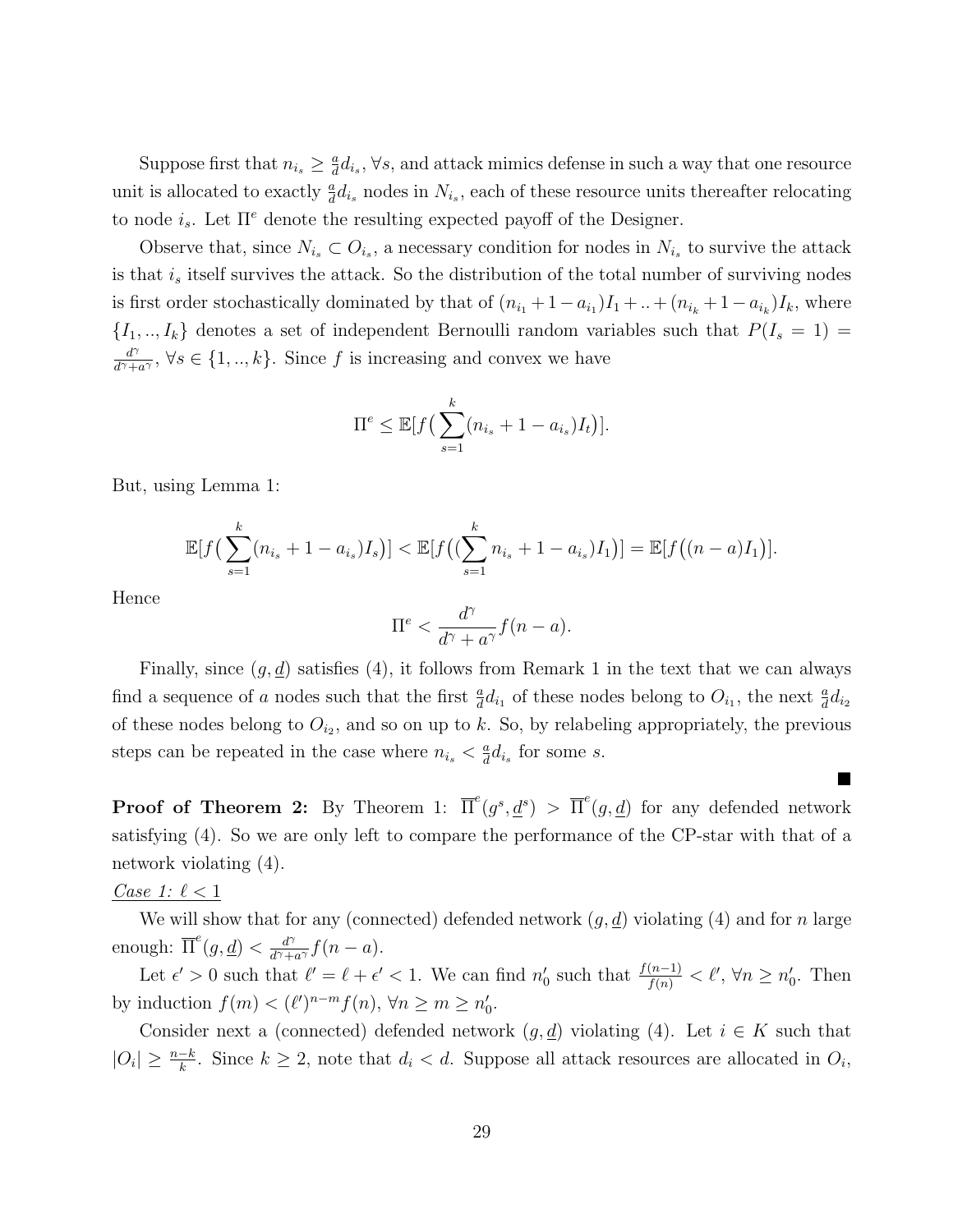Suppose first that $n_{i_s} \geq \frac{a}{d} d_{i_s}$, $\forall s$, and attack mimics defense in such a way that one resource unit is allocated to exactly $\frac{a}{d} d_{i_s}$ nodes in $N_{i_s}$, each of these resource units thereafter relocating to node $i_s$. Let $\Pi^e$ denote the resulting expected payoff of the Designer.

Observe that, since $N_{i_s} \subset O_{i_s}$, a necessary condition for nodes in $N_{i_s}$ to survive the attack is that $i_s$ itself survives the attack. So the distribution of the total number of surviving nodes is first order stochastically dominated by that of $(n_{i_1} + 1 - a_{i_1}) I_1 + .. + (n_{i_k} + 1 - a_{i_k}) I_k$, where $\{I_1, .., I_k\}$ denotes a set of independent Bernoulli random variables such that $P(I_s = 1) = \frac{d^\gamma}{d^\gamma + a^\gamma}$, $\forall s \in \{1, .., k\}$. Since $f$ is increasing and convex we have

$$\Pi^e \leq \mathbb{E}[f\big(\sum_{s=1}^{k} (n_{i_s} + 1 - a_{i_s}) I_t\big)].$$

But, using Lemma 1:

$$\mathbb{E}[f\big(\sum_{s=1}^{k} (n_{i_s} + 1 - a_{i_s}) I_s\big)] < \mathbb{E}[f\big((\sum_{s=1}^{k} n_{i_s} + 1 - a_{i_s}) I_1\big)] = \mathbb{E}[f\big((n-a) I_1\big)].$$

Hence

$$\Pi^e < \frac{d^\gamma}{d^\gamma + a^\gamma} f(n-a).$$

Finally, since $(g, \underline{d})$ satisfies (4), it follows from Remark 1 in the text that we can always find a sequence of $a$ nodes such that the first $\frac{a}{d} d_{i_1}$ of these nodes belong to $O_{i_1}$, the next $\frac{a}{d} d_{i_2}$ of these nodes belong to $O_{i_2}$, and so on up to $k$. So, by relabeling appropriately, the previous steps can be repeated in the case where $n_{i_s} < \frac{a}{d} d_{i_s}$ for some $s$.

■

**Proof of Theorem 2:** By Theorem 1: $\overline{\Pi}^e(g^s, \underline{d}^s) > \overline{\Pi}^e(g, \underline{d})$ for any defended network satisfying (4). So we are only left to compare the performance of the CP-star with that of a network violating (4).

<u>*Case 1: $\ell < 1$*</u>

We will show that for any (connected) defended network $(g, \underline{d})$ violating (4) and for $n$ large enough: $\overline{\Pi}^e(g, \underline{d}) < \frac{d^\gamma}{d^\gamma + a^\gamma} f(n-a)$.

Let $\epsilon' > 0$ such that $\ell' = \ell + \epsilon' < 1$. We can find $n'_0$ such that $\frac{f(n-1)}{f(n)} < \ell'$, $\forall n \geq n'_0$. Then by induction $f(m) < (\ell')^{n-m} f(n)$, $\forall n \geq m \geq n'_0$.

Consider next a (connected) defended network $(g, \underline{d})$ violating (4). Let $i \in K$ such that $|O_i| \geq \frac{n-k}{k}$. Since $k \geq 2$, note that $d_i < d$. Suppose all attack resources are allocated in $O_i$,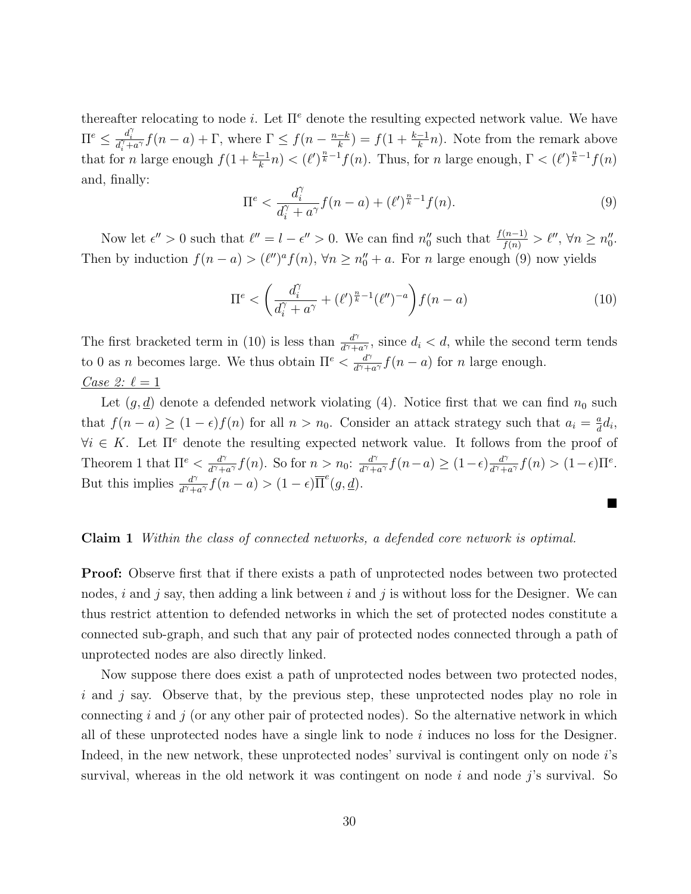thereafter relocating to node $i$. Let $\Pi^e$ denote the resulting expected network value. We have $\Pi^e \leq \frac{d_i^\gamma}{d_i^\gamma + a^\gamma} f(n-a) + \Gamma$, where $\Gamma \leq f(n - \frac{n-k}{k}) = f(1 + \frac{k-1}{k} n)$. Note from the remark above that for $n$ large enough $f(1 + \frac{k-1}{k} n) < (\ell')^{\frac{n}{k}-1} f(n)$. Thus, for $n$ large enough, $\Gamma < (\ell')^{\frac{n}{k}-1} f(n)$ and, finally:

$$\Pi^e < \frac{d_i^\gamma}{d_i^\gamma + a^\gamma} f(n-a) + (\ell')^{\frac{n}{k}-1} f(n). \tag{9}$$

Now let $\epsilon'' > 0$ such that $\ell'' = l - \epsilon'' > 0$. We can find $n_0''$ such that $\frac{f(n-1)}{f(n)} > \ell''$, $\forall n \geq n_0''$. Then by induction $f(n-a) > (\ell'')^a f(n)$, $\forall n \geq n_0'' + a$. For $n$ large enough (9) now yields

$$\Pi^e < \left( \frac{d_i^\gamma}{d_i^\gamma + a^\gamma} + (\ell')^{\frac{n}{k}-1} (\ell'')^{-a} \right) f(n-a) \tag{10}$$

The first bracketed term in (10) is less than $\frac{d^\gamma}{d^\gamma + a^\gamma}$, since $d_i < d$, while the second term tends to 0 as $n$ becomes large. We thus obtain $\Pi^e < \frac{d^\gamma}{d^\gamma + a^\gamma} f(n-a)$ for $n$ large enough.

<u>*Case 2: $\ell = 1$*</u>

Let $(g, \underline{d})$ denote a defended network violating (4). Notice first that we can find $n_0$ such that $f(n-a) \geq (1-\epsilon) f(n)$ for all $n > n_0$. Consider an attack strategy such that $a_i = \frac{a}{d} d_i$, $\forall i \in K$. Let $\Pi^e$ denote the resulting expected network value. It follows from the proof of Theorem 1 that $\Pi^e < \frac{d^\gamma}{d^\gamma + a^\gamma} f(n)$. So for $n > n_0$: $\frac{d^\gamma}{d^\gamma + a^\gamma} f(n-a) \geq (1-\epsilon) \frac{d^\gamma}{d^\gamma + a^\gamma} f(n) > (1-\epsilon) \Pi^e$. But this implies $\frac{d^\gamma}{d^\gamma + a^\gamma} f(n-a) > (1-\epsilon) \overline{\Pi}^e(g, \underline{d})$.

■

**Claim 1** *Within the class of connected networks, a defended core network is optimal.*

**Proof:** Observe first that if there exists a path of unprotected nodes between two protected nodes, $i$ and $j$ say, then adding a link between $i$ and $j$ is without loss for the Designer. We can thus restrict attention to defended networks in which the set of protected nodes constitute a connected sub-graph, and such that any pair of protected nodes connected through a path of unprotected nodes are also directly linked.

Now suppose there does exist a path of unprotected nodes between two protected nodes, $i$ and $j$ say. Observe that, by the previous step, these unprotected nodes play no role in connecting $i$ and $j$ (or any other pair of protected nodes). So the alternative network in which all of these unprotected nodes have a single link to node $i$ induces no loss for the Designer. Indeed, in the new network, these unprotected nodes' survival is contingent only on node $i$'s survival, whereas in the old network it was contingent on node $i$ and node $j$'s survival. So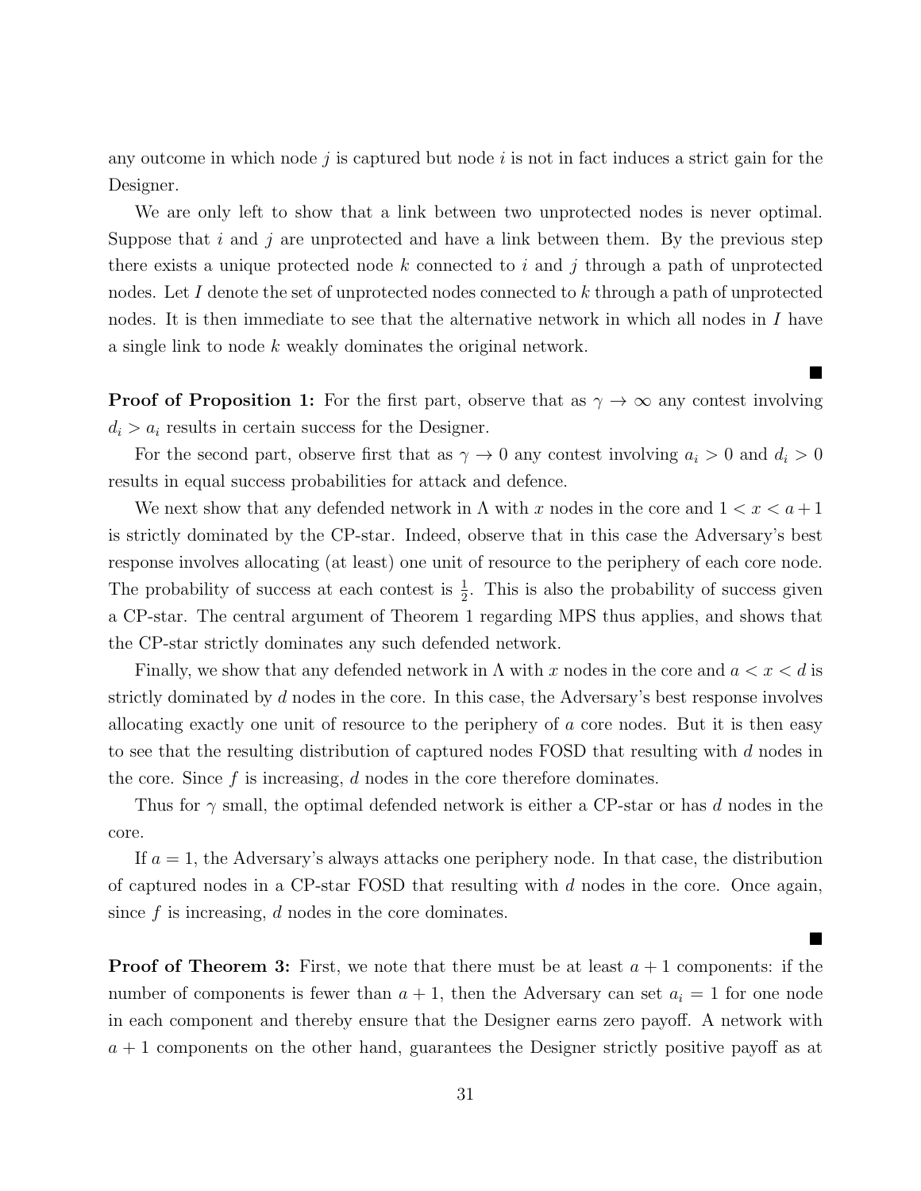any outcome in which node $j$ is captured but node $i$ is not in fact induces a strict gain for the Designer.

We are only left to show that a link between two unprotected nodes is never optimal. Suppose that $i$ and $j$ are unprotected and have a link between them. By the previous step there exists a unique protected node $k$ connected to $i$ and $j$ through a path of unprotected nodes. Let $I$ denote the set of unprotected nodes connected to $k$ through a path of unprotected nodes. It is then immediate to see that the alternative network in which all nodes in $I$ have a single link to node $k$ weakly dominates the original network.

■

**Proof of Proposition 1:** For the first part, observe that as $\gamma \to \infty$ any contest involving $d_i > a_i$ results in certain success for the Designer.

For the second part, observe first that as $\gamma \to 0$ any contest involving $a_i > 0$ and $d_i > 0$ results in equal success probabilities for attack and defence.

We next show that any defended network in $\Lambda$ with $x$ nodes in the core and $1 < x < a+1$ is strictly dominated by the CP-star. Indeed, observe that in this case the Adversary's best response involves allocating (at least) one unit of resource to the periphery of each core node. The probability of success at each contest is $\frac{1}{2}$. This is also the probability of success given a CP-star. The central argument of Theorem 1 regarding MPS thus applies, and shows that the CP-star strictly dominates any such defended network.

Finally, we show that any defended network in $\Lambda$ with $x$ nodes in the core and $a < x < d$ is strictly dominated by $d$ nodes in the core. In this case, the Adversary's best response involves allocating exactly one unit of resource to the periphery of $a$ core nodes. But it is then easy to see that the resulting distribution of captured nodes FOSD that resulting with $d$ nodes in the core. Since $f$ is increasing, $d$ nodes in the core therefore dominates.

Thus for $\gamma$ small, the optimal defended network is either a CP-star or has $d$ nodes in the core.

If $a = 1$, the Adversary's always attacks one periphery node. In that case, the distribution of captured nodes in a CP-star FOSD that resulting with $d$ nodes in the core. Once again, since $f$ is increasing, $d$ nodes in the core dominates.

■

**Proof of Theorem 3:** First, we note that there must be at least $a+1$ components: if the number of components is fewer than $a+1$, then the Adversary can set $a_i = 1$ for one node in each component and thereby ensure that the Designer earns zero payoff. A network with $a+1$ components on the other hand, guarantees the Designer strictly positive payoff as at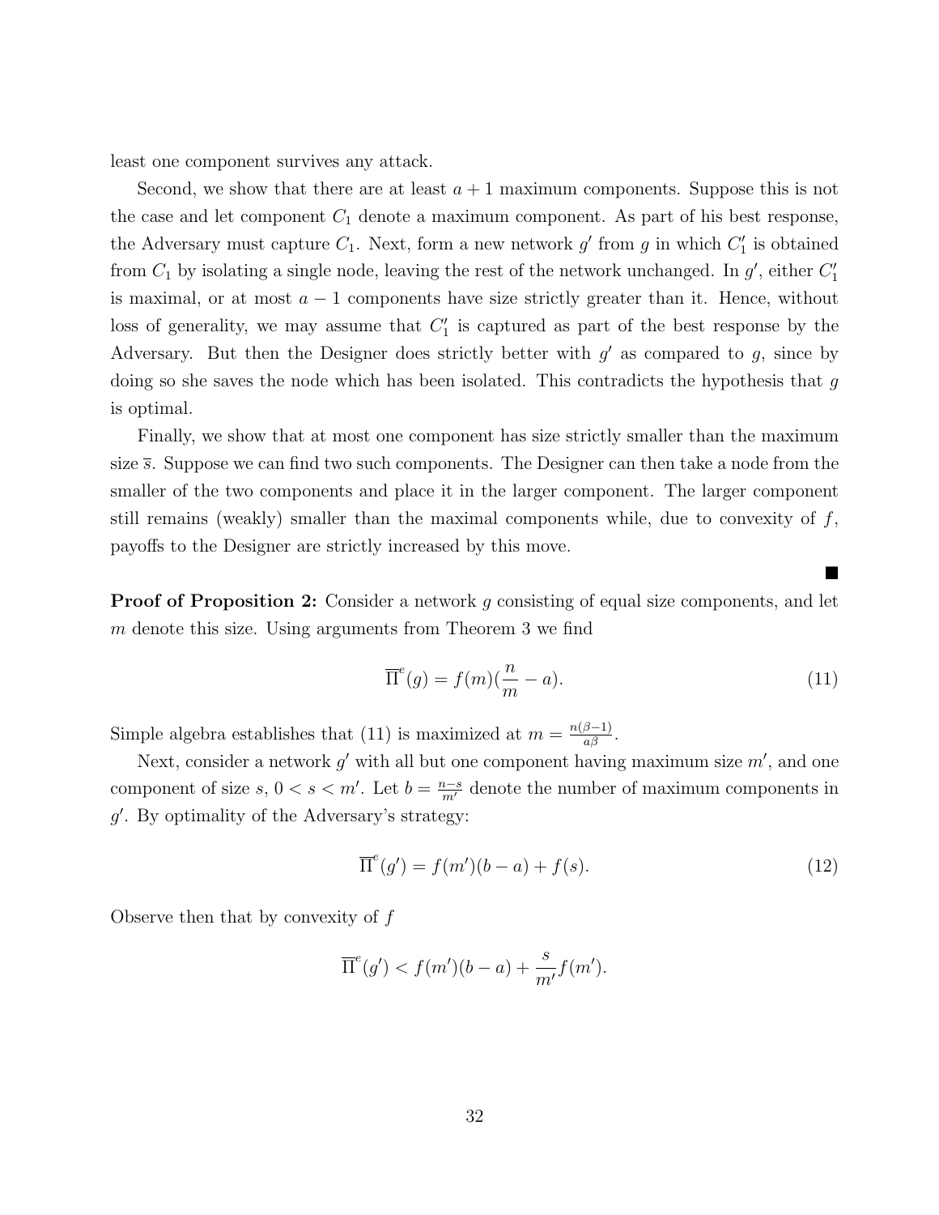least one component survives any attack.

Second, we show that there are at least $a+1$ maximum components. Suppose this is not the case and let component $C_1$ denote a maximum component. As part of his best response, the Adversary must capture $C_1$. Next, form a new network $g'$ from $g$ in which $C_1'$ is obtained from $C_1$ by isolating a single node, leaving the rest of the network unchanged. In $g'$, either $C_1'$ is maximal, or at most $a-1$ components have size strictly greater than it. Hence, without loss of generality, we may assume that $C_1'$ is captured as part of the best response by the Adversary. But then the Designer does strictly better with $g'$ as compared to $g$, since by doing so she saves the node which has been isolated. This contradicts the hypothesis that $g$ is optimal.

Finally, we show that at most one component has size strictly smaller than the maximum size $\overline{s}$. Suppose we can find two such components. The Designer can then take a node from the smaller of the two components and place it in the larger component. The larger component still remains (weakly) smaller than the maximal components while, due to convexity of $f$, payoffs to the Designer are strictly increased by this move.

■

**Proof of Proposition 2:** Consider a network $g$ consisting of equal size components, and let $m$ denote this size. Using arguments from Theorem 3 we find

$$\overline{\Pi}^e(g) = f(m)(\frac{n}{m} - a). \tag{11}$$

Simple algebra establishes that (11) is maximized at $m = \frac{n(\beta-1)}{a\beta}$.

Next, consider a network $g'$ with all but one component having maximum size $m'$, and one component of size $s$, $0 < s < m'$. Let $b = \frac{n-s}{m'}$ denote the number of maximum components in $g'$. By optimality of the Adversary's strategy:

$$\overline{\Pi}^e(g') = f(m')(b-a) + f(s). \tag{12}$$

Observe then that by convexity of $f$

$$\overline{\Pi}^e(g') < f(m')(b-a) + \frac{s}{m'} f(m').$$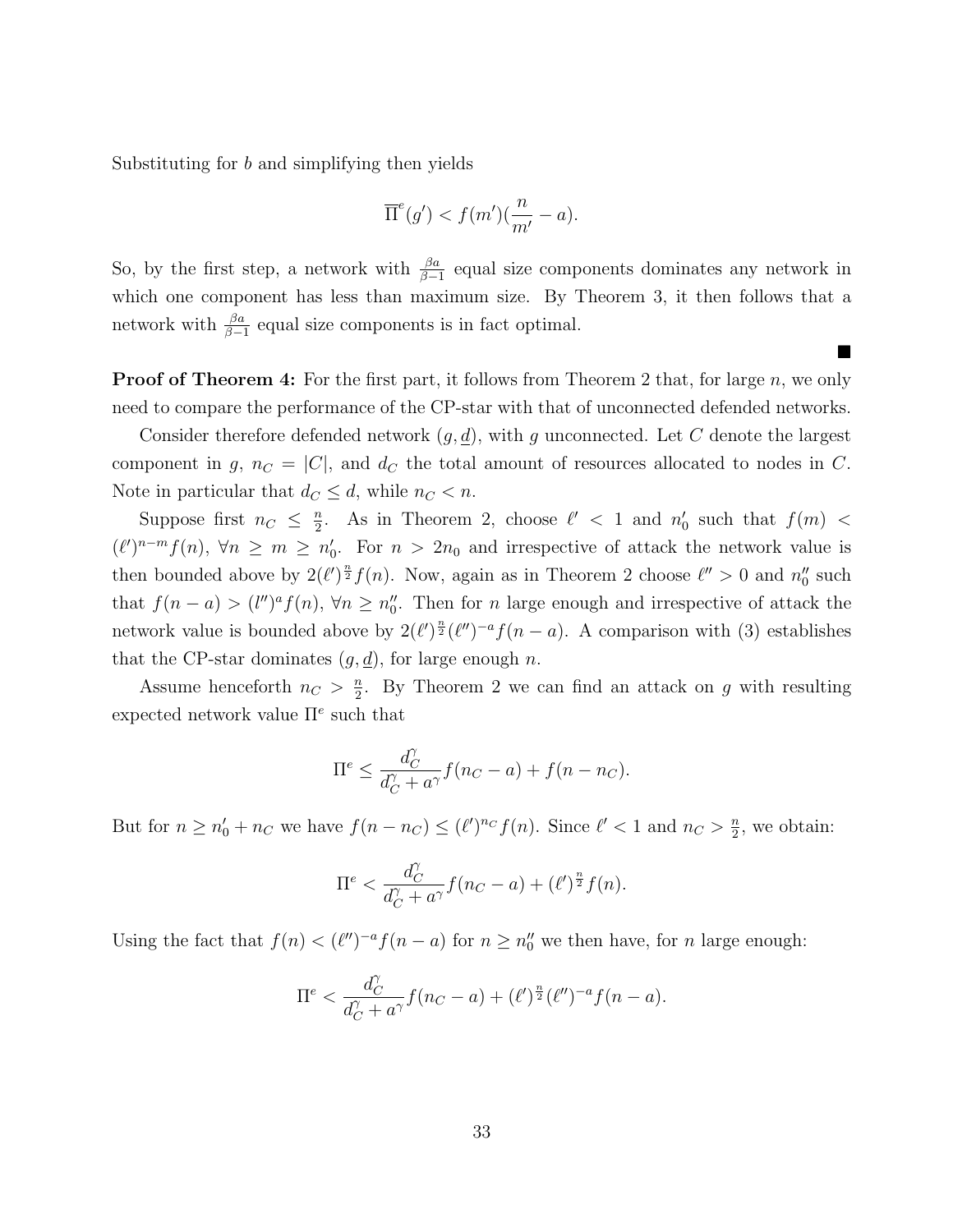Substituting for $b$ and simplifying then yields

$$\overline{\Pi}^e(g') < f(m')(\frac{n}{m'} - a).$$

So, by the first step, a network with $\frac{\beta a}{\beta-1}$ equal size components dominates any network in which one component has less than maximum size. By Theorem 3, it then follows that a network with $\frac{\beta a}{\beta-1}$ equal size components is in fact optimal.

■

**Proof of Theorem 4:** For the first part, it follows from Theorem 2 that, for large $n$, we only need to compare the performance of the CP-star with that of unconnected defended networks.

Consider therefore defended network $(g, \underline{d})$, with $g$ unconnected. Let $C$ denote the largest component in $g$, $n_C = |C|$, and $d_C$ the total amount of resources allocated to nodes in $C$. Note in particular that $d_C \leq d$, while $n_C < n$.

Suppose first $n_C \leq \frac{n}{2}$. As in Theorem 2, choose $\ell' < 1$ and $n'_0$ such that $f(m) < (\ell')^{n-m} f(n)$, $\forall n \geq m \geq n'_0$. For $n > 2n_0$ and irrespective of attack the network value is then bounded above by $2(\ell')^{\frac{n}{2}} f(n)$. Now, again as in Theorem 2 choose $\ell'' > 0$ and $n''_0$ such that $f(n-a) > (l'')^a f(n)$, $\forall n \geq n''_0$. Then for $n$ large enough and irrespective of attack the network value is bounded above by $2(\ell')^{\frac{n}{2}}(\ell'')^{-a} f(n-a)$. A comparison with (3) establishes that the CP-star dominates $(g, \underline{d})$, for large enough $n$.

Assume henceforth $n_C > \frac{n}{2}$. By Theorem 2 we can find an attack on $g$ with resulting expected network value $\Pi^e$ such that

$$\Pi^e \leq \frac{d_C^\gamma}{d_C^\gamma + a^\gamma} f(n_C - a) + f(n - n_C).$$

But for $n \geq n'_0 + n_C$ we have $f(n - n_C) \leq (\ell')^{n_C} f(n)$. Since $\ell' < 1$ and $n_C > \frac{n}{2}$, we obtain:

$$\Pi^e < \frac{d_C^\gamma}{d_C^\gamma + a^\gamma} f(n_C - a) + (\ell')^{\frac{n}{2}} f(n).$$

Using the fact that $f(n) < (\ell'')^{-a} f(n-a)$ for $n \geq n''_0$ we then have, for $n$ large enough:

$$\Pi^e < \frac{d_C^\gamma}{d_C^\gamma + a^\gamma} f(n_C - a) + (\ell')^{\frac{n}{2}}(\ell'')^{-a} f(n-a).$$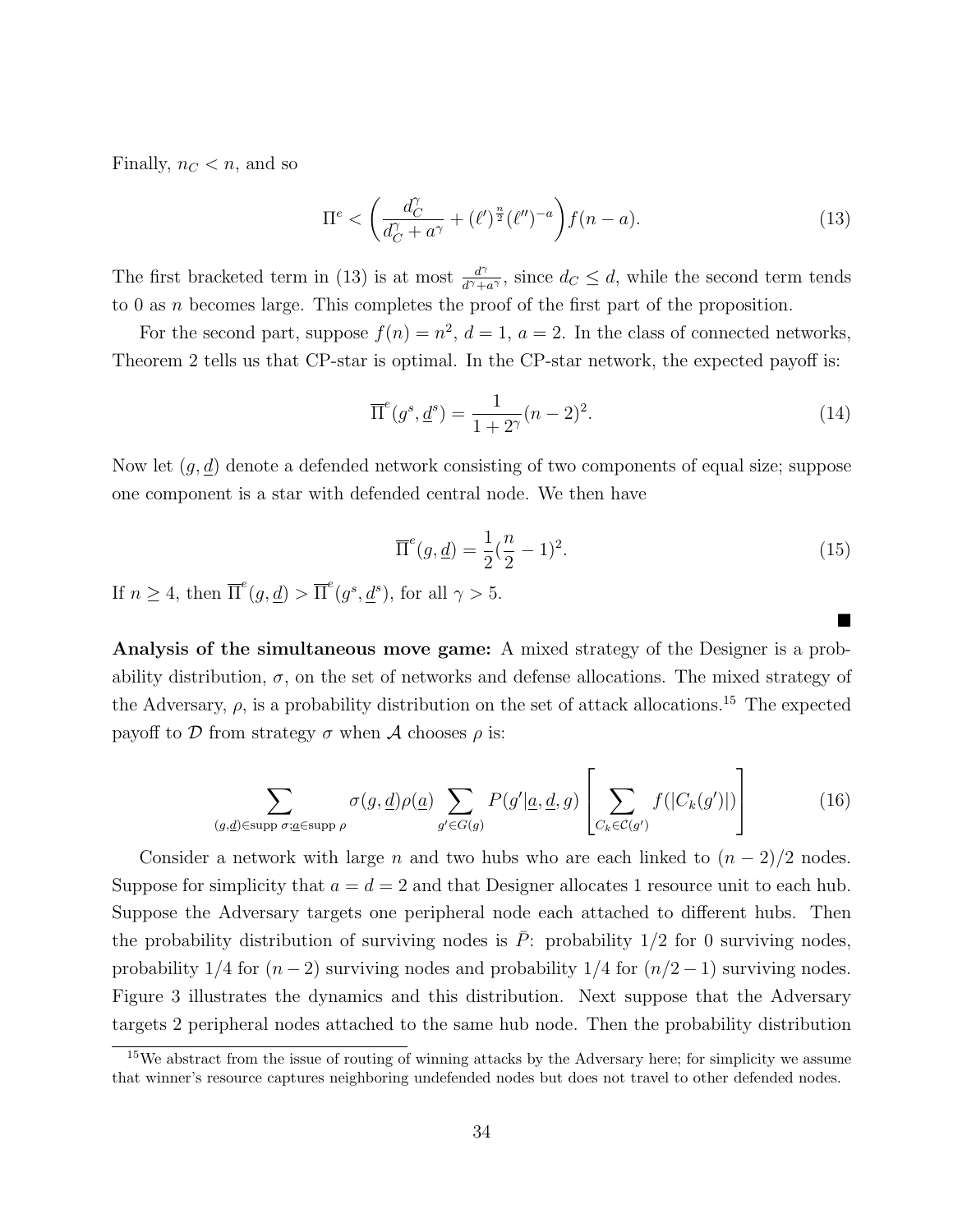Finally, $n_C < n$, and so

$$\Pi^e < \left(\frac{d_C^\gamma}{d_C^\gamma + a^\gamma} + (\ell')^{\frac{n}{2}}(\ell'')^{-a}\right) f(n-a). \tag{13}$$

The first bracketed term in (13) is at most $\frac{d^\gamma}{d^\gamma + a^\gamma}$, since $d_C \leq d$, while the second term tends to 0 as $n$ becomes large. This completes the proof of the first part of the proposition.

For the second part, suppose $f(n) = n^2$, $d = 1$, $a = 2$. In the class of connected networks, Theorem 2 tells us that CP-star is optimal. In the CP-star network, the expected payoff is:

$$\overline{\Pi}^e(g^s, \underline{d}^s) = \frac{1}{1+2^\gamma}(n-2)^2. \tag{14}$$

Now let $(g, \underline{d})$ denote a defended network consisting of two components of equal size; suppose one component is a star with defended central node. We then have

$$\overline{\Pi}^e(g, \underline{d}) = \frac{1}{2}(\frac{n}{2} - 1)^2. \tag{15}$$

If $n \geq 4$, then $\overline{\Pi}^e(g, \underline{d}) > \overline{\Pi}^e(g^s, \underline{d}^s)$, for all $\gamma > 5$.

■

**Analysis of the simultaneous move game:** A mixed strategy of the Designer is a probability distribution, $\sigma$, on the set of networks and defense allocations. The mixed strategy of the Adversary, $\rho$, is a probability distribution on the set of attack allocations.[15] The expected payoff to $\mathcal{D}$ from strategy $\sigma$ when $\mathcal{A}$ chooses $\rho$ is:

$$\sum_{(g,\underline{d}) \in \text{supp } \sigma; \underline{a} \in \text{supp } \rho} \sigma(g, \underline{d})\rho(\underline{a}) \sum_{g' \in G(g)} P(g'|\underline{a}, \underline{d}, g) \left[\sum_{C_k \in \mathcal{C}(g')} f(|C_k(g')|)\right] \tag{16}$$

Consider a network with large $n$ and two hubs who are each linked to $(n-2)/2$ nodes. Suppose for simplicity that $a = d = 2$ and that Designer allocates 1 resource unit to each hub. Suppose the Adversary targets one peripheral node each attached to different hubs. Then the probability distribution of surviving nodes is $\bar{P}$: probability 1/2 for 0 surviving nodes, probability 1/4 for $(n-2)$ surviving nodes and probability 1/4 for $(n/2-1)$ surviving nodes. Figure 3 illustrates the dynamics and this distribution. Next suppose that the Adversary targets 2 peripheral nodes attached to the same hub node. Then the probability distribution

[15] We abstract from the issue of routing of winning attacks by the Adversary here; for simplicity we assume that winner's resource captures neighboring undefended nodes but does not travel to other defended nodes.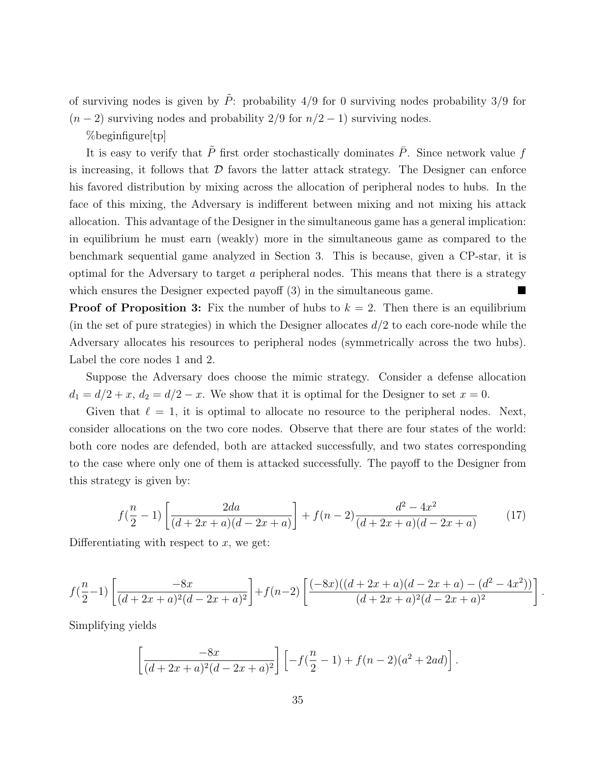of surviving nodes is given by $\tilde{P}$: probability 4/9 for 0 surviving nodes probability 3/9 for $(n-2)$ surviving nodes and probability 2/9 for $n/2-1$) surviving nodes.

%beginfigure[tp]

It is easy to verify that $\tilde{P}$ first order stochastically dominates $\bar{P}$. Since network value $f$ is increasing, it follows that $\mathcal{D}$ favors the latter attack strategy. The Designer can enforce his favored distribution by mixing across the allocation of peripheral nodes to hubs. In the face of this mixing, the Adversary is indifferent between mixing and not mixing his attack allocation. This advantage of the Designer in the simultaneous game has a general implication: in equilibrium he must earn (weakly) more in the simultaneous game as compared to the benchmark sequential game analyzed in Section 3. This is because, given a CP-star, it is optimal for the Adversary to target $a$ peripheral nodes. This means that there is a strategy which ensures the Designer expected payoff (3) in the simultaneous game. ■

**Proof of Proposition 3:** Fix the number of hubs to $k=2$. Then there is an equilibrium (in the set of pure strategies) in which the Designer allocates $d/2$ to each core-node while the Adversary allocates his resources to peripheral nodes (symmetrically across the two hubs). Label the core nodes 1 and 2.

Suppose the Adversary does choose the mimic strategy. Consider a defense allocation $d_1 = d/2 + x$, $d_2 = d/2 - x$. We show that it is optimal for the Designer to set $x = 0$.

Given that $\ell = 1$, it is optimal to allocate no resource to the peripheral nodes. Next, consider allocations on the two core nodes. Observe that there are four states of the world: both core nodes are defended, both are attacked successfully, and two states corresponding to the case where only one of them is attacked successfully. The payoff to the Designer from this strategy is given by:

$$f(\frac{n}{2}-1)\left[\frac{2da}{(d+2x+a)(d-2x+a)}\right] + f(n-2)\frac{d^2-4x^2}{(d+2x+a)(d-2x+a)} \tag{17}$$

Differentiating with respect to $x$, we get:

$$f(\frac{n}{2}-1)\left[\frac{-8x}{(d+2x+a)^2(d-2x+a)^2}\right]+f(n-2)\left[\frac{(-8x)((d+2x+a)(d-2x+a)-(d^2-4x^2))}{(d+2x+a)^2(d-2x+a)^2}\right].$$

Simplifying yields

$$\left[\frac{-8x}{(d+2x+a)^2(d-2x+a)^2}\right]\left[-f(\frac{n}{2}-1)+f(n-2)(a^2+2ad)\right].$$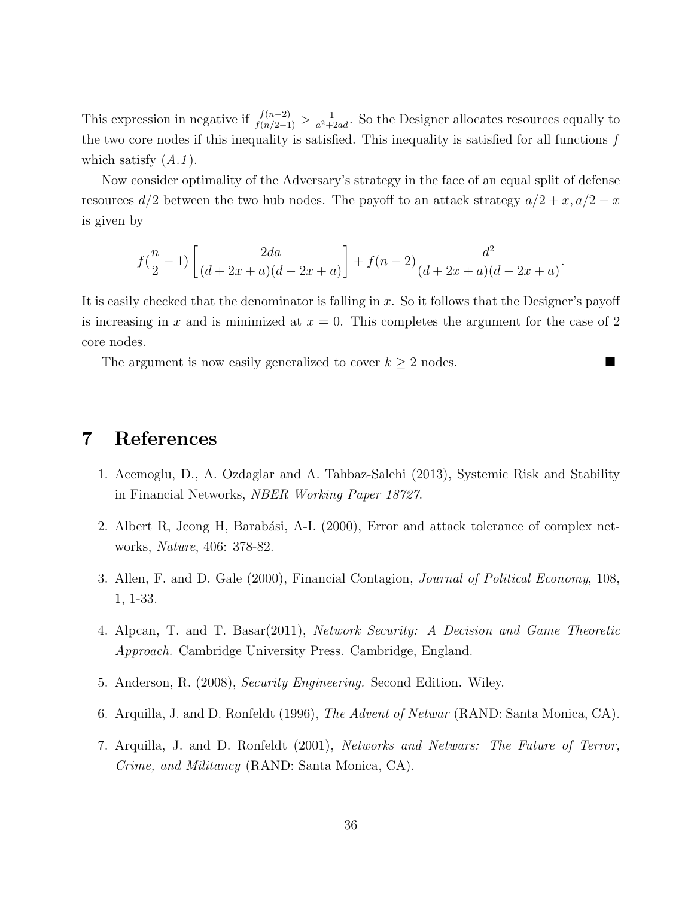This expression in negative if $\frac{f(n-2)}{f(n/2-1)} > \frac{1}{a^2+2ad}$. So the Designer allocates resources equally to the two core nodes if this inequality is satisfied. This inequality is satisfied for all functions $f$ which satisfy (*A.1*).

Now consider optimality of the Adversary's strategy in the face of an equal split of defense resources $d/2$ between the two hub nodes. The payoff to an attack strategy $a/2 + x, a/2 - x$ is given by

$$f(\frac{n}{2} - 1)\left[\frac{2da}{(d + 2x + a)(d - 2x + a)}\right] + f(n - 2)\frac{d^2}{(d + 2x + a)(d - 2x + a)}.$$

It is easily checked that the denominator is falling in $x$. So it follows that the Designer's payoff is increasing in $x$ and is minimized at $x = 0$. This completes the argument for the case of 2 core nodes.

The argument is now easily generalized to cover $k \geq 2$ nodes. ■

# 7 References

1. Acemoglu, D., A. Ozdaglar and A. Tahbaz-Salehi (2013), Systemic Risk and Stability in Financial Networks, *NBER Working Paper 18727*.

2. Albert R, Jeong H, Barabási, A-L (2000), Error and attack tolerance of complex networks, *Nature*, 406: 378-82.

3. Allen, F. and D. Gale (2000), Financial Contagion, *Journal of Political Economy*, 108, 1, 1-33.

4. Alpcan, T. and T. Basar(2011), *Network Security: A Decision and Game Theoretic Approach.* Cambridge University Press. Cambridge, England.

5. Anderson, R. (2008), *Security Engineering.* Second Edition. Wiley.

6. Arquilla, J. and D. Ronfeldt (1996), *The Advent of Netwar* (RAND: Santa Monica, CA).

7. Arquilla, J. and D. Ronfeldt (2001), *Networks and Netwars: The Future of Terror, Crime, and Militancy* (RAND: Santa Monica, CA).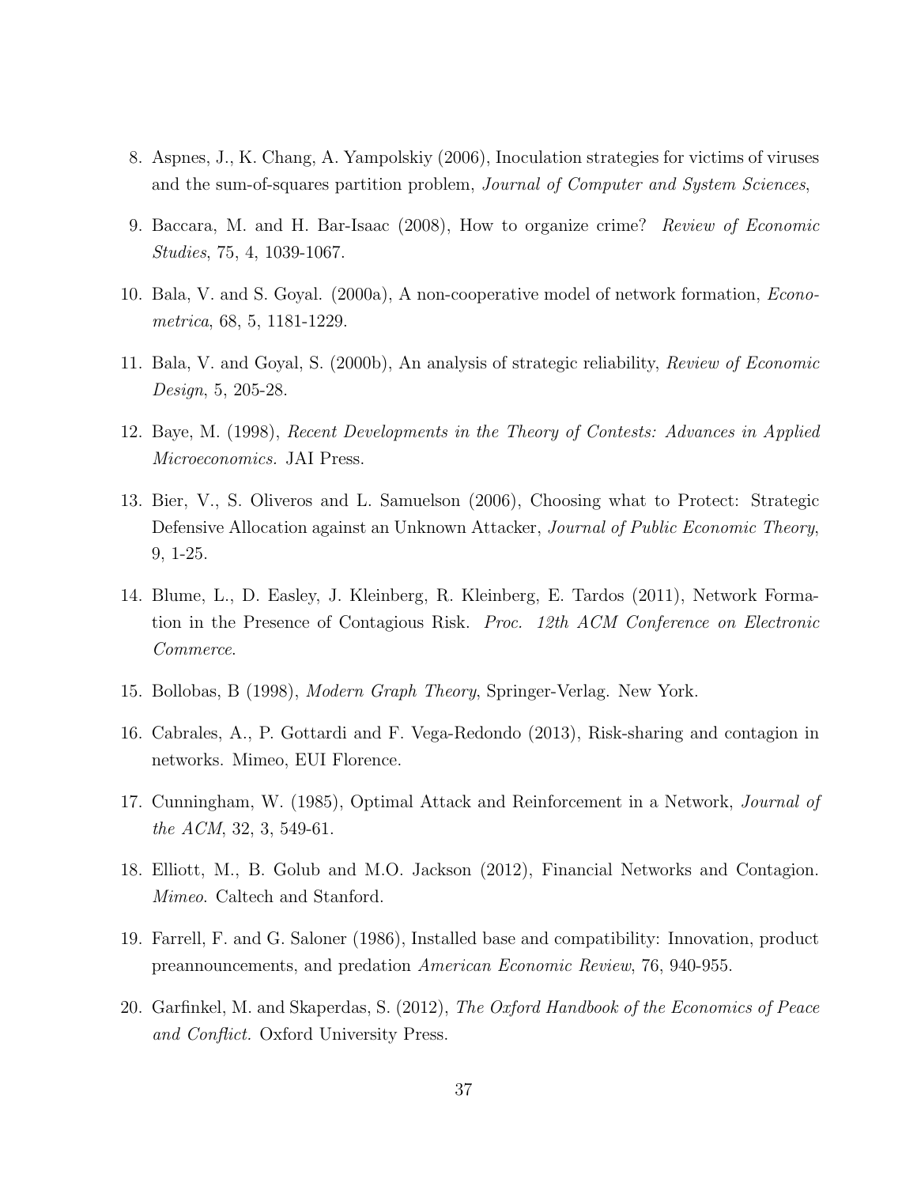8. Aspnes, J., K. Chang, A. Yampolskiy (2006), Inoculation strategies for victims of viruses and the sum-of-squares partition problem, *Journal of Computer and System Sciences*,

9. Baccara, M. and H. Bar-Isaac (2008), How to organize crime? *Review of Economic Studies*, 75, 4, 1039-1067.

10. Bala, V. and S. Goyal. (2000a), A non-cooperative model of network formation, *Econometrica*, 68, 5, 1181-1229.

11. Bala, V. and Goyal, S. (2000b), An analysis of strategic reliability, *Review of Economic Design*, 5, 205-28.

12. Baye, M. (1998), *Recent Developments in the Theory of Contests: Advances in Applied Microeconomics.* JAI Press.

13. Bier, V., S. Oliveros and L. Samuelson (2006), Choosing what to Protect: Strategic Defensive Allocation against an Unknown Attacker, *Journal of Public Economic Theory*, 9, 1-25.

14. Blume, L., D. Easley, J. Kleinberg, R. Kleinberg, E. Tardos (2011), Network Formation in the Presence of Contagious Risk. *Proc. 12th ACM Conference on Electronic Commerce.*

15. Bollobas, B (1998), *Modern Graph Theory*, Springer-Verlag. New York.

16. Cabrales, A., P. Gottardi and F. Vega-Redondo (2013), Risk-sharing and contagion in networks. Mimeo, EUI Florence.

17. Cunningham, W. (1985), Optimal Attack and Reinforcement in a Network, *Journal of the ACM*, 32, 3, 549-61.

18. Elliott, M., B. Golub and M.O. Jackson (2012), Financial Networks and Contagion. *Mimeo*. Caltech and Stanford.

19. Farrell, F. and G. Saloner (1986), Installed base and compatibility: Innovation, product preannouncements, and predation *American Economic Review*, 76, 940-955.

20. Garfinkel, M. and Skaperdas, S. (2012), *The Oxford Handbook of the Economics of Peace and Conflict.* Oxford University Press.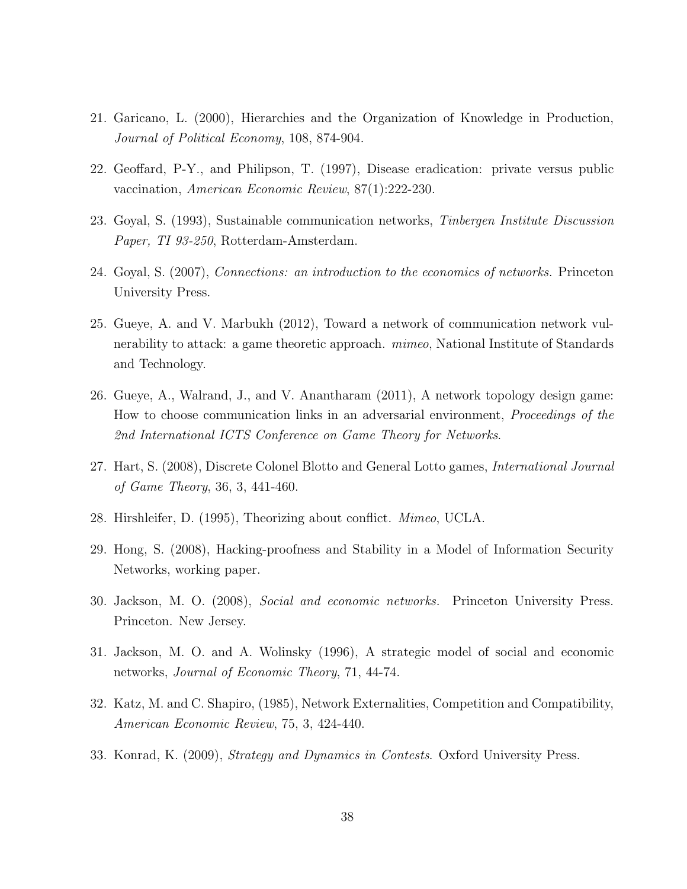21. Garicano, L. (2000), Hierarchies and the Organization of Knowledge in Production, *Journal of Political Economy*, 108, 874-904.

22. Geoffard, P-Y., and Philipson, T. (1997), Disease eradication: private versus public vaccination, *American Economic Review*, 87(1):222-230.

23. Goyal, S. (1993), Sustainable communication networks, *Tinbergen Institute Discussion Paper, TI 93-250*, Rotterdam-Amsterdam.

24. Goyal, S. (2007), *Connections: an introduction to the economics of networks.* Princeton University Press.

25. Gueye, A. and V. Marbukh (2012), Toward a network of communication network vulnerability to attack: a game theoretic approach. *mimeo*, National Institute of Standards and Technology.

26. Gueye, A., Walrand, J., and V. Anantharam (2011), A network topology design game: How to choose communication links in an adversarial environment, *Proceedings of the 2nd International ICTS Conference on Game Theory for Networks*.

27. Hart, S. (2008), Discrete Colonel Blotto and General Lotto games, *International Journal of Game Theory*, 36, 3, 441-460.

28. Hirshleifer, D. (1995), Theorizing about conflict. *Mimeo*, UCLA.

29. Hong, S. (2008), Hacking-proofness and Stability in a Model of Information Security Networks, working paper.

30. Jackson, M. O. (2008), *Social and economic networks.* Princeton University Press. Princeton. New Jersey.

31. Jackson, M. O. and A. Wolinsky (1996), A strategic model of social and economic networks, *Journal of Economic Theory*, 71, 44-74.

32. Katz, M. and C. Shapiro, (1985), Network Externalities, Competition and Compatibility, *American Economic Review*, 75, 3, 424-440.

33. Konrad, K. (2009), *Strategy and Dynamics in Contests*. Oxford University Press.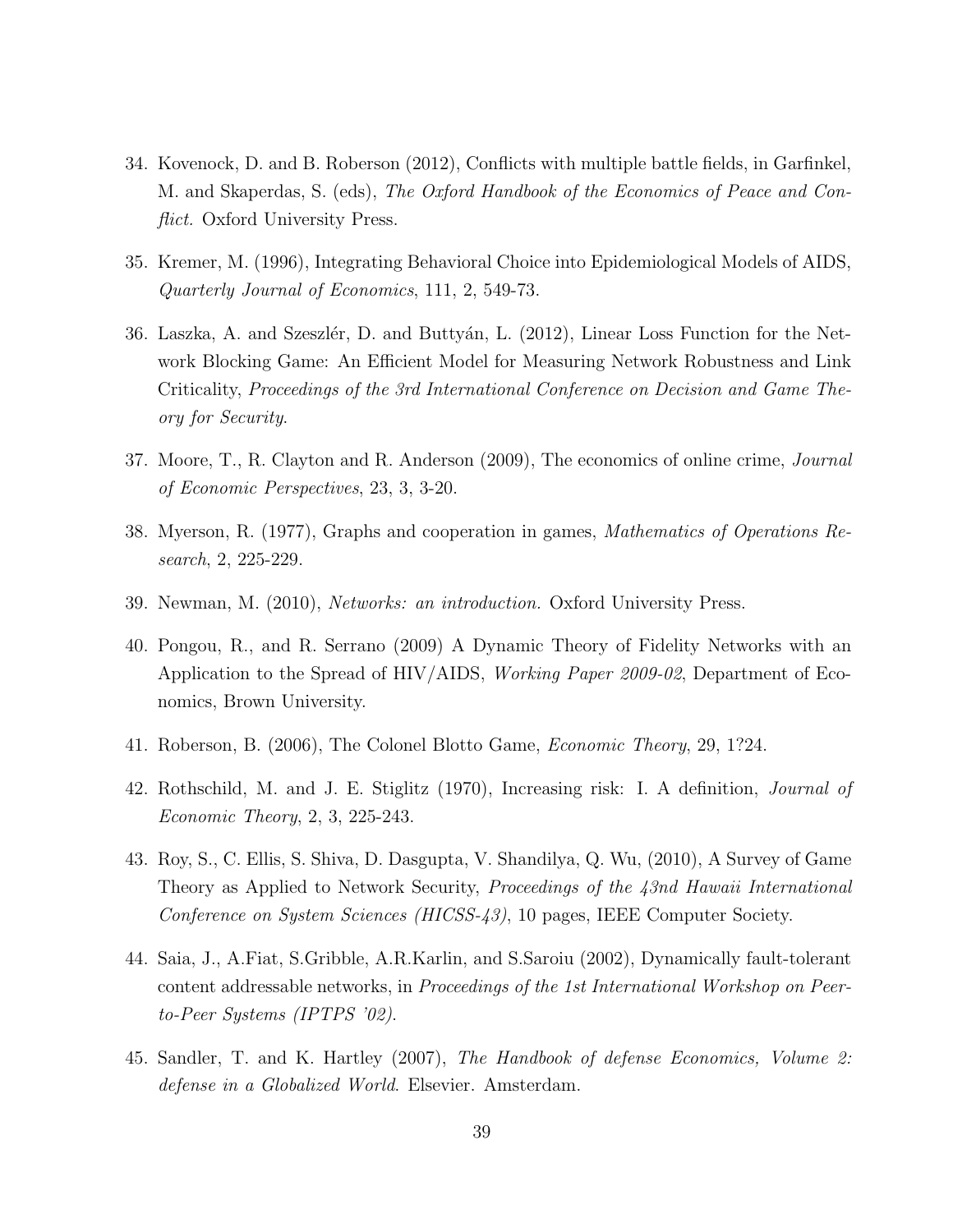34. Kovenock, D. and B. Roberson (2012), Conflicts with multiple battle fields, in Garfinkel, M. and Skaperdas, S. (eds), *The Oxford Handbook of the Economics of Peace and Conflict.* Oxford University Press.

35. Kremer, M. (1996), Integrating Behavioral Choice into Epidemiological Models of AIDS, *Quarterly Journal of Economics*, 111, 2, 549-73.

36. Laszka, A. and Szeszlér, D. and Buttyán, L. (2012), Linear Loss Function for the Network Blocking Game: An Efficient Model for Measuring Network Robustness and Link Criticality, *Proceedings of the 3rd International Conference on Decision and Game Theory for Security*.

37. Moore, T., R. Clayton and R. Anderson (2009), The economics of online crime, *Journal of Economic Perspectives*, 23, 3, 3-20.

38. Myerson, R. (1977), Graphs and cooperation in games, *Mathematics of Operations Research*, 2, 225-229.

39. Newman, M. (2010), *Networks: an introduction.* Oxford University Press.

40. Pongou, R., and R. Serrano (2009) A Dynamic Theory of Fidelity Networks with an Application to the Spread of HIV/AIDS, *Working Paper 2009-02*, Department of Economics, Brown University.

41. Roberson, B. (2006), The Colonel Blotto Game, *Economic Theory*, 29, 1?24.

42. Rothschild, M. and J. E. Stiglitz (1970), Increasing risk: I. A definition, *Journal of Economic Theory*, 2, 3, 225-243.

43. Roy, S., C. Ellis, S. Shiva, D. Dasgupta, V. Shandilya, Q. Wu, (2010), A Survey of Game Theory as Applied to Network Security, *Proceedings of the 43nd Hawaii International Conference on System Sciences (HICSS-43)*, 10 pages, IEEE Computer Society.

44. Saia, J., A.Fiat, S.Gribble, A.R.Karlin, and S.Saroiu (2002), Dynamically fault-tolerant content addressable networks, in *Proceedings of the 1st International Workshop on Peer-to-Peer Systems (IPTPS '02)*.

45. Sandler, T. and K. Hartley (2007), *The Handbook of defense Economics, Volume 2: defense in a Globalized World*. Elsevier. Amsterdam.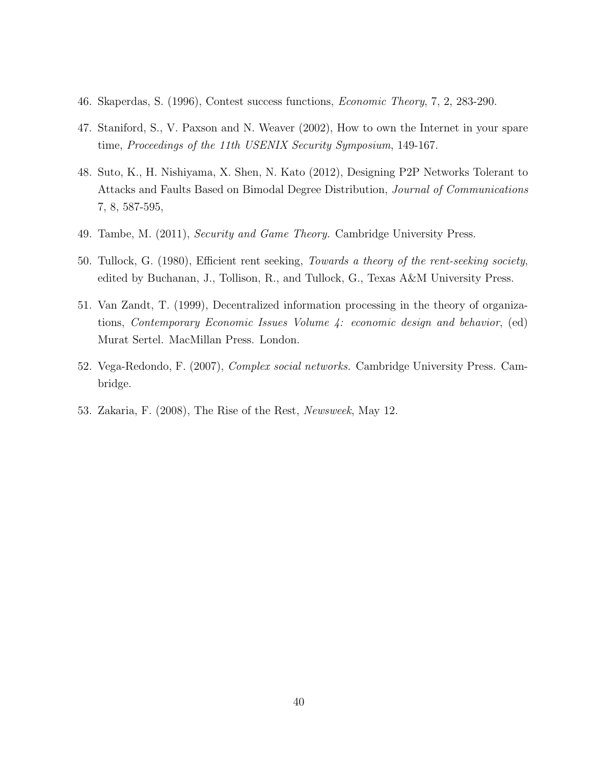46. Skaperdas, S. (1996), Contest success functions, *Economic Theory*, 7, 2, 283-290.

47. Staniford, S., V. Paxson and N. Weaver (2002), How to own the Internet in your spare time, *Proceedings of the 11th USENIX Security Symposium*, 149-167.

48. Suto, K., H. Nishiyama, X. Shen, N. Kato (2012), Designing P2P Networks Tolerant to Attacks and Faults Based on Bimodal Degree Distribution, *Journal of Communications* 7, 8, 587-595,

49. Tambe, M. (2011), *Security and Game Theory.* Cambridge University Press.

50. Tullock, G. (1980), Efficient rent seeking, *Towards a theory of the rent-seeking society*, edited by Buchanan, J., Tollison, R., and Tullock, G., Texas A&M University Press.

51. Van Zandt, T. (1999), Decentralized information processing in the theory of organizations, *Contemporary Economic Issues Volume 4: economic design and behavior*, (ed) Murat Sertel. MacMillan Press. London.

52. Vega-Redondo, F. (2007), *Complex social networks.* Cambridge University Press. Cambridge.

53. Zakaria, F. (2008), The Rise of the Rest, *Newsweek*, May 12.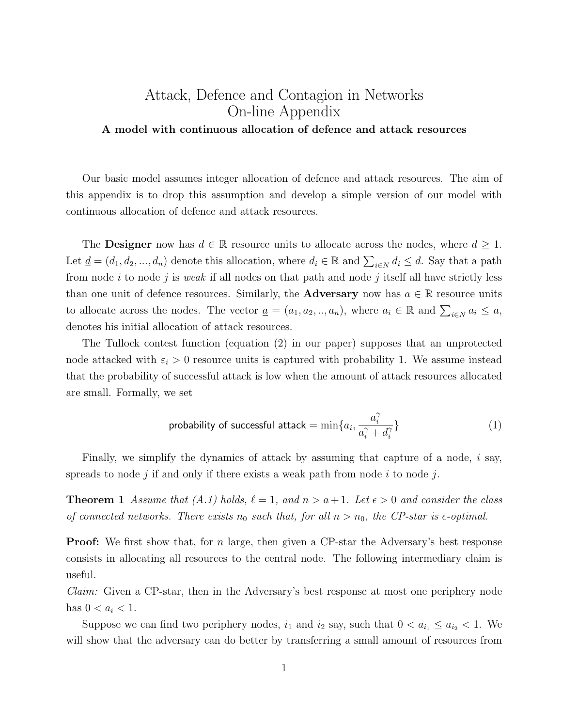# Attack, Defence and Contagion in Networks
## On-line Appendix

**A model with continuous allocation of defence and attack resources**

Our basic model assumes integer allocation of defence and attack resources. The aim of this appendix is to drop this assumption and develop a simple version of our model with continuous allocation of defence and attack resources.

The **Designer** now has $d \in \mathbb{R}$ resource units to allocate across the nodes, where $d \geq 1$. Let $\underline{d} = (d_1, d_2, ..., d_n)$ denote this allocation, where $d_i \in \mathbb{R}$ and $\sum_{i \in N} d_i \leq d$. Say that a path from node $i$ to node $j$ is *weak* if all nodes on that path and node $j$ itself all have strictly less than one unit of defence resources. Similarly, the **Adversary** now has $a \in \mathbb{R}$ resource units to allocate across the nodes. The vector $\underline{a} = (a_1, a_2, .., a_n)$, where $a_i \in \mathbb{R}$ and $\sum_{i \in N} a_i \leq a$, denotes his initial allocation of attack resources.

The Tullock contest function (equation (2) in our paper) supposes that an unprotected node attacked with $\varepsilon_i > 0$ resource units is captured with probability 1. We assume instead that the probability of successful attack is low when the amount of attack resources allocated are small. Formally, we set

$$\text{probability of successful attack} = \min\{a_i, \frac{a_i^\gamma}{a_i^\gamma + d_i^\gamma}\} \tag{1}$$

Finally, we simplify the dynamics of attack by assuming that capture of a node, $i$ say, spreads to node $j$ if and only if there exists a weak path from node $i$ to node $j$.

**Theorem 1** *Assume that (A.1) holds, $\ell = 1$, and $n > a + 1$. Let $\epsilon > 0$ and consider the class of connected networks. There exists $n_0$ such that, for all $n > n_0$, the CP-star is $\epsilon$-optimal.*

**Proof:** We first show that, for $n$ large, then given a CP-star the Adversary's best response consists in allocating all resources to the central node. The following intermediary claim is useful.

*Claim:* Given a CP-star, then in the Adversary's best response at most one periphery node has $0 < a_i < 1$.

Suppose we can find two periphery nodes, $i_1$ and $i_2$ say, such that $0 < a_{i_1} \leq a_{i_2} < 1$. We will show that the adversary can do better by transferring a small amount of resources from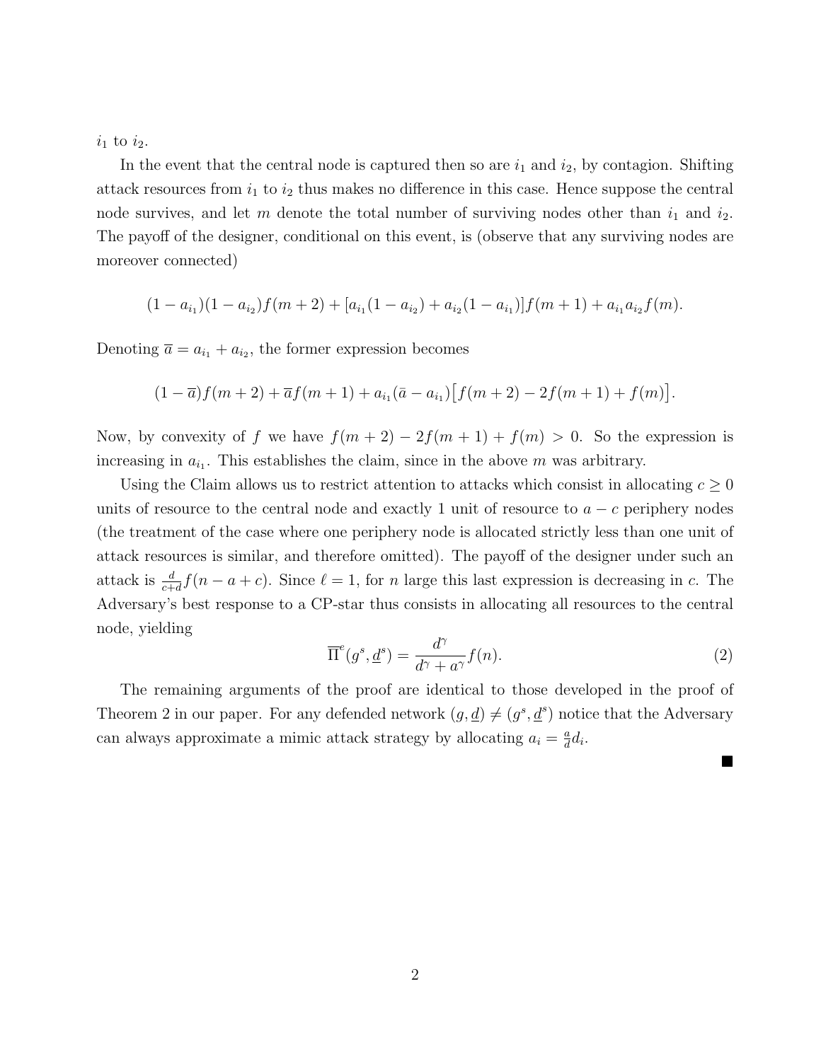$i_1$ to $i_2$.

In the event that the central node is captured then so are $i_1$ and $i_2$, by contagion. Shifting attack resources from $i_1$ to $i_2$ thus makes no difference in this case. Hence suppose the central node survives, and let $m$ denote the total number of surviving nodes other than $i_1$ and $i_2$. The payoff of the designer, conditional on this event, is (observe that any surviving nodes are moreover connected)

$$(1-a_{i_1})(1-a_{i_2})f(m+2) + [a_{i_1}(1-a_{i_2}) + a_{i_2}(1-a_{i_1})]f(m+1) + a_{i_1}a_{i_2}f(m).$$

Denoting $\overline{a} = a_{i_1} + a_{i_2}$, the former expression becomes

$$(1-\overline{a})f(m+2) + \overline{a}f(m+1) + a_{i_1}(\bar{a} - a_{i_1})\big[f(m+2) - 2f(m+1) + f(m)\big].$$

Now, by convexity of $f$ we have $f(m+2) - 2f(m+1) + f(m) > 0$. So the expression is increasing in $a_{i_1}$. This establishes the claim, since in the above $m$ was arbitrary.

Using the Claim allows us to restrict attention to attacks which consist in allocating $c \geq 0$ units of resource to the central node and exactly 1 unit of resource to $a - c$ periphery nodes (the treatment of the case where one periphery node is allocated strictly less than one unit of attack resources is similar, and therefore omitted). The payoff of the designer under such an attack is $\frac{d}{c+d}f(n-a+c)$. Since $\ell = 1$, for $n$ large this last expression is decreasing in $c$. The Adversary's best response to a CP-star thus consists in allocating all resources to the central node, yielding

$$\overline{\Pi}^e(g^s, \underline{d}^s) = \frac{d^\gamma}{d^\gamma + a^\gamma} f(n). \tag{2}$$

The remaining arguments of the proof are identical to those developed in the proof of Theorem 2 in our paper. For any defended network $(g, \underline{d}) \neq (g^s, \underline{d}^s)$ notice that the Adversary can always approximate a mimic attack strategy by allocating $a_i = \frac{a}{d}d_i$.

■